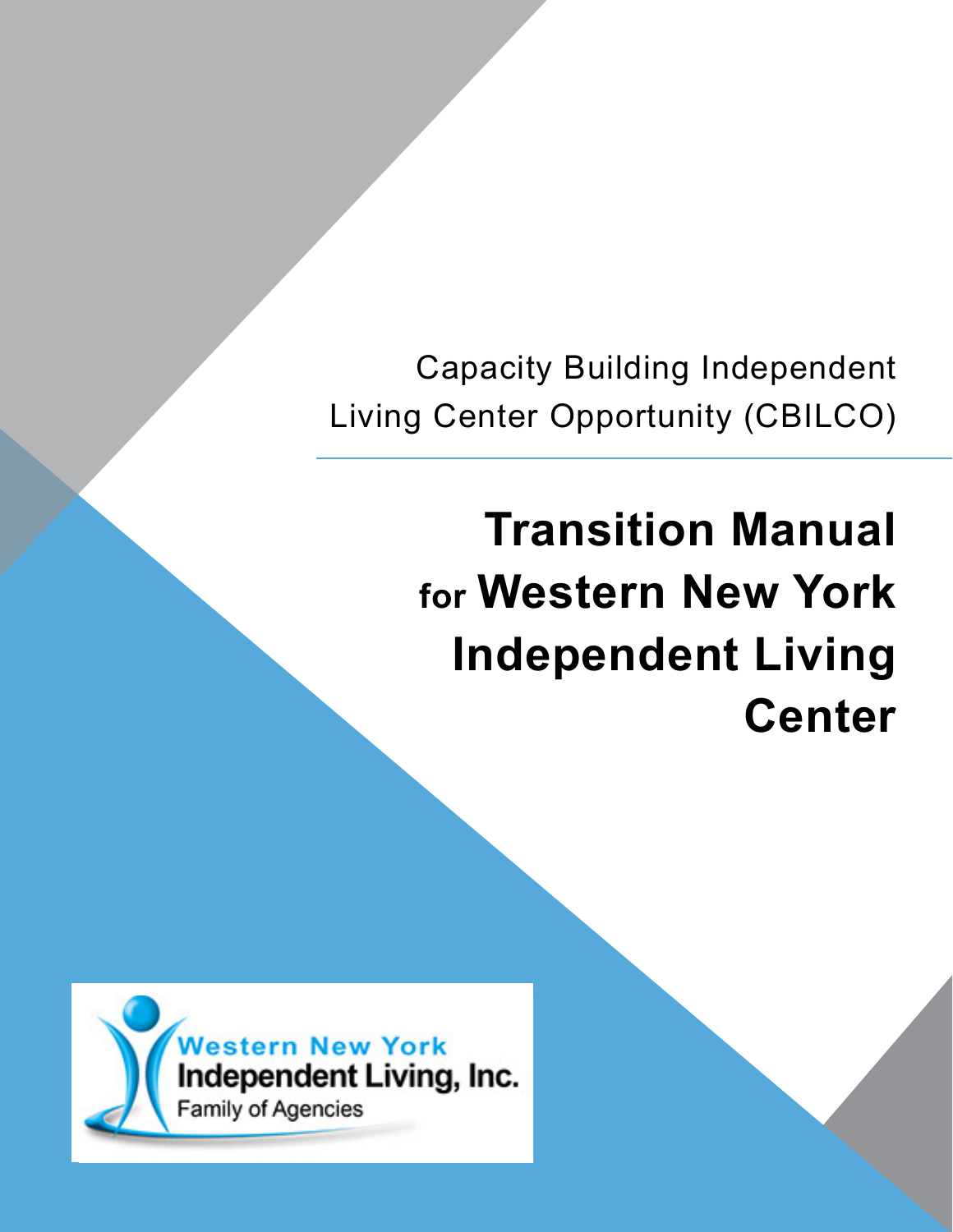Capacity Building Independent Living Center Opportunity (CBILCO)

# Transition Manual for Western New York Independent Living Center

Western New York Independent Living, Inc.
Family of Agencies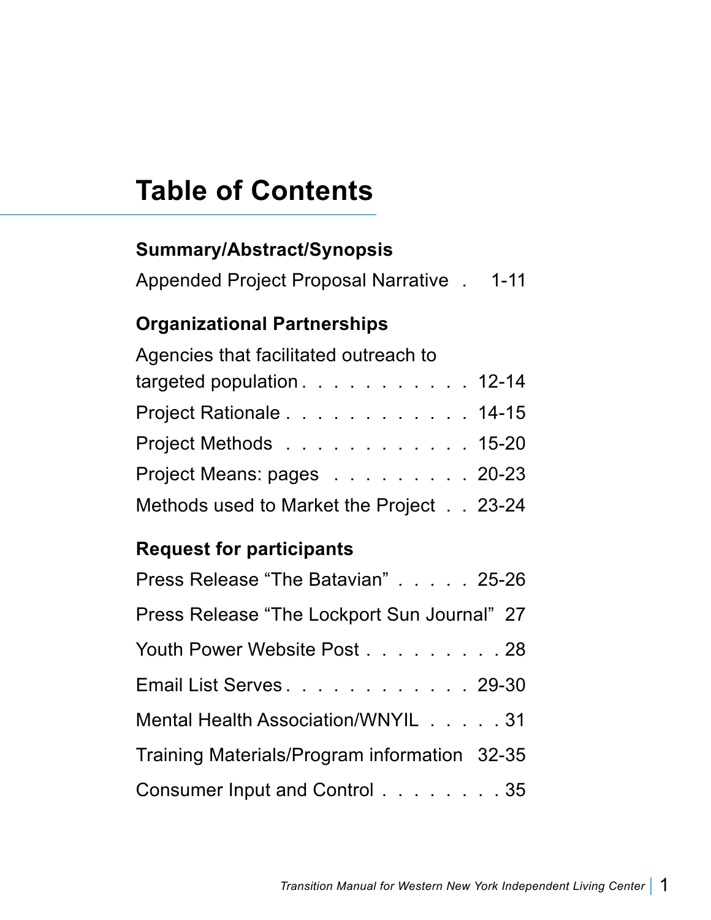# Table of Contents

**Summary/Abstract/Synopsis**

Appended Project Proposal Narrative . 1-11

**Organizational Partnerships**

Agencies that facilitated outreach to targeted population . . . . . . . . . . . 12-14

Project Rationale . . . . . . . . . . . . 14-15

Project Methods . . . . . . . . . . . . 15-20

Project Means: pages . . . . . . . . . 20-23

Methods used to Market the Project . . 23-24

**Request for participants**

Press Release "The Batavian" . . . . . 25-26

Press Release "The Lockport Sun Journal" 27

Youth Power Website Post . . . . . . . . . 28

Email List Serves . . . . . . . . . . . . 29-30

Mental Health Association/WNYIL . . . . . 31

Training Materials/Program information 32-35

Consumer Input and Control . . . . . . . . 35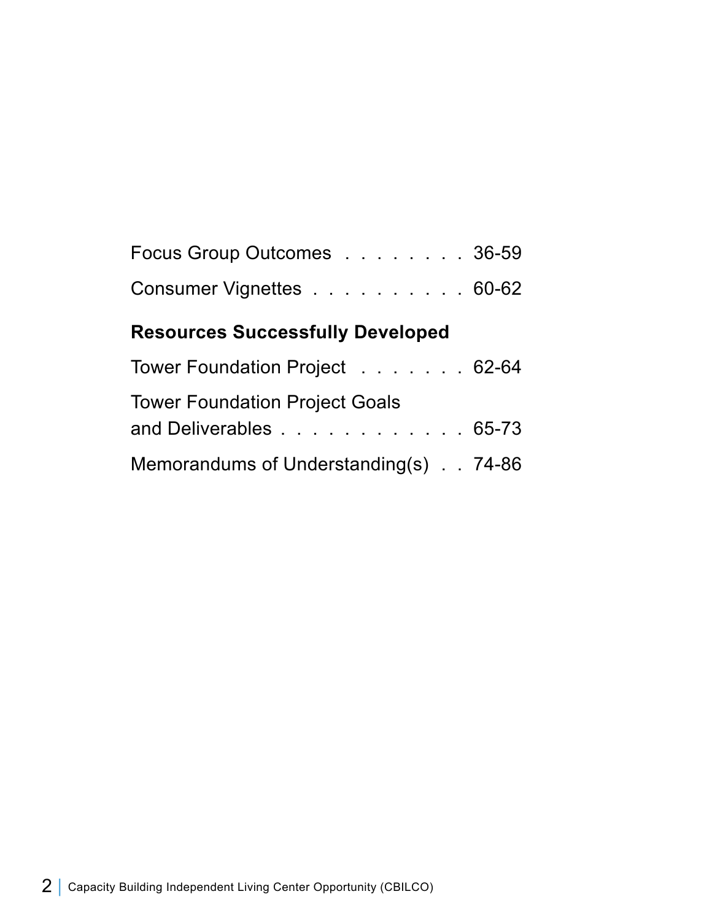Focus Group Outcomes . . . . . . . . 36-59

Consumer Vignettes . . . . . . . . . . 60-62

**Resources Successfully Developed**

Tower Foundation Project . . . . . . . 62-64

Tower Foundation Project Goals and Deliverables . . . . . . . . . . . . 65-73

Memorandums of Understanding(s) . . 74-86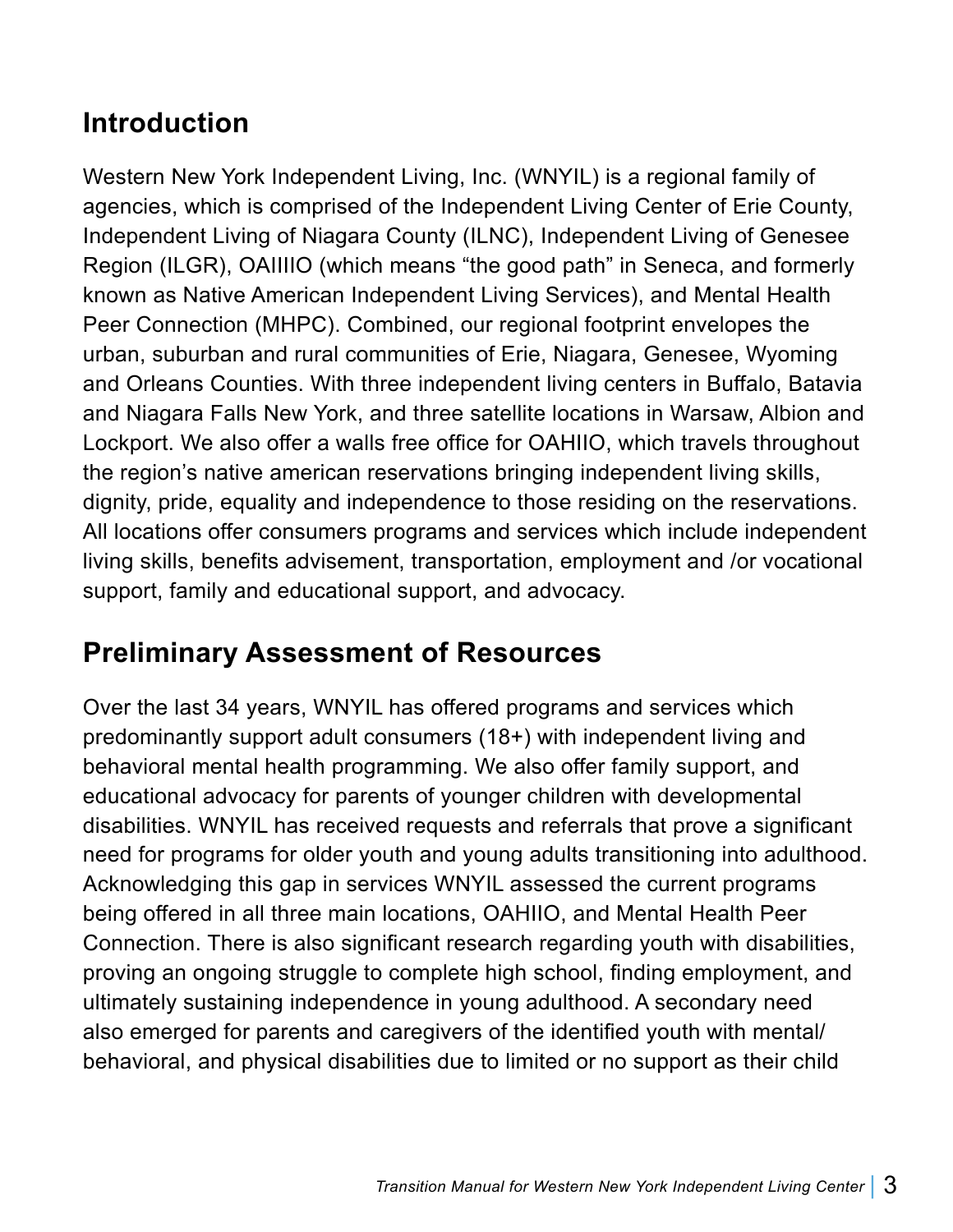## Introduction

Western New York Independent Living, Inc. (WNYIL) is a regional family of agencies, which is comprised of the Independent Living Center of Erie County, Independent Living of Niagara County (ILNC), Independent Living of Genesee Region (ILGR), OAIIIIO (which means "the good path" in Seneca, and formerly known as Native American Independent Living Services), and Mental Health Peer Connection (MHPC). Combined, our regional footprint envelopes the urban, suburban and rural communities of Erie, Niagara, Genesee, Wyoming and Orleans Counties. With three independent living centers in Buffalo, Batavia and Niagara Falls New York, and three satellite locations in Warsaw, Albion and Lockport. We also offer a walls free office for OAHIIO, which travels throughout the region's native american reservations bringing independent living skills, dignity, pride, equality and independence to those residing on the reservations. All locations offer consumers programs and services which include independent living skills, benefits advisement, transportation, employment and /or vocational support, family and educational support, and advocacy.

## Preliminary Assessment of Resources

Over the last 34 years, WNYIL has offered programs and services which predominantly support adult consumers (18+) with independent living and behavioral mental health programming. We also offer family support, and educational advocacy for parents of younger children with developmental disabilities. WNYIL has received requests and referrals that prove a significant need for programs for older youth and young adults transitioning into adulthood. Acknowledging this gap in services WNYIL assessed the current programs being offered in all three main locations, OAHIIO, and Mental Health Peer Connection. There is also significant research regarding youth with disabilities, proving an ongoing struggle to complete high school, finding employment, and ultimately sustaining independence in young adulthood. A secondary need also emerged for parents and caregivers of the identified youth with mental/ behavioral, and physical disabilities due to limited or no support as their child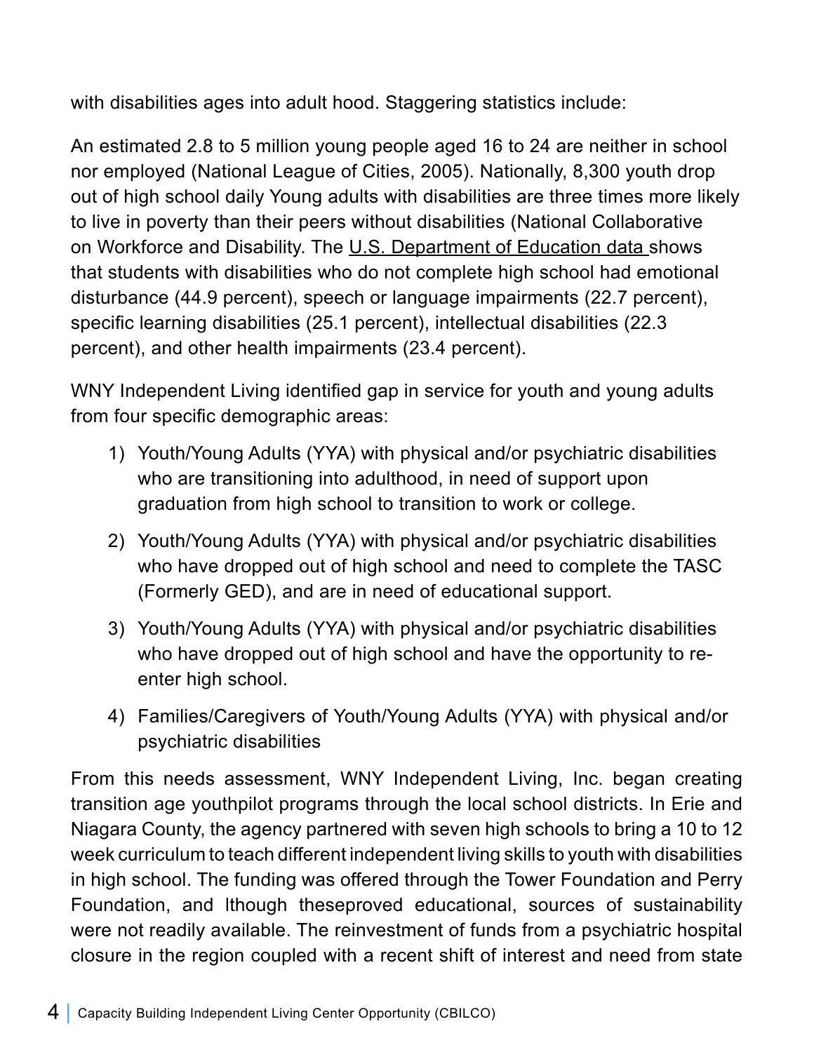with disabilities ages into adult hood. Staggering statistics include:

An estimated 2.8 to 5 million young people aged 16 to 24 are neither in school nor employed (National League of Cities, 2005). Nationally, 8,300 youth drop out of high school daily Young adults with disabilities are three times more likely to live in poverty than their peers without disabilities (National Collaborative on Workforce and Disability. The U.S. Department of Education data shows that students with disabilities who do not complete high school had emotional disturbance (44.9 percent), speech or language impairments (22.7 percent), specific learning disabilities (25.1 percent), intellectual disabilities (22.3 percent), and other health impairments (23.4 percent).

WNY Independent Living identified gap in service for youth and young adults from four specific demographic areas:

1) Youth/Young Adults (YYA) with physical and/or psychiatric disabilities who are transitioning into adulthood, in need of support upon graduation from high school to transition to work or college.
2) Youth/Young Adults (YYA) with physical and/or psychiatric disabilities who have dropped out of high school and need to complete the TASC (Formerly GED), and are in need of educational support.
3) Youth/Young Adults (YYA) with physical and/or psychiatric disabilities who have dropped out of high school and have the opportunity to re-enter high school.
4) Families/Caregivers of Youth/Young Adults (YYA) with physical and/or psychiatric disabilities

From this needs assessment, WNY Independent Living, Inc. began creating transition age youthpilot programs through the local school districts. In Erie and Niagara County, the agency partnered with seven high schools to bring a 10 to 12 week curriculum to teach different independent living skills to youth with disabilities in high school. The funding was offered through the Tower Foundation and Perry Foundation, and lthough theseproved educational, sources of sustainability were not readily available. The reinvestment of funds from a psychiatric hospital closure in the region coupled with a recent shift of interest and need from state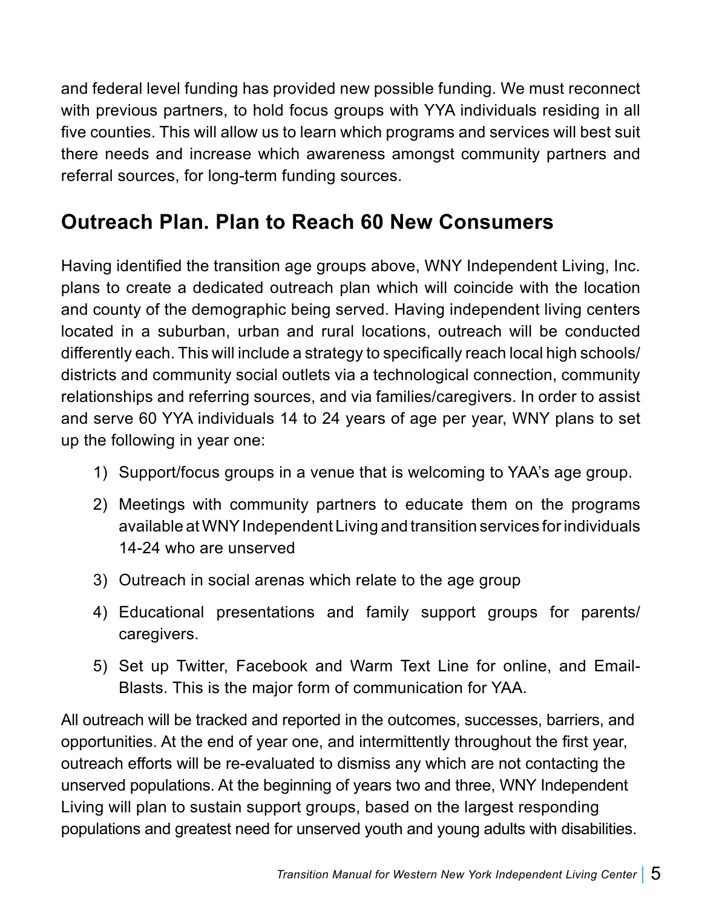and federal level funding has provided new possible funding. We must reconnect with previous partners, to hold focus groups with YYA individuals residing in all five counties. This will allow us to learn which programs and services will best suit there needs and increase which awareness amongst community partners and referral sources, for long-term funding sources.

## Outreach Plan. Plan to Reach 60 New Consumers

Having identified the transition age groups above, WNY Independent Living, Inc. plans to create a dedicated outreach plan which will coincide with the location and county of the demographic being served. Having independent living centers located in a suburban, urban and rural locations, outreach will be conducted differently each. This will include a strategy to specifically reach local high schools/ districts and community social outlets via a technological connection, community relationships and referring sources, and via families/caregivers. In order to assist and serve 60 YYA individuals 14 to 24 years of age per year, WNY plans to set up the following in year one:

1) Support/focus groups in a venue that is welcoming to YAA's age group.
2) Meetings with community partners to educate them on the programs available at WNY Independent Living and transition services for individuals 14-24 who are unserved
3) Outreach in social arenas which relate to the age group
4) Educational presentations and family support groups for parents/ caregivers.
5) Set up Twitter, Facebook and Warm Text Line for online, and Email-Blasts. This is the major form of communication for YAA.

All outreach will be tracked and reported in the outcomes, successes, barriers, and opportunities. At the end of year one, and intermittently throughout the first year, outreach efforts will be re-evaluated to dismiss any which are not contacting the unserved populations. At the beginning of years two and three, WNY Independent Living will plan to sustain support groups, based on the largest responding populations and greatest need for unserved youth and young adults with disabilities.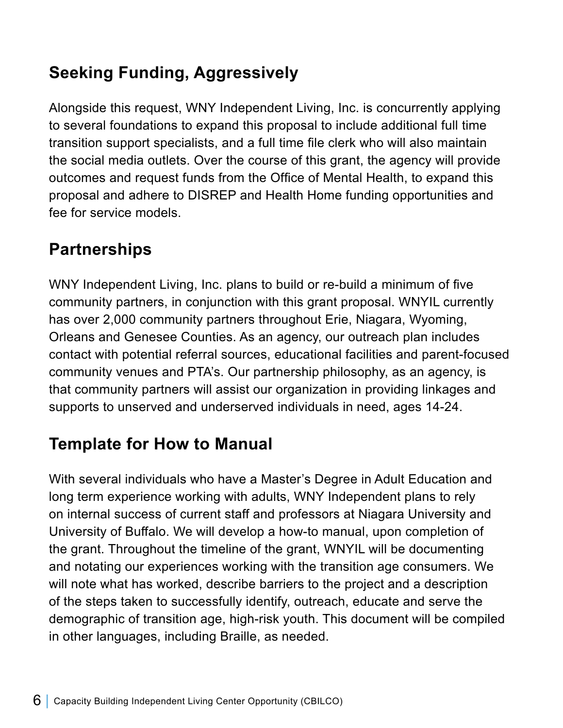## Seeking Funding, Aggressively

Alongside this request, WNY Independent Living, Inc. is concurrently applying to several foundations to expand this proposal to include additional full time transition support specialists, and a full time file clerk who will also maintain the social media outlets. Over the course of this grant, the agency will provide outcomes and request funds from the Office of Mental Health, to expand this proposal and adhere to DISREP and Health Home funding opportunities and fee for service models.

## Partnerships

WNY Independent Living, Inc. plans to build or re-build a minimum of five community partners, in conjunction with this grant proposal. WNYIL currently has over 2,000 community partners throughout Erie, Niagara, Wyoming, Orleans and Genesee Counties. As an agency, our outreach plan includes contact with potential referral sources, educational facilities and parent-focused community venues and PTA's. Our partnership philosophy, as an agency, is that community partners will assist our organization in providing linkages and supports to unserved and underserved individuals in need, ages 14-24.

## Template for How to Manual

With several individuals who have a Master's Degree in Adult Education and long term experience working with adults, WNY Independent plans to rely on internal success of current staff and professors at Niagara University and University of Buffalo. We will develop a how-to manual, upon completion of the grant. Throughout the timeline of the grant, WNYIL will be documenting and notating our experiences working with the transition age consumers. We will note what has worked, describe barriers to the project and a description of the steps taken to successfully identify, outreach, educate and serve the demographic of transition age, high-risk youth. This document will be compiled in other languages, including Braille, as needed.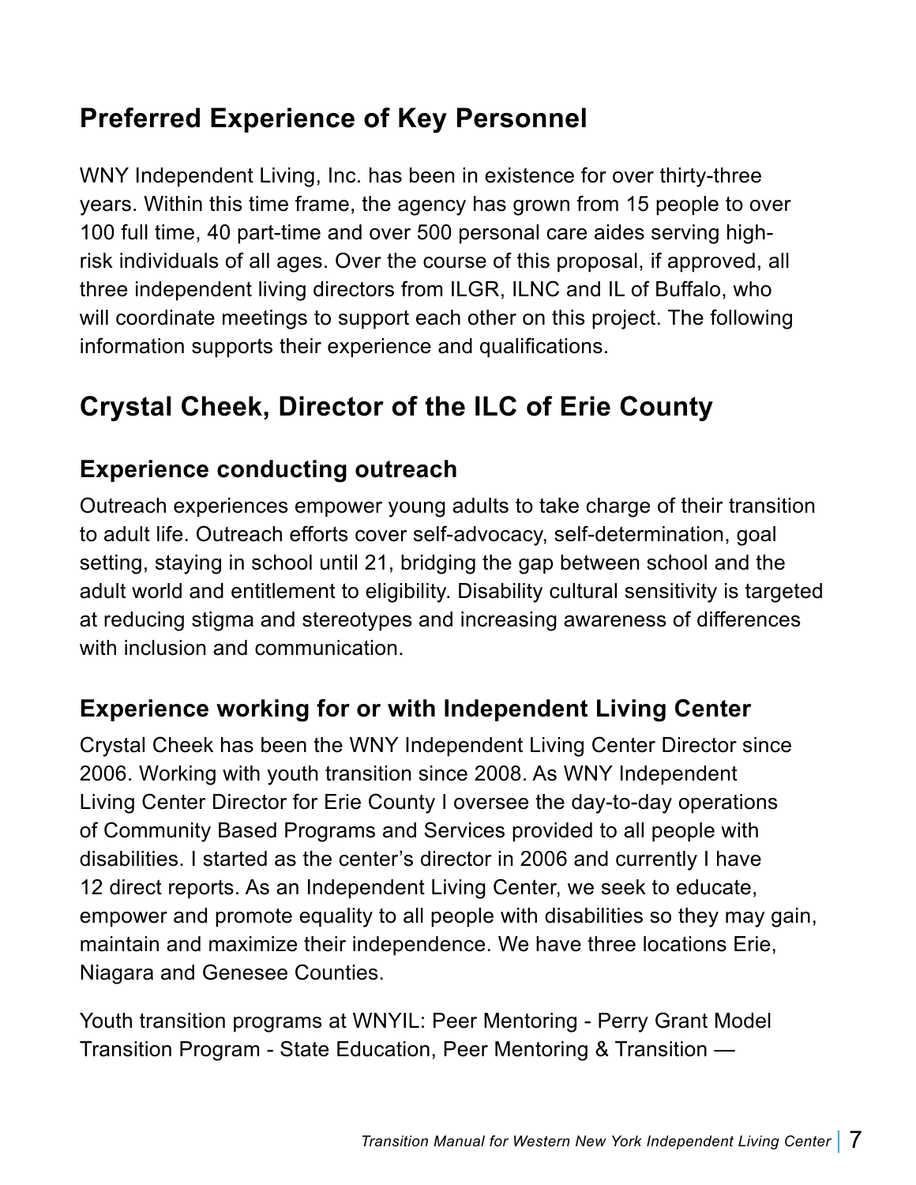## Preferred Experience of Key Personnel

WNY Independent Living, Inc. has been in existence for over thirty-three years. Within this time frame, the agency has grown from 15 people to over 100 full time, 40 part-time and over 500 personal care aides serving high-risk individuals of all ages. Over the course of this proposal, if approved, all three independent living directors from ILGR, ILNC and IL of Buffalo, who will coordinate meetings to support each other on this project. The following information supports their experience and qualifications.

## Crystal Cheek, Director of the ILC of Erie County

### Experience conducting outreach

Outreach experiences empower young adults to take charge of their transition to adult life. Outreach efforts cover self-advocacy, self-determination, goal setting, staying in school until 21, bridging the gap between school and the adult world and entitlement to eligibility. Disability cultural sensitivity is targeted at reducing stigma and stereotypes and increasing awareness of differences with inclusion and communication.

### Experience working for or with Independent Living Center

Crystal Cheek has been the WNY Independent Living Center Director since 2006. Working with youth transition since 2008. As WNY Independent Living Center Director for Erie County I oversee the day-to-day operations of Community Based Programs and Services provided to all people with disabilities. I started as the center's director in 2006 and currently I have 12 direct reports. As an Independent Living Center, we seek to educate, empower and promote equality to all people with disabilities so they may gain, maintain and maximize their independence. We have three locations Erie, Niagara and Genesee Counties.

Youth transition programs at WNYIL: Peer Mentoring - Perry Grant Model Transition Program - State Education, Peer Mentoring & Transition —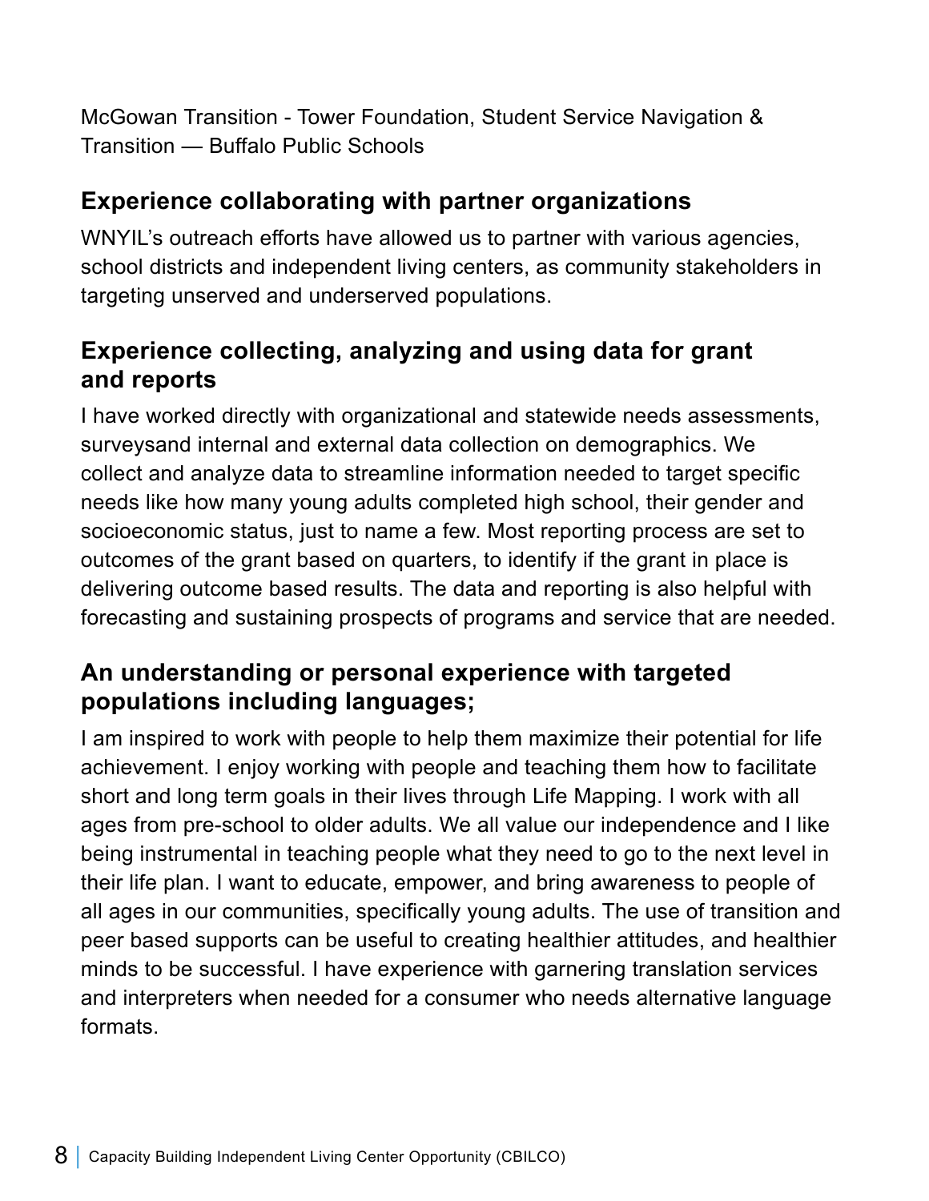McGowan Transition - Tower Foundation, Student Service Navigation & Transition — Buffalo Public Schools

## Experience collaborating with partner organizations

WNYIL's outreach efforts have allowed us to partner with various agencies, school districts and independent living centers, as community stakeholders in targeting unserved and underserved populations.

## Experience collecting, analyzing and using data for grant and reports

I have worked directly with organizational and statewide needs assessments, surveysand internal and external data collection on demographics. We collect and analyze data to streamline information needed to target specific needs like how many young adults completed high school, their gender and socioeconomic status, just to name a few. Most reporting process are set to outcomes of the grant based on quarters, to identify if the grant in place is delivering outcome based results. The data and reporting is also helpful with forecasting and sustaining prospects of programs and service that are needed.

## An understanding or personal experience with targeted populations including languages;

I am inspired to work with people to help them maximize their potential for life achievement. I enjoy working with people and teaching them how to facilitate short and long term goals in their lives through Life Mapping. I work with all ages from pre-school to older adults. We all value our independence and I like being instrumental in teaching people what they need to go to the next level in their life plan. I want to educate, empower, and bring awareness to people of all ages in our communities, specifically young adults. The use of transition and peer based supports can be useful to creating healthier attitudes, and healthier minds to be successful. I have experience with garnering translation services and interpreters when needed for a consumer who needs alternative language formats.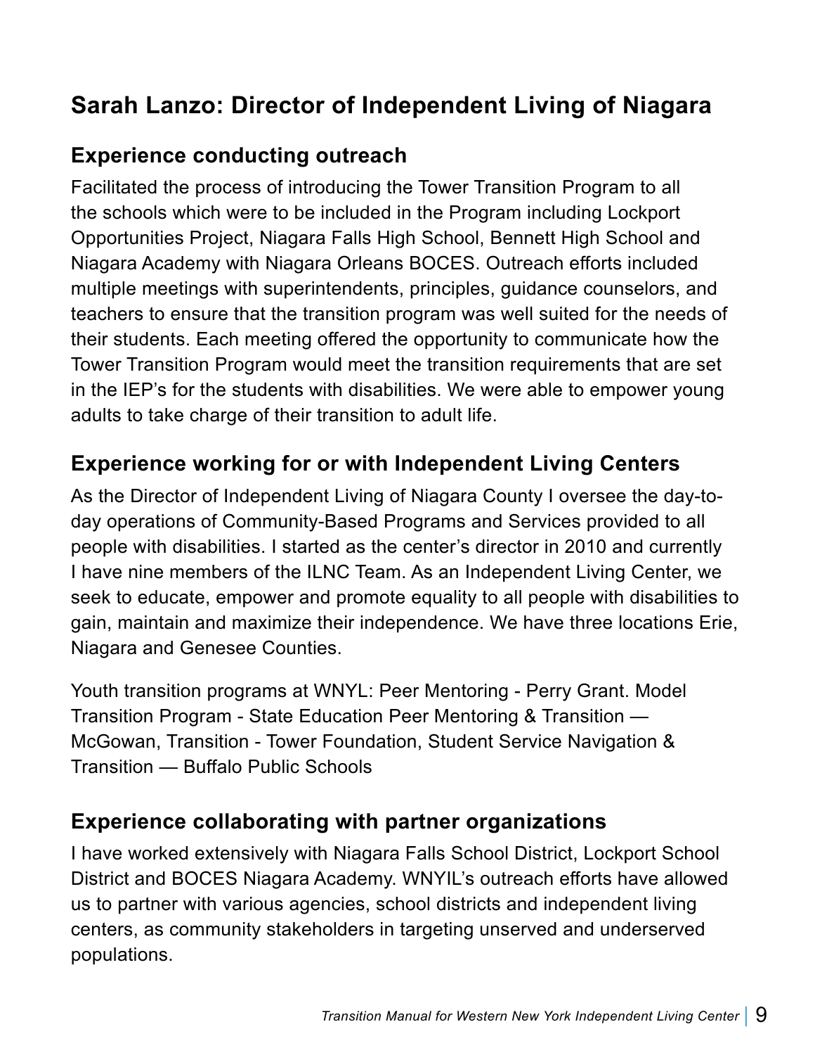## Sarah Lanzo: Director of Independent Living of Niagara

### Experience conducting outreach

Facilitated the process of introducing the Tower Transition Program to all the schools which were to be included in the Program including Lockport Opportunities Project, Niagara Falls High School, Bennett High School and Niagara Academy with Niagara Orleans BOCES. Outreach efforts included multiple meetings with superintendents, principles, guidance counselors, and teachers to ensure that the transition program was well suited for the needs of their students. Each meeting offered the opportunity to communicate how the Tower Transition Program would meet the transition requirements that are set in the IEP's for the students with disabilities. We were able to empower young adults to take charge of their transition to adult life.

### Experience working for or with Independent Living Centers

As the Director of Independent Living of Niagara County I oversee the day-to-day operations of Community-Based Programs and Services provided to all people with disabilities. I started as the center's director in 2010 and currently I have nine members of the ILNC Team. As an Independent Living Center, we seek to educate, empower and promote equality to all people with disabilities to gain, maintain and maximize their independence. We have three locations Erie, Niagara and Genesee Counties.

Youth transition programs at WNYL: Peer Mentoring - Perry Grant. Model Transition Program - State Education Peer Mentoring & Transition — McGowan, Transition - Tower Foundation, Student Service Navigation & Transition — Buffalo Public Schools

### Experience collaborating with partner organizations

I have worked extensively with Niagara Falls School District, Lockport School District and BOCES Niagara Academy. WNYIL's outreach efforts have allowed us to partner with various agencies, school districts and independent living centers, as community stakeholders in targeting unserved and underserved populations.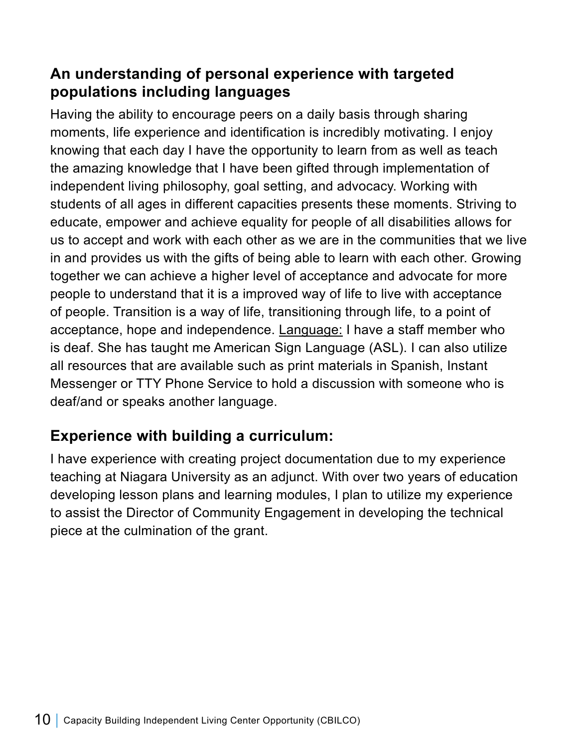## An understanding of personal experience with targeted populations including languages

Having the ability to encourage peers on a daily basis through sharing moments, life experience and identification is incredibly motivating. I enjoy knowing that each day I have the opportunity to learn from as well as teach the amazing knowledge that I have been gifted through implementation of independent living philosophy, goal setting, and advocacy. Working with students of all ages in different capacities presents these moments. Striving to educate, empower and achieve equality for people of all disabilities allows for us to accept and work with each other as we are in the communities that we live in and provides us with the gifts of being able to learn with each other. Growing together we can achieve a higher level of acceptance and advocate for more people to understand that it is a improved way of life to live with acceptance of people. Transition is a way of life, transitioning through life, to a point of acceptance, hope and independence. <u>Language:</u> I have a staff member who is deaf. She has taught me American Sign Language (ASL). I can also utilize all resources that are available such as print materials in Spanish, Instant Messenger or TTY Phone Service to hold a discussion with someone who is deaf/and or speaks another language.

## Experience with building a curriculum:

I have experience with creating project documentation due to my experience teaching at Niagara University as an adjunct. With over two years of education developing lesson plans and learning modules, I plan to utilize my experience to assist the Director of Community Engagement in developing the technical piece at the culmination of the grant.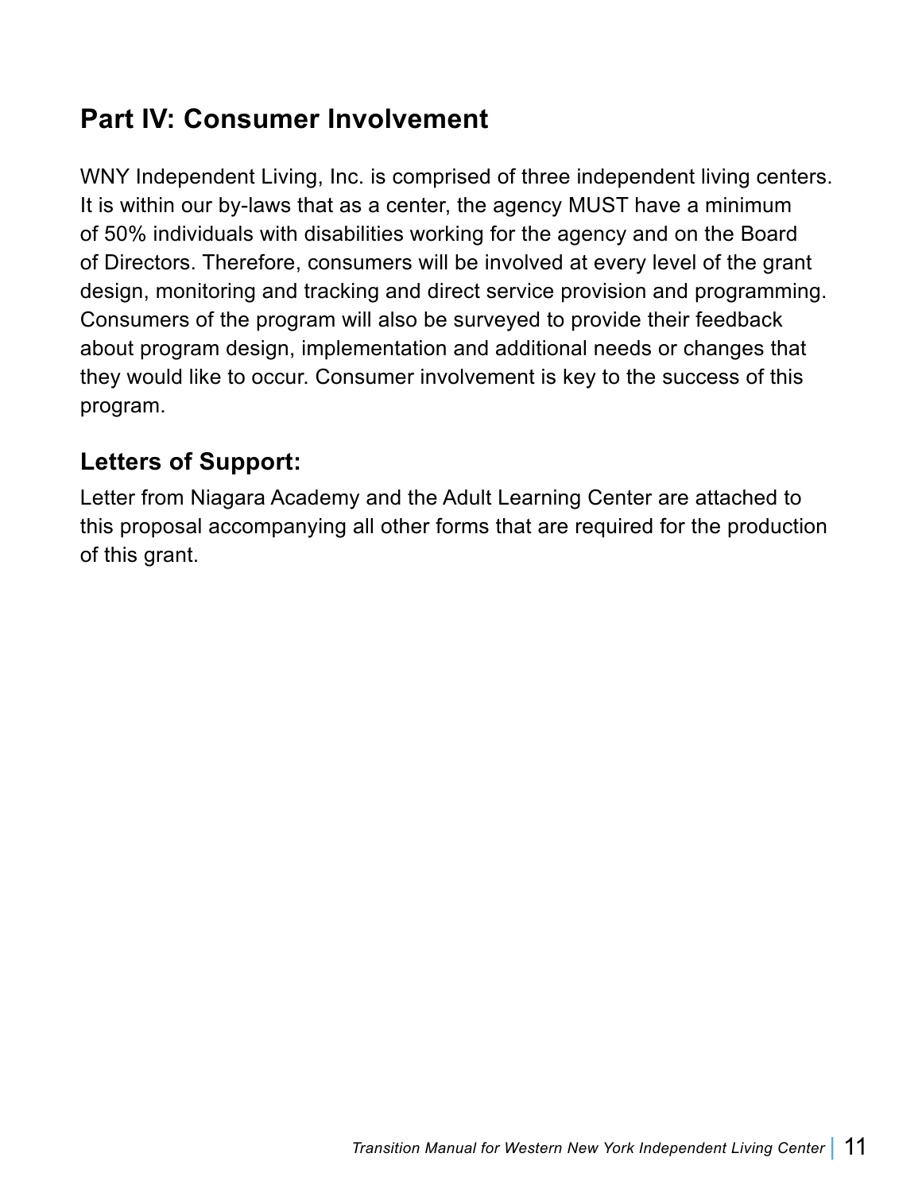## Part IV: Consumer Involvement

WNY Independent Living, Inc. is comprised of three independent living centers. It is within our by-laws that as a center, the agency MUST have a minimum of 50% individuals with disabilities working for the agency and on the Board of Directors. Therefore, consumers will be involved at every level of the grant design, monitoring and tracking and direct service provision and programming. Consumers of the program will also be surveyed to provide their feedback about program design, implementation and additional needs or changes that they would like to occur. Consumer involvement is key to the success of this program.

### Letters of Support:

Letter from Niagara Academy and the Adult Learning Center are attached to this proposal accompanying all other forms that are required for the production of this grant.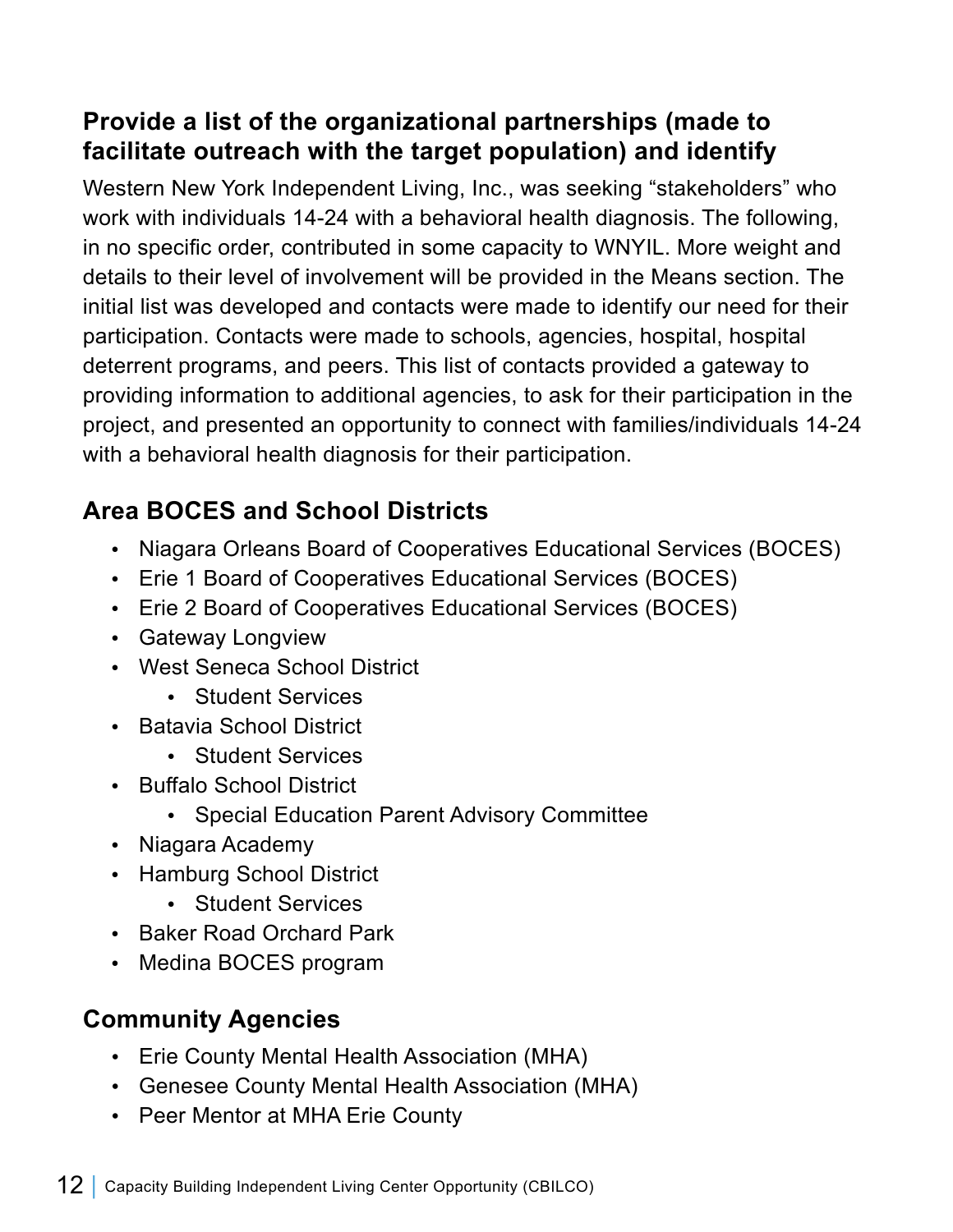## Provide a list of the organizational partnerships (made to facilitate outreach with the target population) and identify

Western New York Independent Living, Inc., was seeking "stakeholders" who work with individuals 14-24 with a behavioral health diagnosis. The following, in no specific order, contributed in some capacity to WNYIL. More weight and details to their level of involvement will be provided in the Means section. The initial list was developed and contacts were made to identify our need for their participation. Contacts were made to schools, agencies, hospital, hospital deterrent programs, and peers. This list of contacts provided a gateway to providing information to additional agencies, to ask for their participation in the project, and presented an opportunity to connect with families/individuals 14-24 with a behavioral health diagnosis for their participation.

### Area BOCES and School Districts

- Niagara Orleans Board of Cooperatives Educational Services (BOCES)
- Erie 1 Board of Cooperatives Educational Services (BOCES)
- Erie 2 Board of Cooperatives Educational Services (BOCES)
- Gateway Longview
- West Seneca School District
    - Student Services
- Batavia School District
    - Student Services
- Buffalo School District
    - Special Education Parent Advisory Committee
- Niagara Academy
- Hamburg School District
    - Student Services
- Baker Road Orchard Park
- Medina BOCES program

### Community Agencies

- Erie County Mental Health Association (MHA)
- Genesee County Mental Health Association (MHA)
- Peer Mentor at MHA Erie County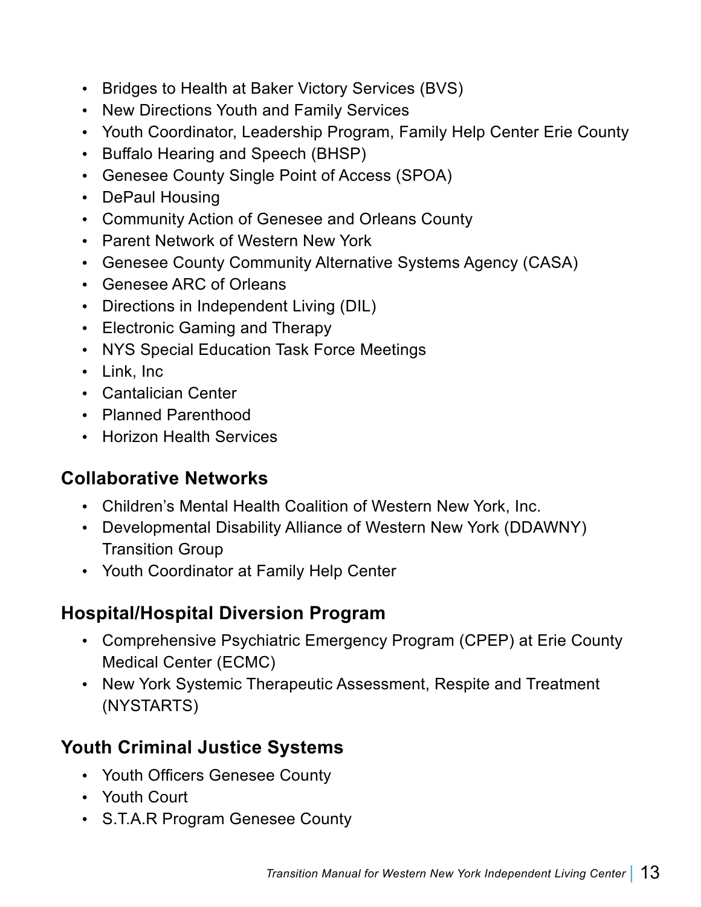- Bridges to Health at Baker Victory Services (BVS)
- New Directions Youth and Family Services
- Youth Coordinator, Leadership Program, Family Help Center Erie County
- Buffalo Hearing and Speech (BHSP)
- Genesee County Single Point of Access (SPOA)
- DePaul Housing
- Community Action of Genesee and Orleans County
- Parent Network of Western New York
- Genesee County Community Alternative Systems Agency (CASA)
- Genesee ARC of Orleans
- Directions in Independent Living (DIL)
- Electronic Gaming and Therapy
- NYS Special Education Task Force Meetings
- Link, Inc
- Cantalician Center
- Planned Parenthood
- Horizon Health Services

### Collaborative Networks

- Children's Mental Health Coalition of Western New York, Inc.
- Developmental Disability Alliance of Western New York (DDAWNY) Transition Group
- Youth Coordinator at Family Help Center

### Hospital/Hospital Diversion Program

- Comprehensive Psychiatric Emergency Program (CPEP) at Erie County Medical Center (ECMC)
- New York Systemic Therapeutic Assessment, Respite and Treatment (NYSTARTS)

### Youth Criminal Justice Systems

- Youth Officers Genesee County
- Youth Court
- S.T.A.R Program Genesee County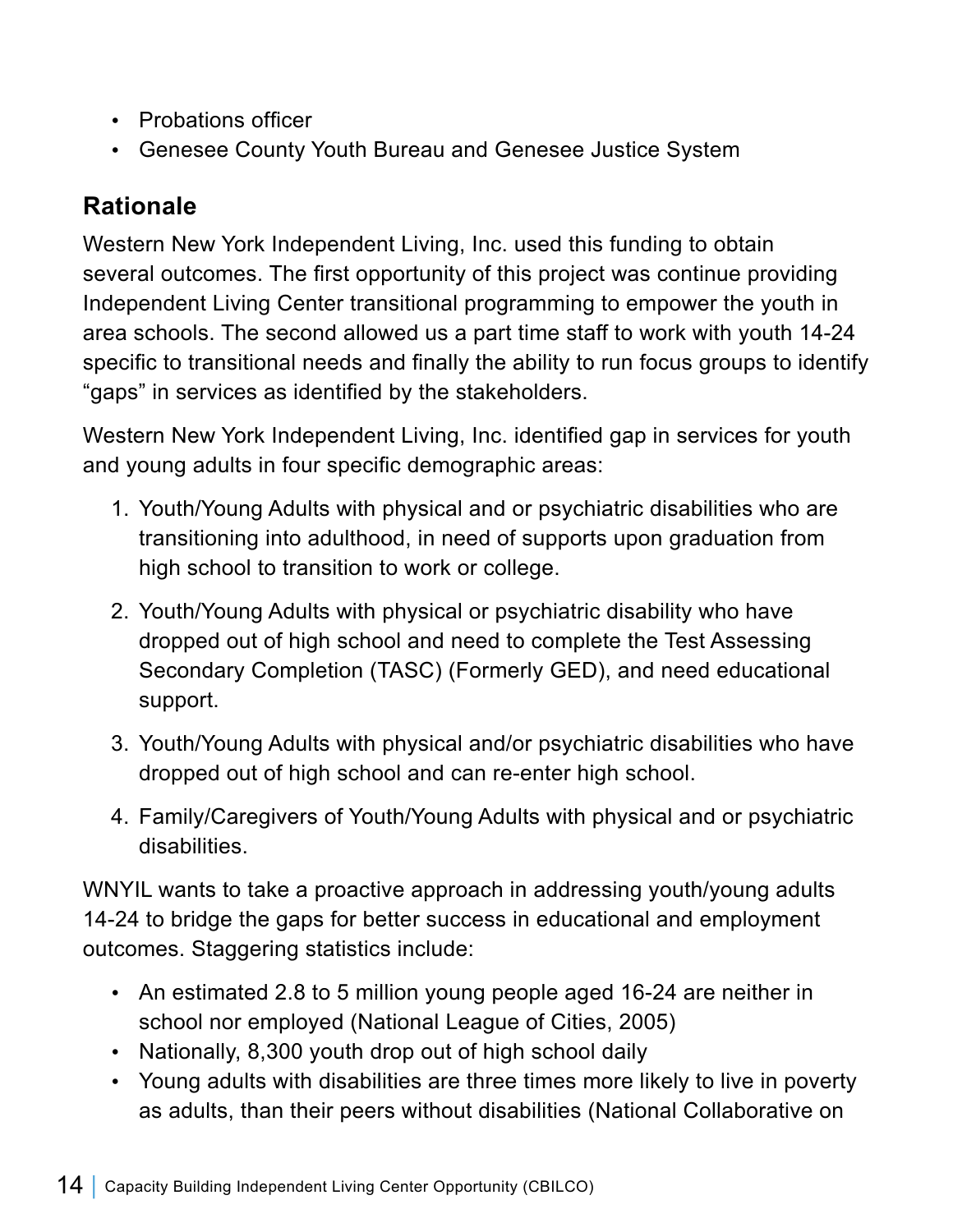- Probations officer
- Genesee County Youth Bureau and Genesee Justice System

## Rationale

Western New York Independent Living, Inc. used this funding to obtain several outcomes. The first opportunity of this project was continue providing Independent Living Center transitional programming to empower the youth in area schools. The second allowed us a part time staff to work with youth 14-24 specific to transitional needs and finally the ability to run focus groups to identify "gaps" in services as identified by the stakeholders.

Western New York Independent Living, Inc. identified gap in services for youth and young adults in four specific demographic areas:

1. Youth/Young Adults with physical and or psychiatric disabilities who are transitioning into adulthood, in need of supports upon graduation from high school to transition to work or college.
2. Youth/Young Adults with physical or psychiatric disability who have dropped out of high school and need to complete the Test Assessing Secondary Completion (TASC) (Formerly GED), and need educational support.
3. Youth/Young Adults with physical and/or psychiatric disabilities who have dropped out of high school and can re-enter high school.
4. Family/Caregivers of Youth/Young Adults with physical and or psychiatric disabilities.

WNYIL wants to take a proactive approach in addressing youth/young adults 14-24 to bridge the gaps for better success in educational and employment outcomes. Staggering statistics include:

- An estimated 2.8 to 5 million young people aged 16-24 are neither in school nor employed (National League of Cities, 2005)
- Nationally, 8,300 youth drop out of high school daily
- Young adults with disabilities are three times more likely to live in poverty as adults, than their peers without disabilities (National Collaborative on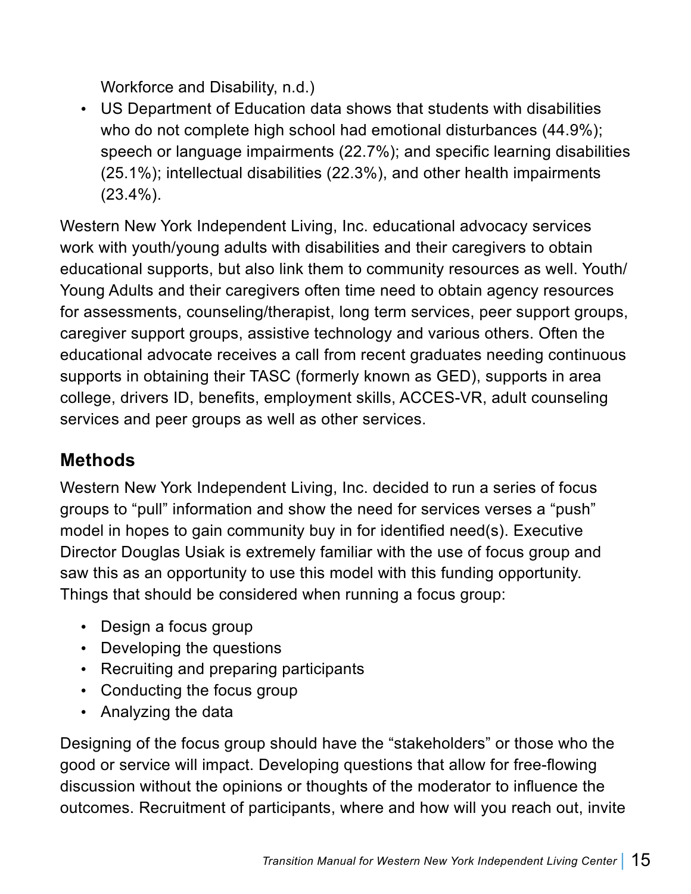Workforce and Disability, n.d.)

- US Department of Education data shows that students with disabilities who do not complete high school had emotional disturbances (44.9%); speech or language impairments (22.7%); and specific learning disabilities (25.1%); intellectual disabilities (22.3%), and other health impairments (23.4%).

Western New York Independent Living, Inc. educational advocacy services work with youth/young adults with disabilities and their caregivers to obtain educational supports, but also link them to community resources as well. Youth/Young Adults and their caregivers often time need to obtain agency resources for assessments, counseling/therapist, long term services, peer support groups, caregiver support groups, assistive technology and various others. Often the educational advocate receives a call from recent graduates needing continuous supports in obtaining their TASC (formerly known as GED), supports in area college, drivers ID, benefits, employment skills, ACCES-VR, adult counseling services and peer groups as well as other services.

## Methods

Western New York Independent Living, Inc. decided to run a series of focus groups to "pull" information and show the need for services verses a "push" model in hopes to gain community buy in for identified need(s). Executive Director Douglas Usiak is extremely familiar with the use of focus group and saw this as an opportunity to use this model with this funding opportunity. Things that should be considered when running a focus group:

- Design a focus group
- Developing the questions
- Recruiting and preparing participants
- Conducting the focus group
- Analyzing the data

Designing of the focus group should have the "stakeholders" or those who the good or service will impact. Developing questions that allow for free-flowing discussion without the opinions or thoughts of the moderator to influence the outcomes. Recruitment of participants, where and how will you reach out, invite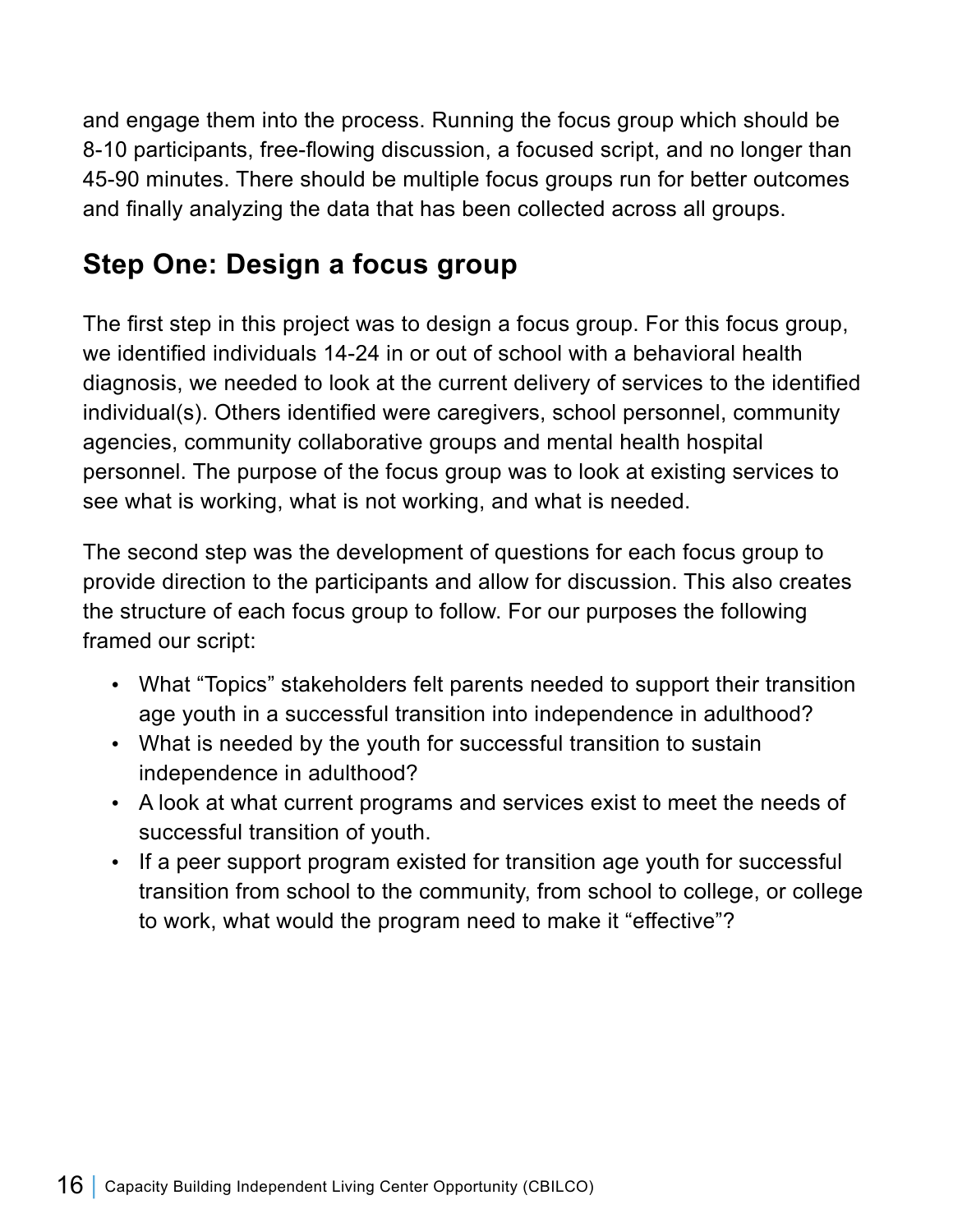and engage them into the process. Running the focus group which should be 8-10 participants, free-flowing discussion, a focused script, and no longer than 45-90 minutes. There should be multiple focus groups run for better outcomes and finally analyzing the data that has been collected across all groups.

## Step One: Design a focus group

The first step in this project was to design a focus group. For this focus group, we identified individuals 14-24 in or out of school with a behavioral health diagnosis, we needed to look at the current delivery of services to the identified individual(s). Others identified were caregivers, school personnel, community agencies, community collaborative groups and mental health hospital personnel. The purpose of the focus group was to look at existing services to see what is working, what is not working, and what is needed.

The second step was the development of questions for each focus group to provide direction to the participants and allow for discussion. This also creates the structure of each focus group to follow. For our purposes the following framed our script:

- What “Topics” stakeholders felt parents needed to support their transition age youth in a successful transition into independence in adulthood?
- What is needed by the youth for successful transition to sustain independence in adulthood?
- A look at what current programs and services exist to meet the needs of successful transition of youth.
- If a peer support program existed for transition age youth for successful transition from school to the community, from school to college, or college to work, what would the program need to make it “effective”?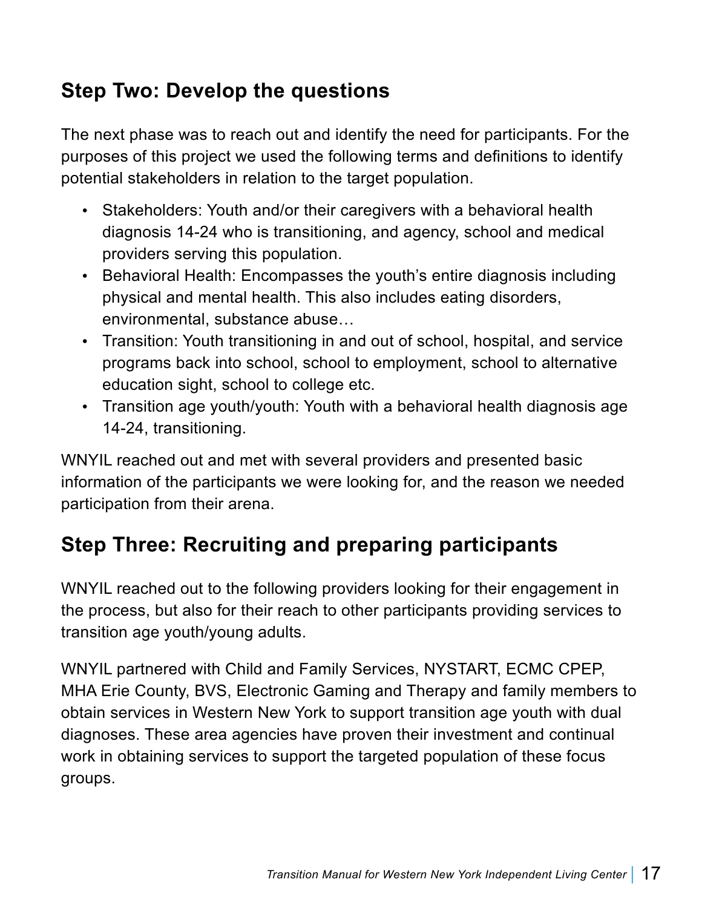## Step Two: Develop the questions

The next phase was to reach out and identify the need for participants. For the purposes of this project we used the following terms and definitions to identify potential stakeholders in relation to the target population.

- Stakeholders: Youth and/or their caregivers with a behavioral health diagnosis 14-24 who is transitioning, and agency, school and medical providers serving this population.
- Behavioral Health: Encompasses the youth's entire diagnosis including physical and mental health. This also includes eating disorders, environmental, substance abuse…
- Transition: Youth transitioning in and out of school, hospital, and service programs back into school, school to employment, school to alternative education sight, school to college etc.
- Transition age youth/youth: Youth with a behavioral health diagnosis age 14-24, transitioning.

WNYIL reached out and met with several providers and presented basic information of the participants we were looking for, and the reason we needed participation from their arena.

## Step Three: Recruiting and preparing participants

WNYIL reached out to the following providers looking for their engagement in the process, but also for their reach to other participants providing services to transition age youth/young adults.

WNYIL partnered with Child and Family Services, NYSTART, ECMC CPEP, MHA Erie County, BVS, Electronic Gaming and Therapy and family members to obtain services in Western New York to support transition age youth with dual diagnoses. These area agencies have proven their investment and continual work in obtaining services to support the targeted population of these focus groups.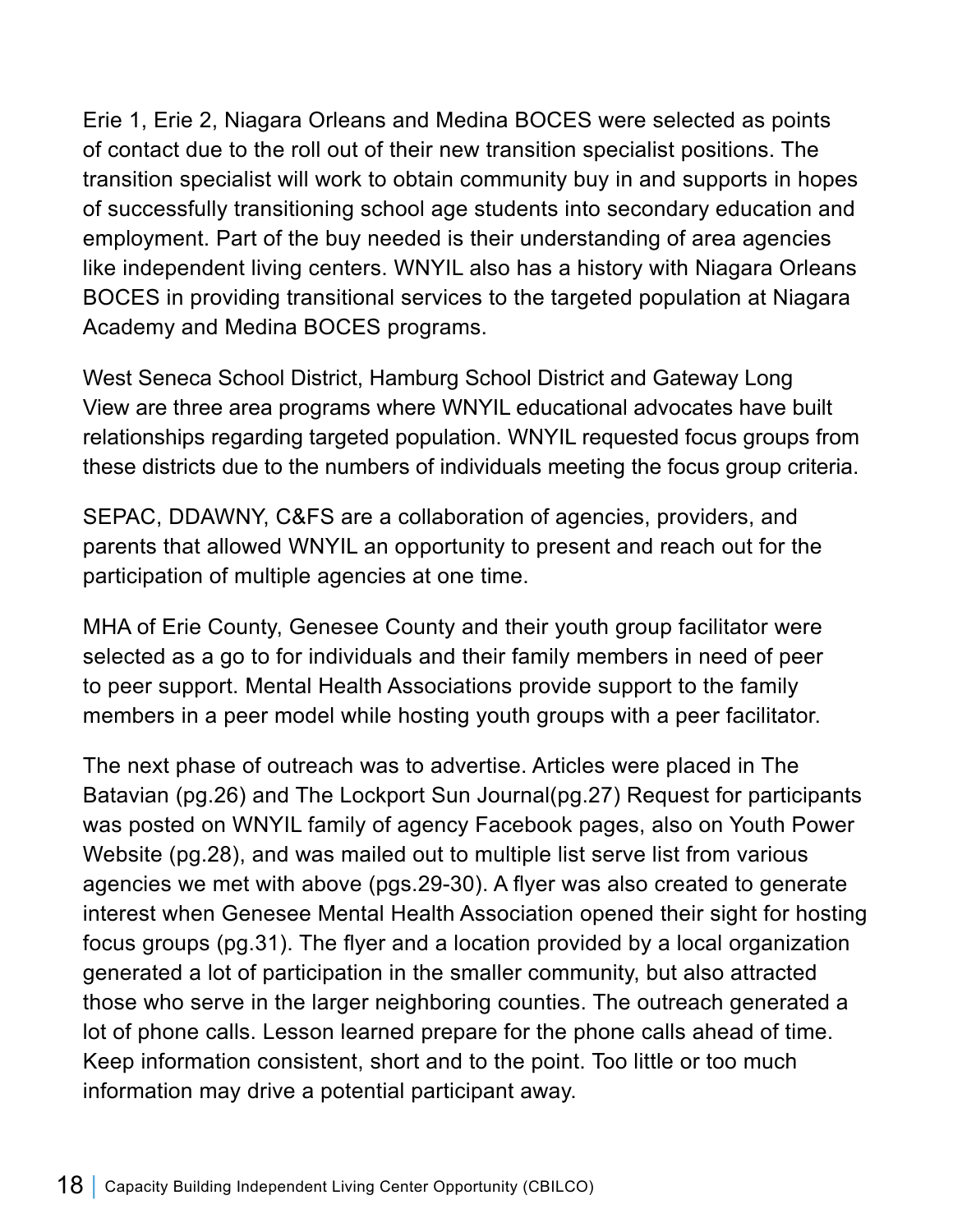Erie 1, Erie 2, Niagara Orleans and Medina BOCES were selected as points of contact due to the roll out of their new transition specialist positions. The transition specialist will work to obtain community buy in and supports in hopes of successfully transitioning school age students into secondary education and employment. Part of the buy needed is their understanding of area agencies like independent living centers. WNYIL also has a history with Niagara Orleans BOCES in providing transitional services to the targeted population at Niagara Academy and Medina BOCES programs.

West Seneca School District, Hamburg School District and Gateway Long View are three area programs where WNYIL educational advocates have built relationships regarding targeted population. WNYIL requested focus groups from these districts due to the numbers of individuals meeting the focus group criteria.

SEPAC, DDAWNY, C&FS are a collaboration of agencies, providers, and parents that allowed WNYIL an opportunity to present and reach out for the participation of multiple agencies at one time.

MHA of Erie County, Genesee County and their youth group facilitator were selected as a go to for individuals and their family members in need of peer to peer support. Mental Health Associations provide support to the family members in a peer model while hosting youth groups with a peer facilitator.

The next phase of outreach was to advertise. Articles were placed in The Batavian (pg.26) and The Lockport Sun Journal(pg.27) Request for participants was posted on WNYIL family of agency Facebook pages, also on Youth Power Website (pg.28), and was mailed out to multiple list serve list from various agencies we met with above (pgs.29-30). A flyer was also created to generate interest when Genesee Mental Health Association opened their sight for hosting focus groups (pg.31). The flyer and a location provided by a local organization generated a lot of participation in the smaller community, but also attracted those who serve in the larger neighboring counties. The outreach generated a lot of phone calls. Lesson learned prepare for the phone calls ahead of time. Keep information consistent, short and to the point. Too little or too much information may drive a potential participant away.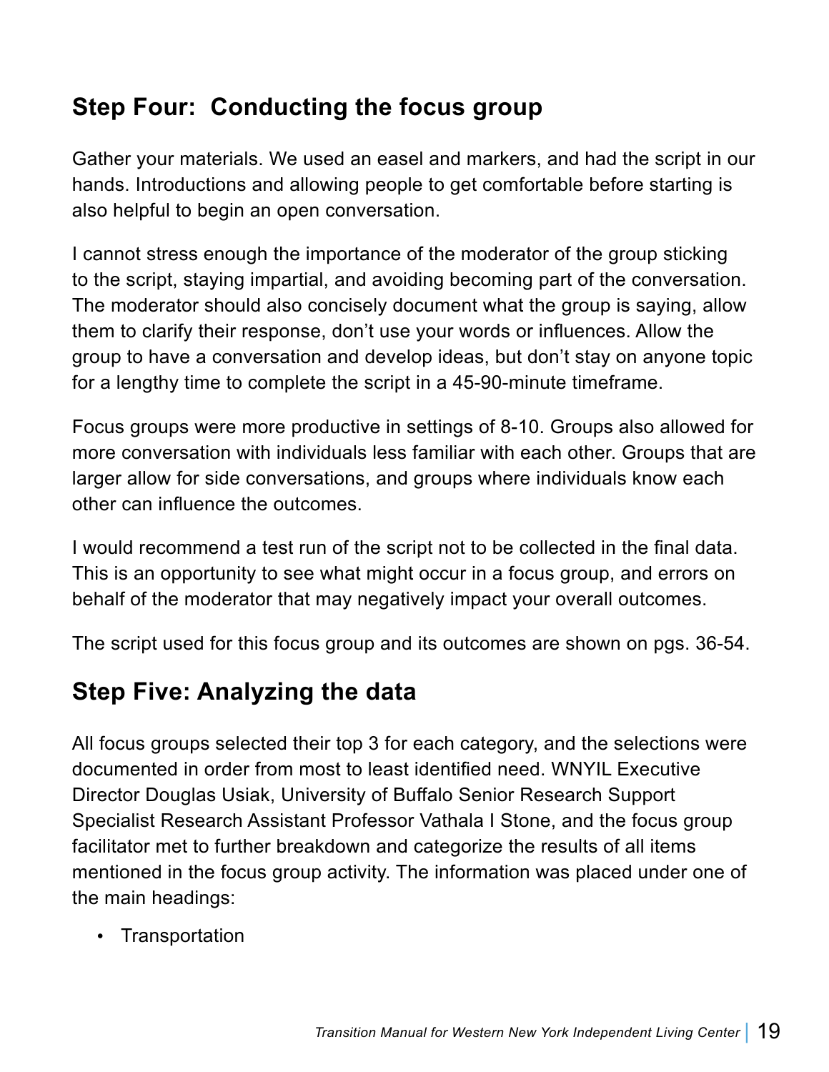## Step Four: Conducting the focus group

Gather your materials. We used an easel and markers, and had the script in our hands. Introductions and allowing people to get comfortable before starting is also helpful to begin an open conversation.

I cannot stress enough the importance of the moderator of the group sticking to the script, staying impartial, and avoiding becoming part of the conversation. The moderator should also concisely document what the group is saying, allow them to clarify their response, don't use your words or influences. Allow the group to have a conversation and develop ideas, but don't stay on anyone topic for a lengthy time to complete the script in a 45-90-minute timeframe.

Focus groups were more productive in settings of 8-10. Groups also allowed for more conversation with individuals less familiar with each other. Groups that are larger allow for side conversations, and groups where individuals know each other can influence the outcomes.

I would recommend a test run of the script not to be collected in the final data. This is an opportunity to see what might occur in a focus group, and errors on behalf of the moderator that may negatively impact your overall outcomes.

The script used for this focus group and its outcomes are shown on pgs. 36-54.

## Step Five: Analyzing the data

All focus groups selected their top 3 for each category, and the selections were documented in order from most to least identified need. WNYIL Executive Director Douglas Usiak, University of Buffalo Senior Research Support Specialist Research Assistant Professor Vathala I Stone, and the focus group facilitator met to further breakdown and categorize the results of all items mentioned in the focus group activity. The information was placed under one of the main headings:

- Transportation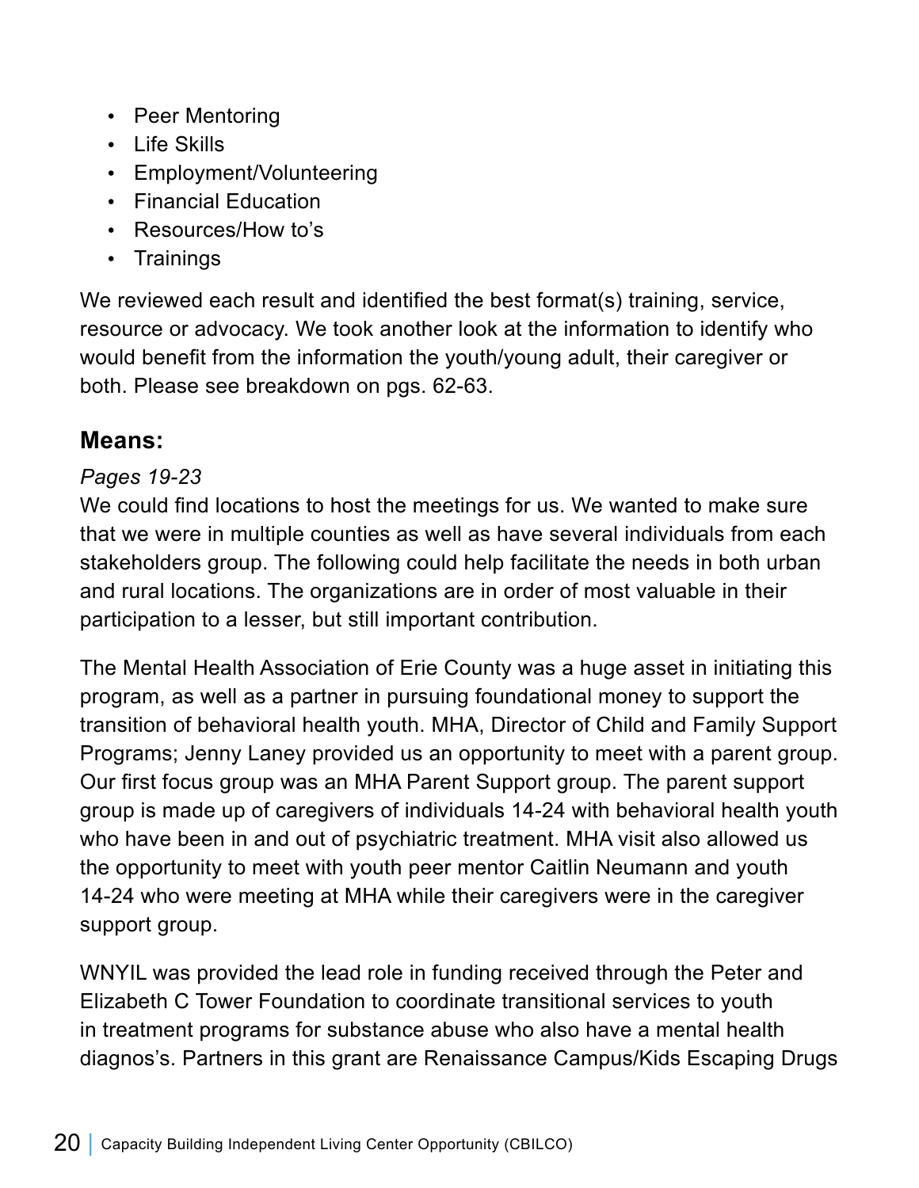- Peer Mentoring
- Life Skills
- Employment/Volunteering
- Financial Education
- Resources/How to's
- Trainings

We reviewed each result and identified the best format(s) training, service, resource or advocacy. We took another look at the information to identify who would benefit from the information the youth/young adult, their caregiver or both. Please see breakdown on pgs. 62-63.

## Means:

*Pages 19-23*

We could find locations to host the meetings for us. We wanted to make sure that we were in multiple counties as well as have several individuals from each stakeholders group. The following could help facilitate the needs in both urban and rural locations. The organizations are in order of most valuable in their participation to a lesser, but still important contribution.

The Mental Health Association of Erie County was a huge asset in initiating this program, as well as a partner in pursuing foundational money to support the transition of behavioral health youth. MHA, Director of Child and Family Support Programs; Jenny Laney provided us an opportunity to meet with a parent group. Our first focus group was an MHA Parent Support group. The parent support group is made up of caregivers of individuals 14-24 with behavioral health youth who have been in and out of psychiatric treatment. MHA visit also allowed us the opportunity to meet with youth peer mentor Caitlin Neumann and youth 14-24 who were meeting at MHA while their caregivers were in the caregiver support group.

WNYIL was provided the lead role in funding received through the Peter and Elizabeth C Tower Foundation to coordinate transitional services to youth in treatment programs for substance abuse who also have a mental health diagnos's. Partners in this grant are Renaissance Campus/Kids Escaping Drugs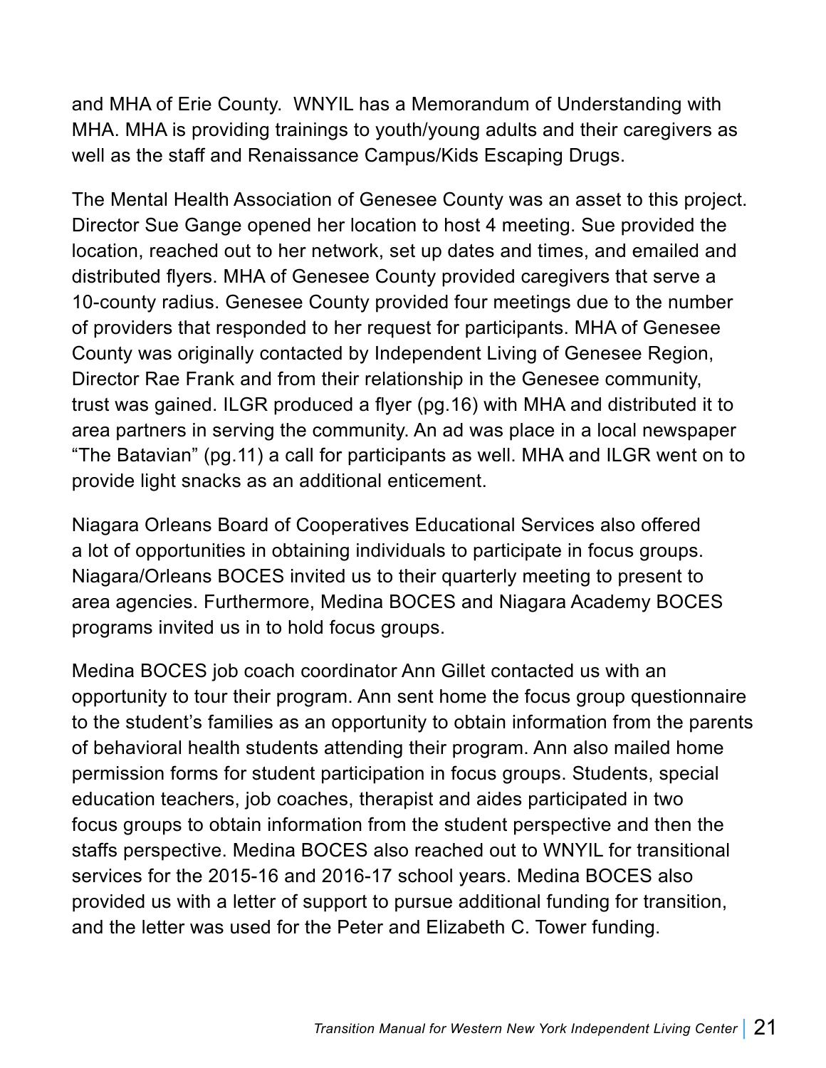and MHA of Erie County.  WNYIL has a Memorandum of Understanding with MHA. MHA is providing trainings to youth/young adults and their caregivers as well as the staff and Renaissance Campus/Kids Escaping Drugs.

The Mental Health Association of Genesee County was an asset to this project. Director Sue Gange opened her location to host 4 meeting. Sue provided the location, reached out to her network, set up dates and times, and emailed and distributed flyers. MHA of Genesee County provided caregivers that serve a 10-county radius. Genesee County provided four meetings due to the number of providers that responded to her request for participants. MHA of Genesee County was originally contacted by Independent Living of Genesee Region, Director Rae Frank and from their relationship in the Genesee community, trust was gained. ILGR produced a flyer (pg.16) with MHA and distributed it to area partners in serving the community. An ad was place in a local newspaper "The Batavian" (pg.11) a call for participants as well. MHA and ILGR went on to provide light snacks as an additional enticement.

Niagara Orleans Board of Cooperatives Educational Services also offered a lot of opportunities in obtaining individuals to participate in focus groups. Niagara/Orleans BOCES invited us to their quarterly meeting to present to area agencies. Furthermore, Medina BOCES and Niagara Academy BOCES programs invited us in to hold focus groups.

Medina BOCES job coach coordinator Ann Gillet contacted us with an opportunity to tour their program. Ann sent home the focus group questionnaire to the student's families as an opportunity to obtain information from the parents of behavioral health students attending their program. Ann also mailed home permission forms for student participation in focus groups. Students, special education teachers, job coaches, therapist and aides participated in two focus groups to obtain information from the student perspective and then the staffs perspective. Medina BOCES also reached out to WNYIL for transitional services for the 2015-16 and 2016-17 school years. Medina BOCES also provided us with a letter of support to pursue additional funding for transition, and the letter was used for the Peter and Elizabeth C. Tower funding.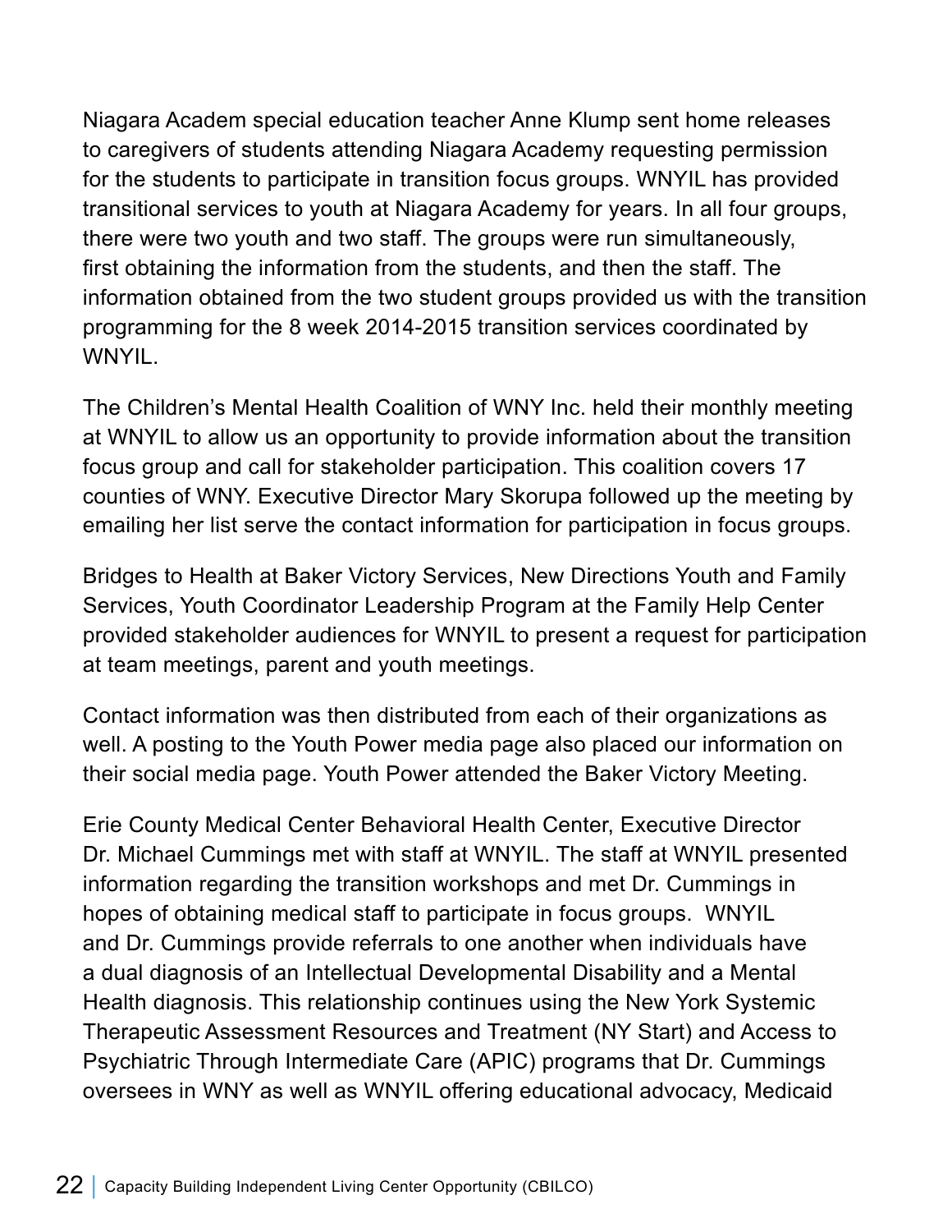Niagara Academ special education teacher Anne Klump sent home releases to caregivers of students attending Niagara Academy requesting permission for the students to participate in transition focus groups. WNYIL has provided transitional services to youth at Niagara Academy for years. In all four groups, there were two youth and two staff. The groups were run simultaneously, first obtaining the information from the students, and then the staff. The information obtained from the two student groups provided us with the transition programming for the 8 week 2014-2015 transition services coordinated by WNYIL.

The Children's Mental Health Coalition of WNY Inc. held their monthly meeting at WNYIL to allow us an opportunity to provide information about the transition focus group and call for stakeholder participation. This coalition covers 17 counties of WNY. Executive Director Mary Skorupa followed up the meeting by emailing her list serve the contact information for participation in focus groups.

Bridges to Health at Baker Victory Services, New Directions Youth and Family Services, Youth Coordinator Leadership Program at the Family Help Center provided stakeholder audiences for WNYIL to present a request for participation at team meetings, parent and youth meetings.

Contact information was then distributed from each of their organizations as well. A posting to the Youth Power media page also placed our information on their social media page. Youth Power attended the Baker Victory Meeting.

Erie County Medical Center Behavioral Health Center, Executive Director Dr. Michael Cummings met with staff at WNYIL. The staff at WNYIL presented information regarding the transition workshops and met Dr. Cummings in hopes of obtaining medical staff to participate in focus groups. WNYIL and Dr. Cummings provide referrals to one another when individuals have a dual diagnosis of an Intellectual Developmental Disability and a Mental Health diagnosis. This relationship continues using the New York Systemic Therapeutic Assessment Resources and Treatment (NY Start) and Access to Psychiatric Through Intermediate Care (APIC) programs that Dr. Cummings oversees in WNY as well as WNYIL offering educational advocacy, Medicaid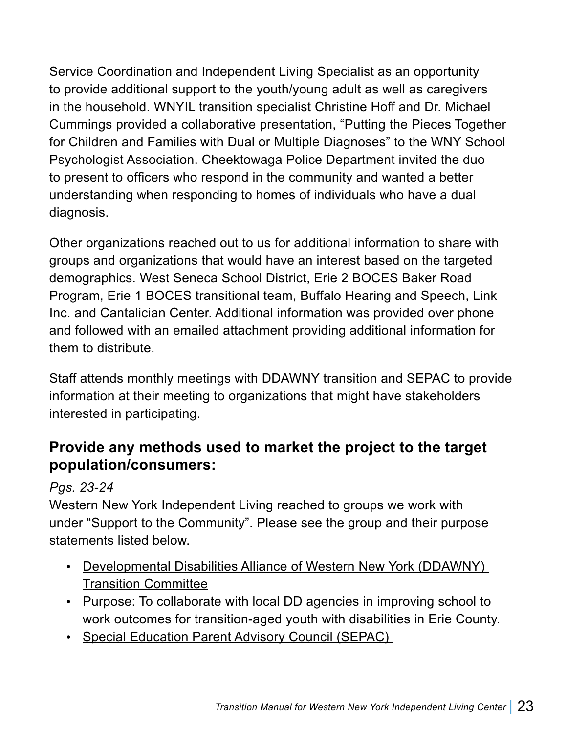Service Coordination and Independent Living Specialist as an opportunity to provide additional support to the youth/young adult as well as caregivers in the household. WNYIL transition specialist Christine Hoff and Dr. Michael Cummings provided a collaborative presentation, "Putting the Pieces Together for Children and Families with Dual or Multiple Diagnoses" to the WNY School Psychologist Association. Cheektowaga Police Department invited the duo to present to officers who respond in the community and wanted a better understanding when responding to homes of individuals who have a dual diagnosis.

Other organizations reached out to us for additional information to share with groups and organizations that would have an interest based on the targeted demographics. West Seneca School District, Erie 2 BOCES Baker Road Program, Erie 1 BOCES transitional team, Buffalo Hearing and Speech, Link Inc. and Cantalician Center. Additional information was provided over phone and followed with an emailed attachment providing additional information for them to distribute.

Staff attends monthly meetings with DDAWNY transition and SEPAC to provide information at their meeting to organizations that might have stakeholders interested in participating.

## Provide any methods used to market the project to the target population/consumers:

*Pgs. 23-24*

Western New York Independent Living reached to groups we work with under "Support to the Community". Please see the group and their purpose statements listed below.

- Developmental Disabilities Alliance of Western New York (DDAWNY) Transition Committee
- Purpose: To collaborate with local DD agencies in improving school to work outcomes for transition-aged youth with disabilities in Erie County.
- Special Education Parent Advisory Council (SEPAC)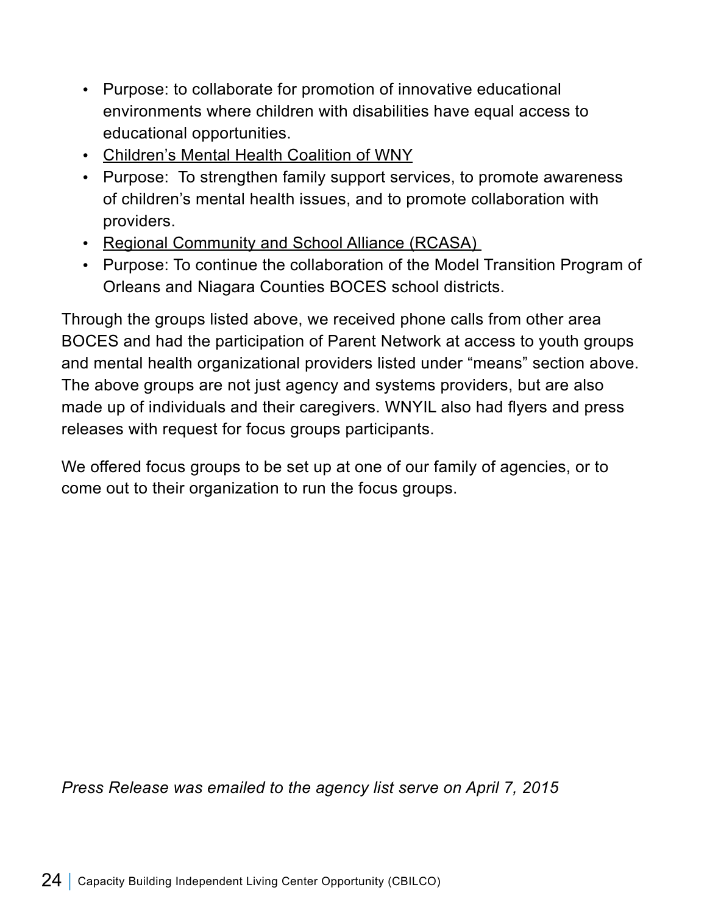- Purpose: to collaborate for promotion of innovative educational environments where children with disabilities have equal access to educational opportunities.
- Children's Mental Health Coalition of WNY
- Purpose: To strengthen family support services, to promote awareness of children's mental health issues, and to promote collaboration with providers.
- Regional Community and School Alliance (RCASA)
- Purpose: To continue the collaboration of the Model Transition Program of Orleans and Niagara Counties BOCES school districts.

Through the groups listed above, we received phone calls from other area BOCES and had the participation of Parent Network at access to youth groups and mental health organizational providers listed under "means" section above. The above groups are not just agency and systems providers, but are also made up of individuals and their caregivers. WNYIL also had flyers and press releases with request for focus groups participants.

We offered focus groups to be set up at one of our family of agencies, or to come out to their organization to run the focus groups.

*Press Release was emailed to the agency list serve on April 7, 2015*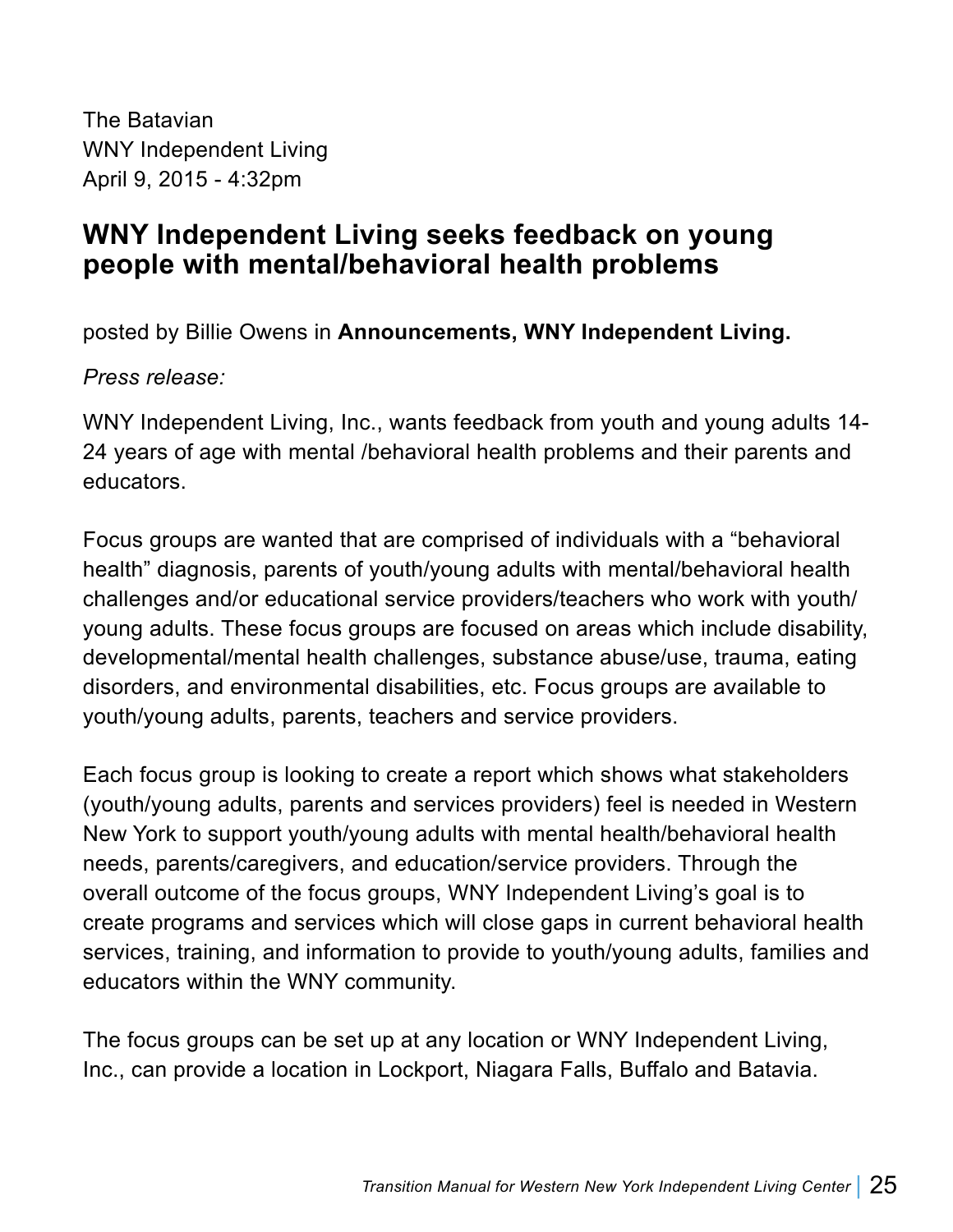The Batavian
WNY Independent Living
April 9, 2015 - 4:32pm

## WNY Independent Living seeks feedback on young people with mental/behavioral health problems

posted by Billie Owens in **Announcements, WNY Independent Living.**

*Press release:*

WNY Independent Living, Inc., wants feedback from youth and young adults 14-24 years of age with mental /behavioral health problems and their parents and educators.

Focus groups are wanted that are comprised of individuals with a "behavioral health" diagnosis, parents of youth/young adults with mental/behavioral health challenges and/or educational service providers/teachers who work with youth/young adults. These focus groups are focused on areas which include disability, developmental/mental health challenges, substance abuse/use, trauma, eating disorders, and environmental disabilities, etc. Focus groups are available to youth/young adults, parents, teachers and service providers.

Each focus group is looking to create a report which shows what stakeholders (youth/young adults, parents and services providers) feel is needed in Western New York to support youth/young adults with mental health/behavioral health needs, parents/caregivers, and education/service providers. Through the overall outcome of the focus groups, WNY Independent Living's goal is to create programs and services which will close gaps in current behavioral health services, training, and information to provide to youth/young adults, families and educators within the WNY community.

The focus groups can be set up at any location or WNY Independent Living, Inc., can provide a location in Lockport, Niagara Falls, Buffalo and Batavia.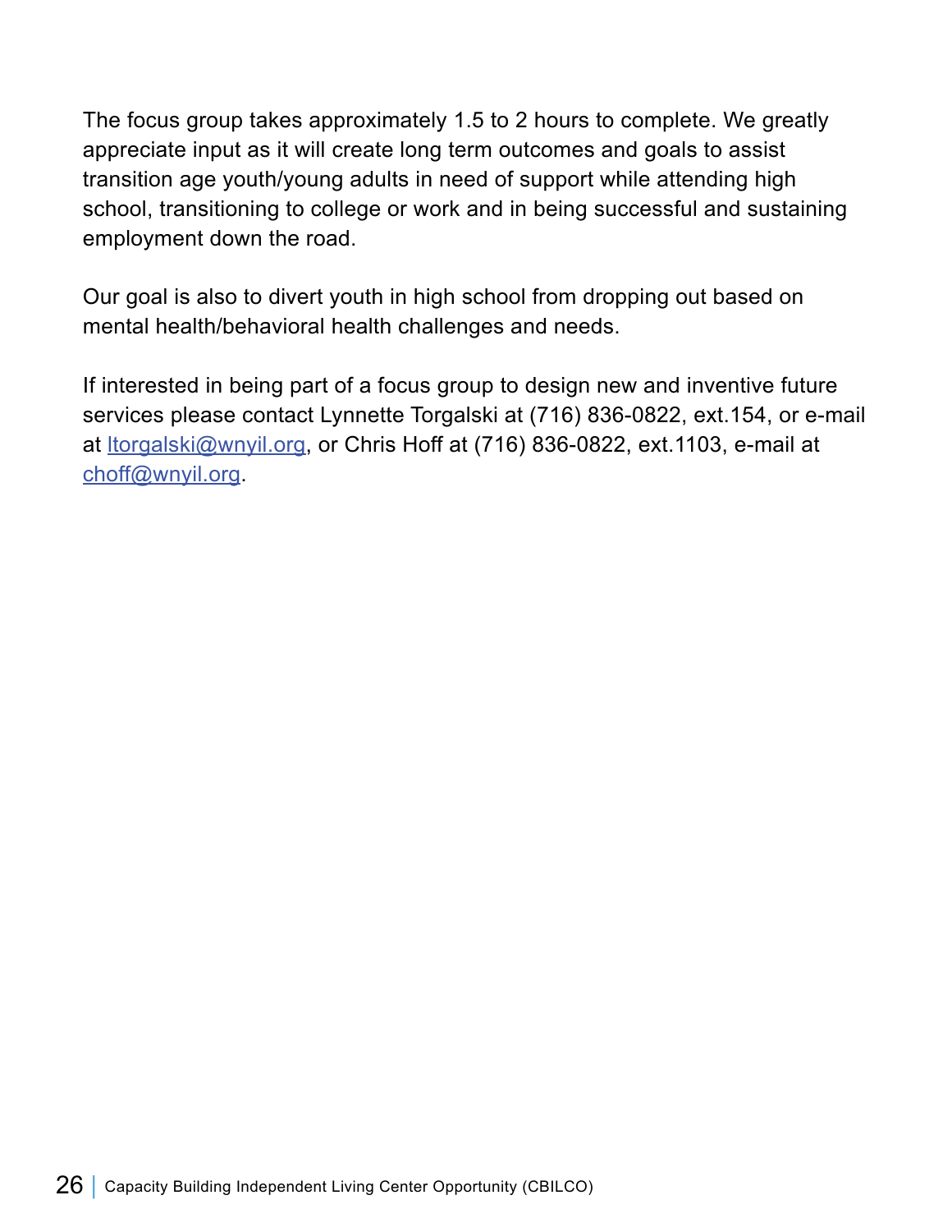The focus group takes approximately 1.5 to 2 hours to complete. We greatly appreciate input as it will create long term outcomes and goals to assist transition age youth/young adults in need of support while attending high school, transitioning to college or work and in being successful and sustaining employment down the road.

Our goal is also to divert youth in high school from dropping out based on mental health/behavioral health challenges and needs.

If interested in being part of a focus group to design new and inventive future services please contact Lynnette Torgalski at (716) 836-0822, ext.154, or e-mail at ltorgalski@wnyil.org, or Chris Hoff at (716) 836-0822, ext.1103, e-mail at choff@wnyil.org.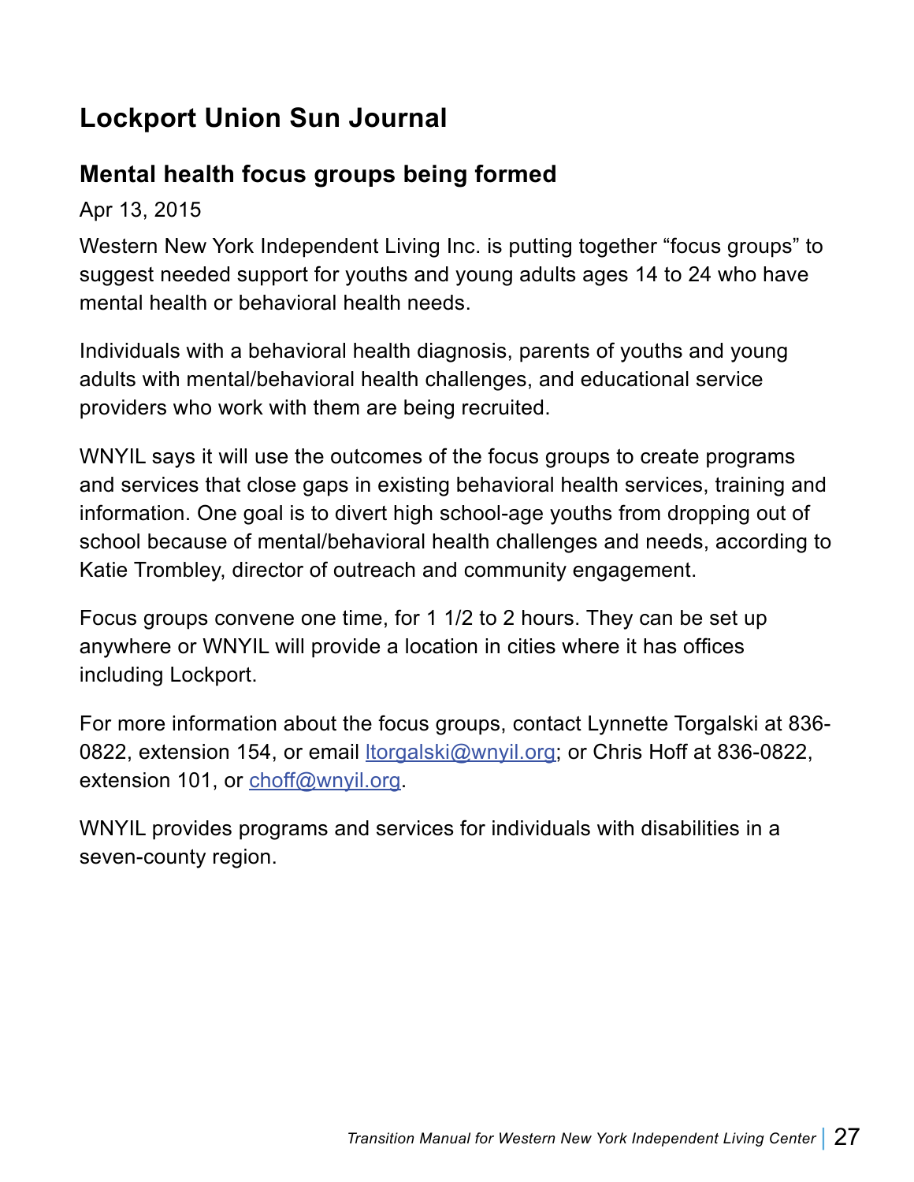## Lockport Union Sun Journal

### Mental health focus groups being formed

Apr 13, 2015

Western New York Independent Living Inc. is putting together “focus groups” to suggest needed support for youths and young adults ages 14 to 24 who have mental health or behavioral health needs.

Individuals with a behavioral health diagnosis, parents of youths and young adults with mental/behavioral health challenges, and educational service providers who work with them are being recruited.

WNYIL says it will use the outcomes of the focus groups to create programs and services that close gaps in existing behavioral health services, training and information. One goal is to divert high school-age youths from dropping out of school because of mental/behavioral health challenges and needs, according to Katie Trombley, director of outreach and community engagement.

Focus groups convene one time, for 1 1/2 to 2 hours. They can be set up anywhere or WNYIL will provide a location in cities where it has offices including Lockport.

For more information about the focus groups, contact Lynnette Torgalski at 836-0822, extension 154, or email ltorgalski@wnyil.org; or Chris Hoff at 836-0822, extension 101, or choff@wnyil.org.

WNYIL provides programs and services for individuals with disabilities in a seven-county region.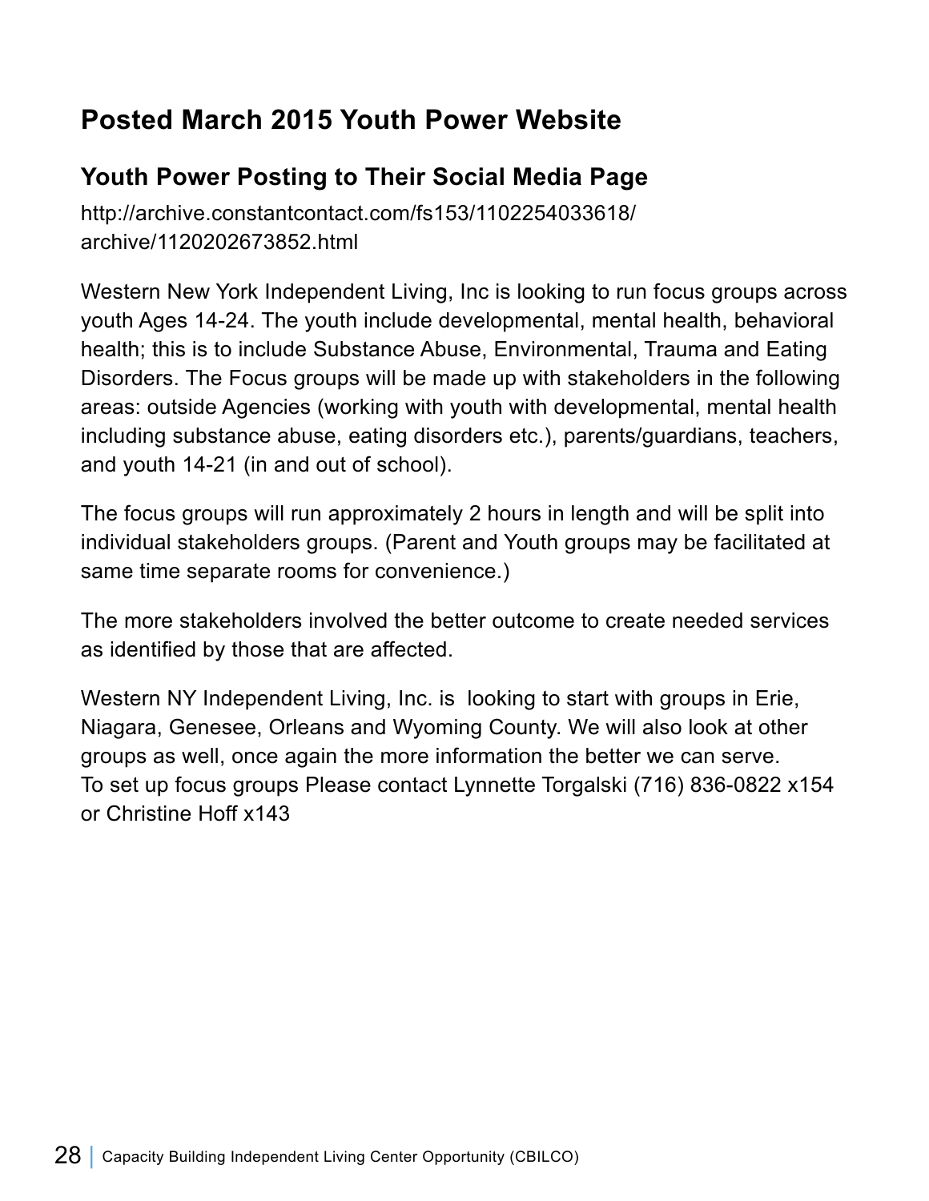## Posted March 2015 Youth Power Website

### Youth Power Posting to Their Social Media Page

http://archive.constantcontact.com/fs153/1102254033618/archive/1120202673852.html

Western New York Independent Living, Inc is looking to run focus groups across youth Ages 14-24. The youth include developmental, mental health, behavioral health; this is to include Substance Abuse, Environmental, Trauma and Eating Disorders. The Focus groups will be made up with stakeholders in the following areas: outside Agencies (working with youth with developmental, mental health including substance abuse, eating disorders etc.), parents/guardians, teachers, and youth 14-21 (in and out of school).

The focus groups will run approximately 2 hours in length and will be split into individual stakeholders groups. (Parent and Youth groups may be facilitated at same time separate rooms for convenience.)

The more stakeholders involved the better outcome to create needed services as identified by those that are affected.

Western NY Independent Living, Inc. is looking to start with groups in Erie, Niagara, Genesee, Orleans and Wyoming County. We will also look at other groups as well, once again the more information the better we can serve.
To set up focus groups Please contact Lynnette Torgalski (716) 836-0822 x154 or Christine Hoff x143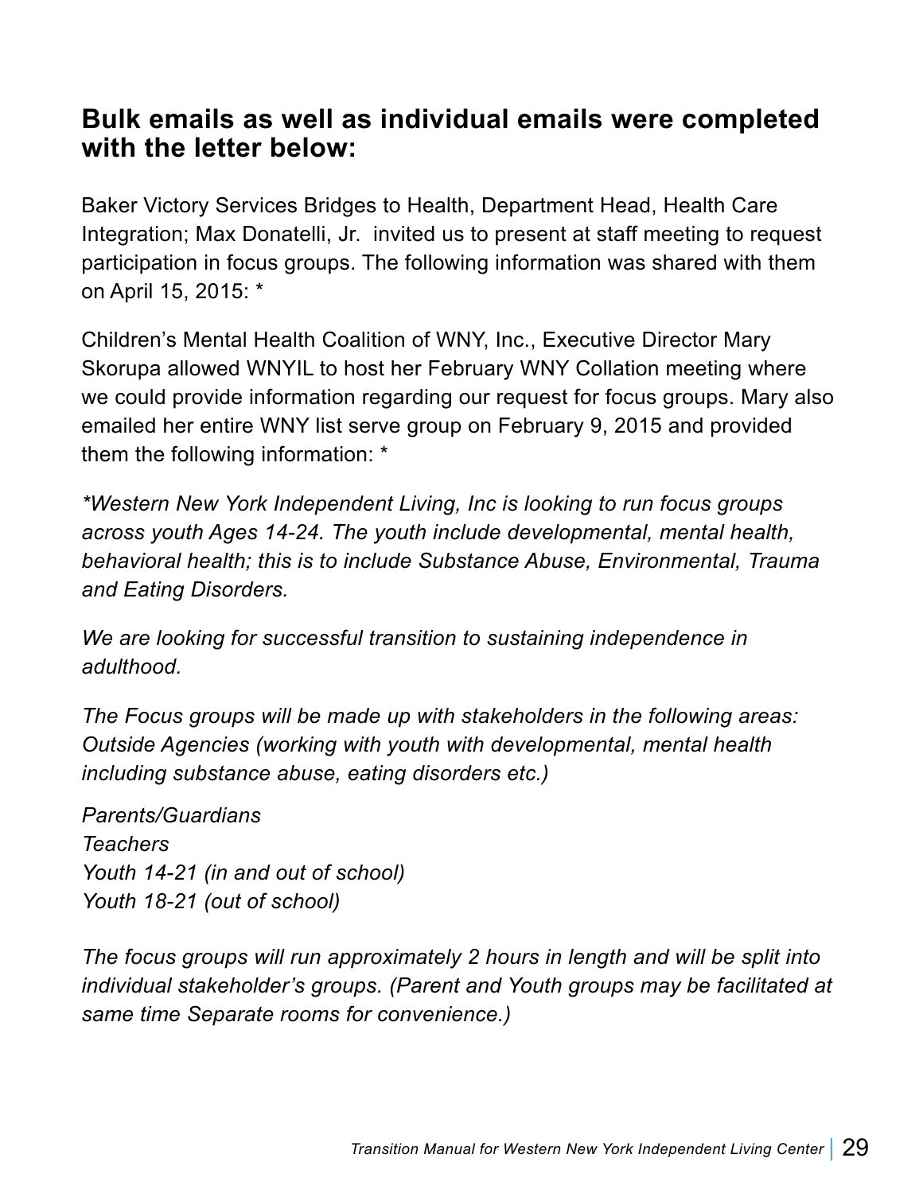## Bulk emails as well as individual emails were completed with the letter below:

Baker Victory Services Bridges to Health, Department Head, Health Care Integration; Max Donatelli, Jr.  invited us to present at staff meeting to request participation in focus groups. The following information was shared with them on April 15, 2015: *

Children's Mental Health Coalition of WNY, Inc., Executive Director Mary Skorupa allowed WNYIL to host her February WNY Collation meeting where we could provide information regarding our request for focus groups. Mary also emailed her entire WNY list serve group on February 9, 2015 and provided them the following information: *

*\*Western New York Independent Living, Inc is looking to run focus groups across youth Ages 14-24. The youth include developmental, mental health, behavioral health; this is to include Substance Abuse, Environmental, Trauma and Eating Disorders.*

*We are looking for successful transition to sustaining independence in adulthood.*

*The Focus groups will be made up with stakeholders in the following areas: Outside Agencies (working with youth with developmental, mental health including substance abuse, eating disorders etc.)*

*Parents/Guardians*
*Teachers*
*Youth 14-21 (in and out of school)*
*Youth 18-21 (out of school)*

*The focus groups will run approximately 2 hours in length and will be split into individual stakeholder's groups. (Parent and Youth groups may be facilitated at same time Separate rooms for convenience.)*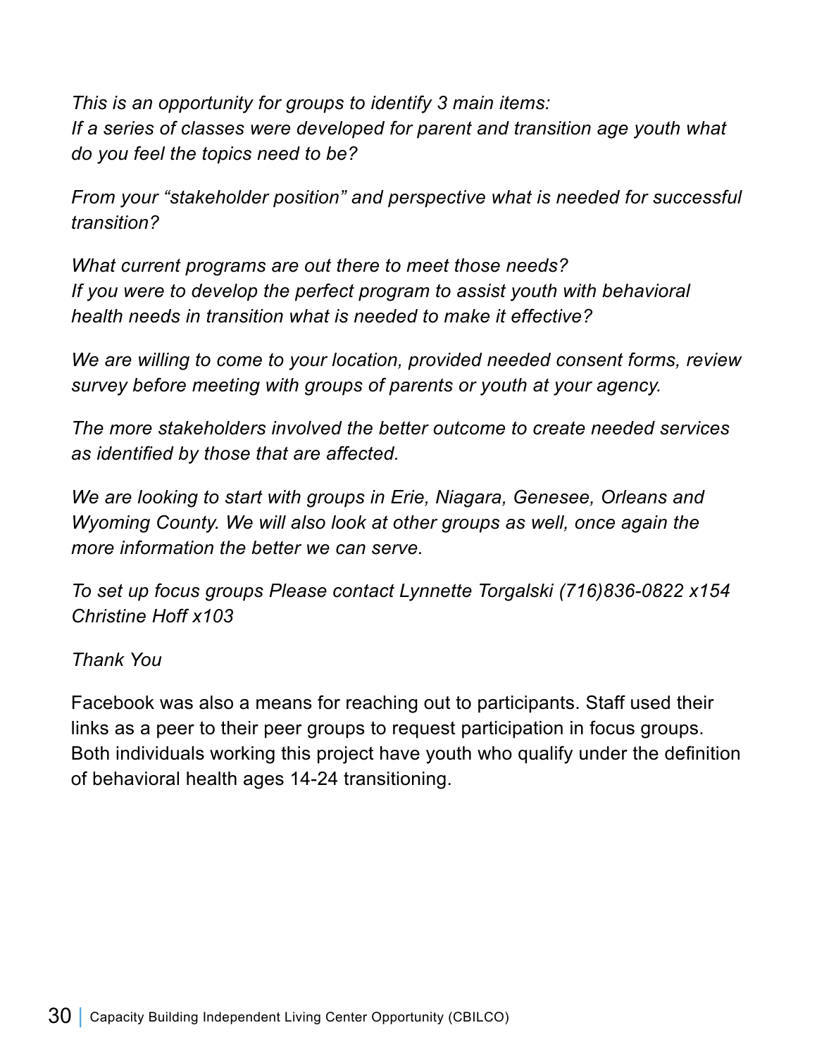*This is an opportunity for groups to identify 3 main items:*
*If a series of classes were developed for parent and transition age youth what do you feel the topics need to be?*

*From your "stakeholder position" and perspective what is needed for successful transition?*

*What current programs are out there to meet those needs?*
*If you were to develop the perfect program to assist youth with behavioral health needs in transition what is needed to make it effective?*

*We are willing to come to your location, provided needed consent forms, review survey before meeting with groups of parents or youth at your agency.*

*The more stakeholders involved the better outcome to create needed services as identified by those that are affected.*

*We are looking to start with groups in Erie, Niagara, Genesee, Orleans and Wyoming County. We will also look at other groups as well, once again the more information the better we can serve.*

*To set up focus groups Please contact Lynnette Torgalski (716)836-0822 x154 Christine Hoff x103*

*Thank You*

Facebook was also a means for reaching out to participants. Staff used their links as a peer to their peer groups to request participation in focus groups. Both individuals working this project have youth who qualify under the definition of behavioral health ages 14-24 transitioning.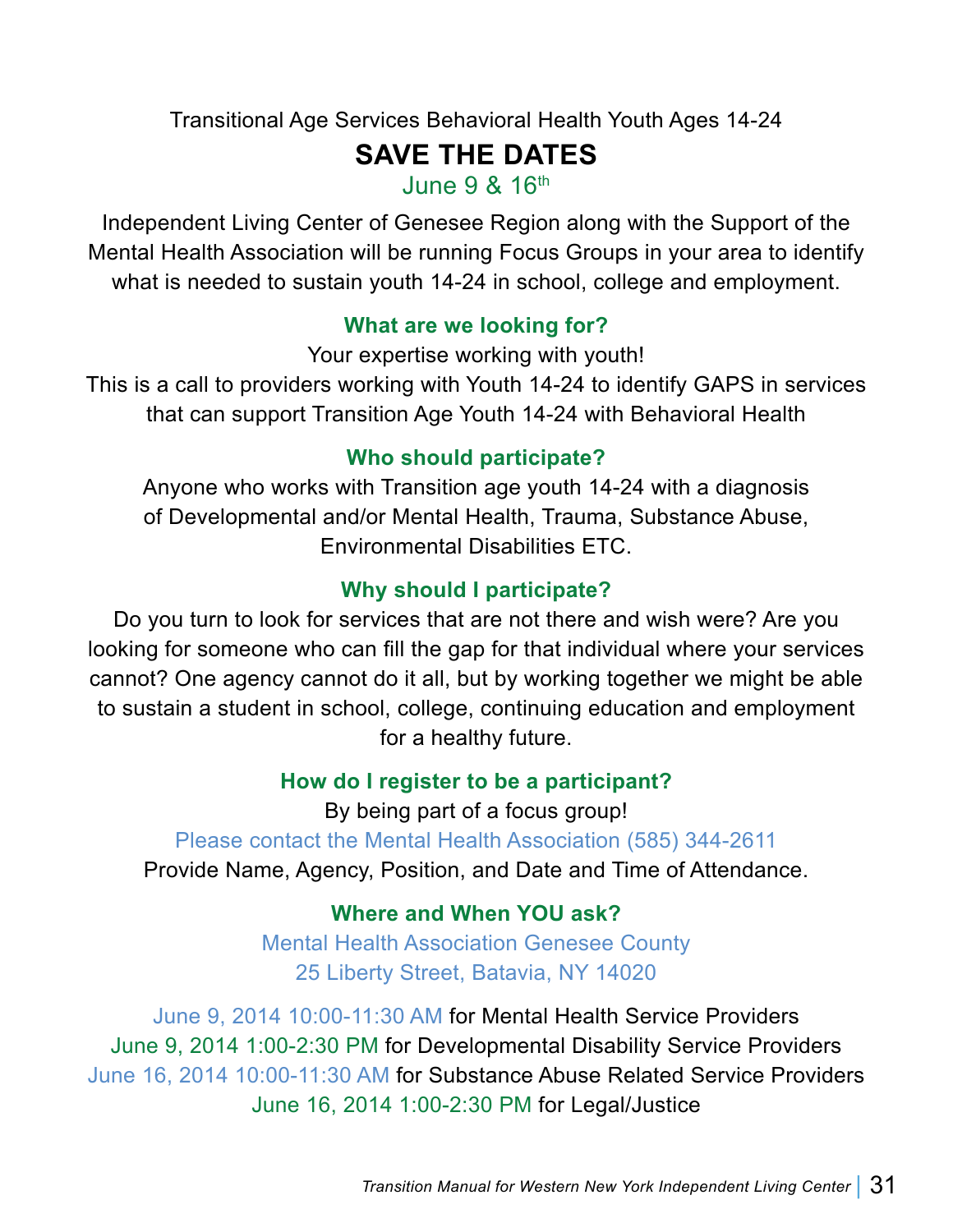Transitional Age Services Behavioral Health Youth Ages 14-24

# SAVE THE DATES

June 9 & 16th

Independent Living Center of Genesee Region along with the Support of the Mental Health Association will be running Focus Groups in your area to identify what is needed to sustain youth 14-24 in school, college and employment.

### What are we looking for?

Your expertise working with youth!

This is a call to providers working with Youth 14-24 to identify GAPS in services that can support Transition Age Youth 14-24 with Behavioral Health

### Who should participate?

Anyone who works with Transition age youth 14-24 with a diagnosis of Developmental and/or Mental Health, Trauma, Substance Abuse, Environmental Disabilities ETC.

### Why should I participate?

Do you turn to look for services that are not there and wish were? Are you looking for someone who can fill the gap for that individual where your services cannot? One agency cannot do it all, but by working together we might be able to sustain a student in school, college, continuing education and employment for a healthy future.

### How do I register to be a participant?

By being part of a focus group!

Please contact the Mental Health Association (585) 344-2611

Provide Name, Agency, Position, and Date and Time of Attendance.

### Where and When YOU ask?

Mental Health Association Genesee County
25 Liberty Street, Batavia, NY 14020

June 9, 2014 10:00-11:30 AM for Mental Health Service Providers
June 9, 2014 1:00-2:30 PM for Developmental Disability Service Providers
June 16, 2014 10:00-11:30 AM for Substance Abuse Related Service Providers
June 16, 2014 1:00-2:30 PM for Legal/Justice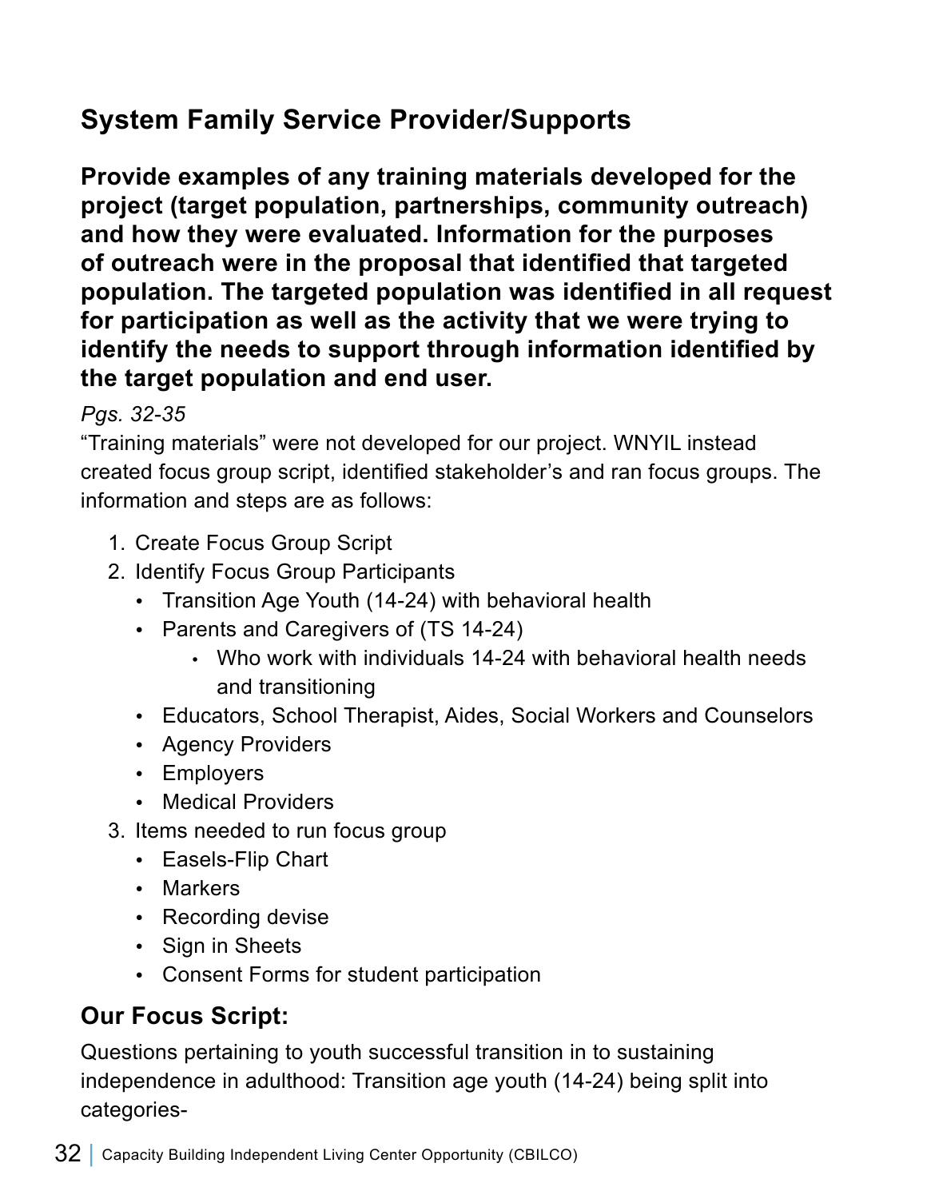## System Family Service Provider/Supports

**Provide examples of any training materials developed for the project (target population, partnerships, community outreach) and how they were evaluated. Information for the purposes of outreach were in the proposal that identified that targeted population. The targeted population was identified in all request for participation as well as the activity that we were trying to identify the needs to support through information identified by the target population and end user.**

*Pgs. 32-35*

"Training materials" were not developed for our project. WNYIL instead created focus group script, identified stakeholder's and ran focus groups. The information and steps are as follows:

1. Create Focus Group Script
2. Identify Focus Group Participants
    - Transition Age Youth (14-24) with behavioral health
    - Parents and Caregivers of (TS 14-24)
        - Who work with individuals 14-24 with behavioral health needs and transitioning
    - Educators, School Therapist, Aides, Social Workers and Counselors
    - Agency Providers
    - Employers
    - Medical Providers
3. Items needed to run focus group
    - Easels-Flip Chart
    - Markers
    - Recording devise
    - Sign in Sheets
    - Consent Forms for student participation

### Our Focus Script:

Questions pertaining to youth successful transition in to sustaining independence in adulthood: Transition age youth (14-24) being split into categories-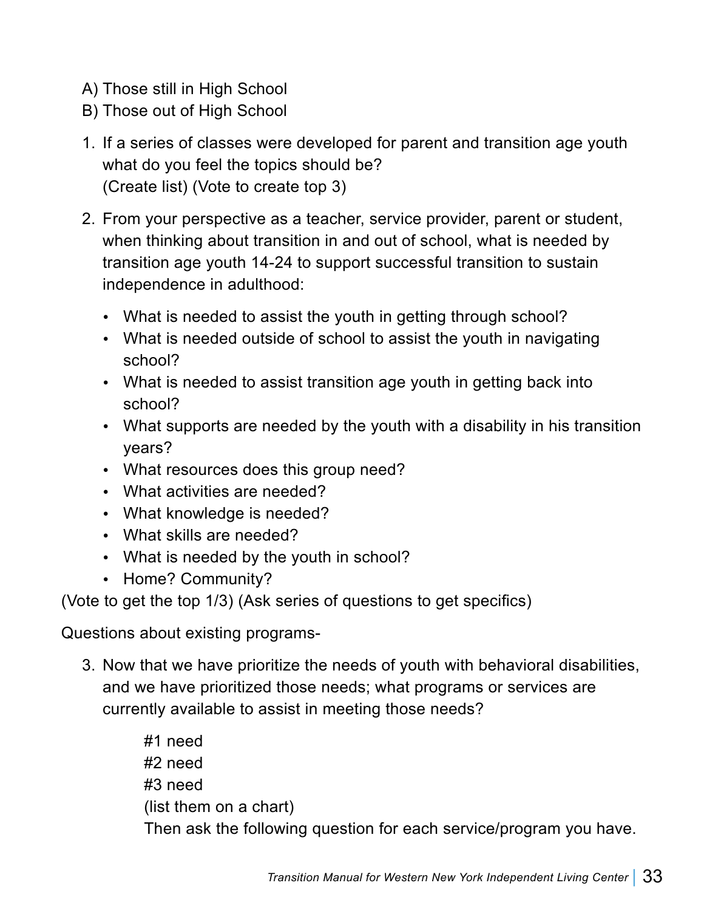A) Those still in High School
B) Those out of High School

1. If a series of classes were developed for parent and transition age youth what do you feel the topics should be?
   (Create list) (Vote to create top 3)

2. From your perspective as a teacher, service provider, parent or student, when thinking about transition in and out of school, what is needed by transition age youth 14-24 to support successful transition to sustain independence in adulthood:

   - What is needed to assist the youth in getting through school?
   - What is needed outside of school to assist the youth in navigating school?
   - What is needed to assist transition age youth in getting back into school?
   - What supports are needed by the youth with a disability in his transition years?
   - What resources does this group need?
   - What activities are needed?
   - What knowledge is needed?
   - What skills are needed?
   - What is needed by the youth in school?
   - Home? Community?

(Vote to get the top 1/3) (Ask series of questions to get specifics)

Questions about existing programs-

3. Now that we have prioritize the needs of youth with behavioral disabilities, and we have prioritized those needs; what programs or services are currently available to assist in meeting those needs?

   #1 need
   #2 need
   #3 need
   (list them on a chart)
   Then ask the following question for each service/program you have.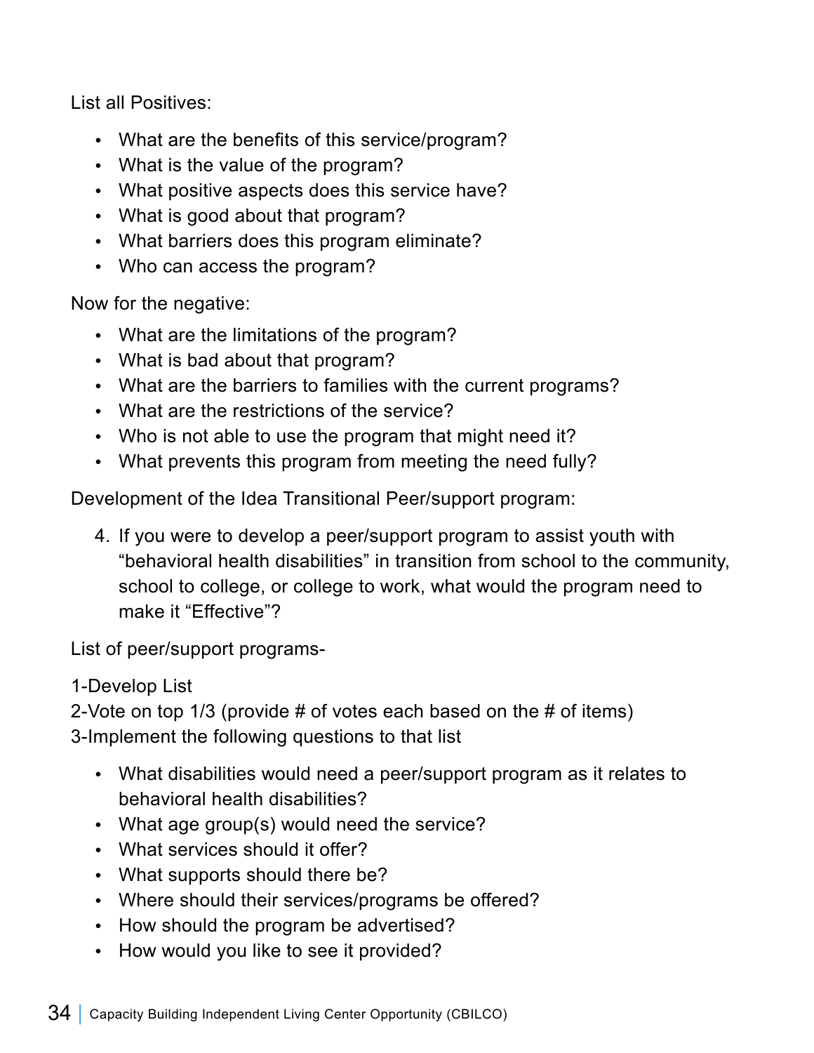List all Positives:

- What are the benefits of this service/program?
- What is the value of the program?
- What positive aspects does this service have?
- What is good about that program?
- What barriers does this program eliminate?
- Who can access the program?

Now for the negative:

- What are the limitations of the program?
- What is bad about that program?
- What are the barriers to families with the current programs?
- What are the restrictions of the service?
- Who is not able to use the program that might need it?
- What prevents this program from meeting the need fully?

Development of the Idea Transitional Peer/support program:

4. If you were to develop a peer/support program to assist youth with "behavioral health disabilities" in transition from school to the community, school to college, or college to work, what would the program need to make it "Effective"?

List of peer/support programs-

1-Develop List  
2-Vote on top 1/3 (provide # of votes each based on the # of items)  
3-Implement the following questions to that list

- What disabilities would need a peer/support program as it relates to behavioral health disabilities?
- What age group(s) would need the service?
- What services should it offer?
- What supports should there be?
- Where should their services/programs be offered?
- How should the program be advertised?
- How would you like to see it provided?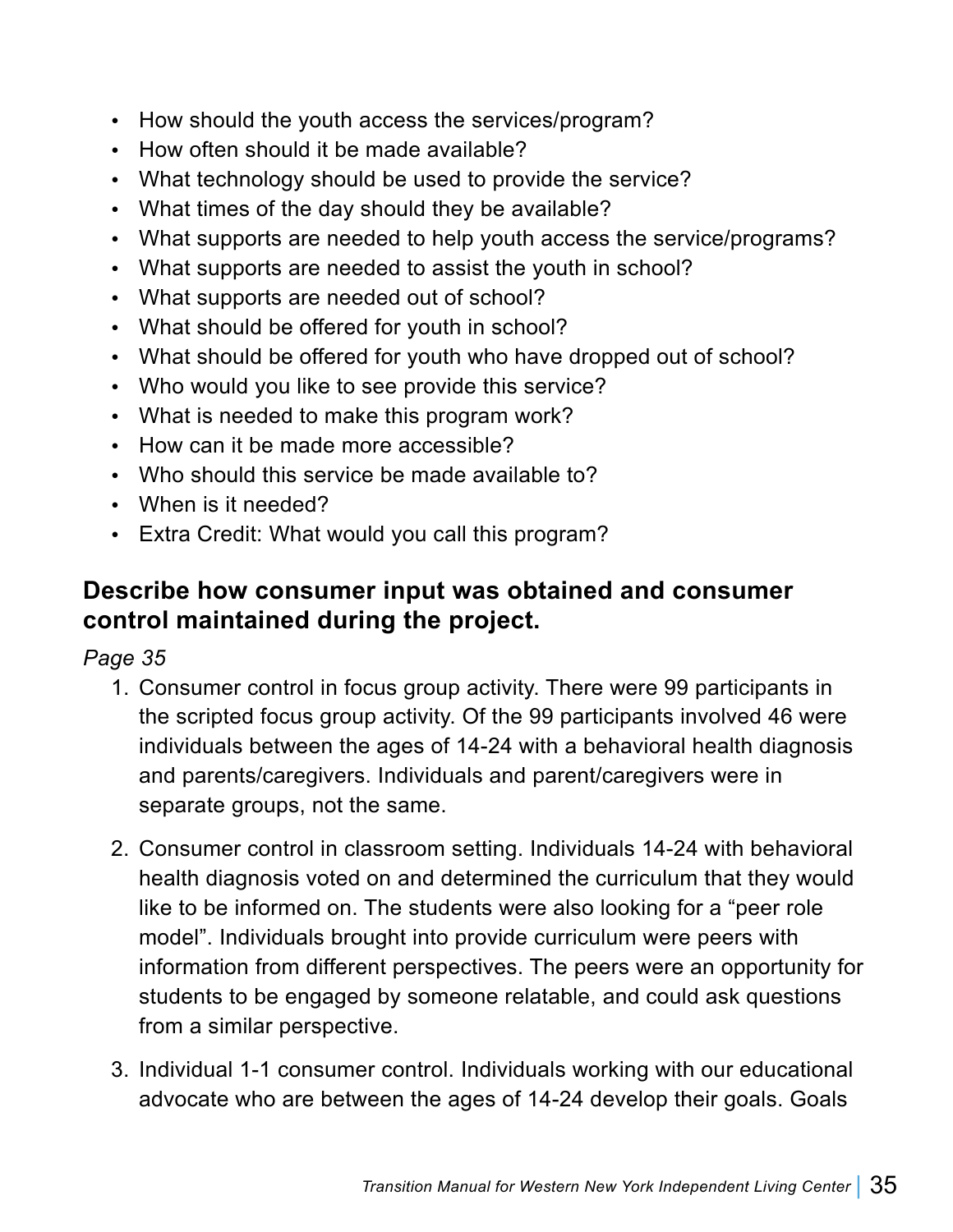- How should the youth access the services/program?
- How often should it be made available?
- What technology should be used to provide the service?
- What times of the day should they be available?
- What supports are needed to help youth access the service/programs?
- What supports are needed to assist the youth in school?
- What supports are needed out of school?
- What should be offered for youth in school?
- What should be offered for youth who have dropped out of school?
- Who would you like to see provide this service?
- What is needed to make this program work?
- How can it be made more accessible?
- Who should this service be made available to?
- When is it needed?
- Extra Credit: What would you call this program?

## Describe how consumer input was obtained and consumer control maintained during the project.

*Page 35*

1. Consumer control in focus group activity. There were 99 participants in the scripted focus group activity. Of the 99 participants involved 46 were individuals between the ages of 14-24 with a behavioral health diagnosis and parents/caregivers. Individuals and parent/caregivers were in separate groups, not the same.

2. Consumer control in classroom setting. Individuals 14-24 with behavioral health diagnosis voted on and determined the curriculum that they would like to be informed on. The students were also looking for a "peer role model". Individuals brought into provide curriculum were peers with information from different perspectives. The peers were an opportunity for students to be engaged by someone relatable, and could ask questions from a similar perspective.

3. Individual 1-1 consumer control. Individuals working with our educational advocate who are between the ages of 14-24 develop their goals. Goals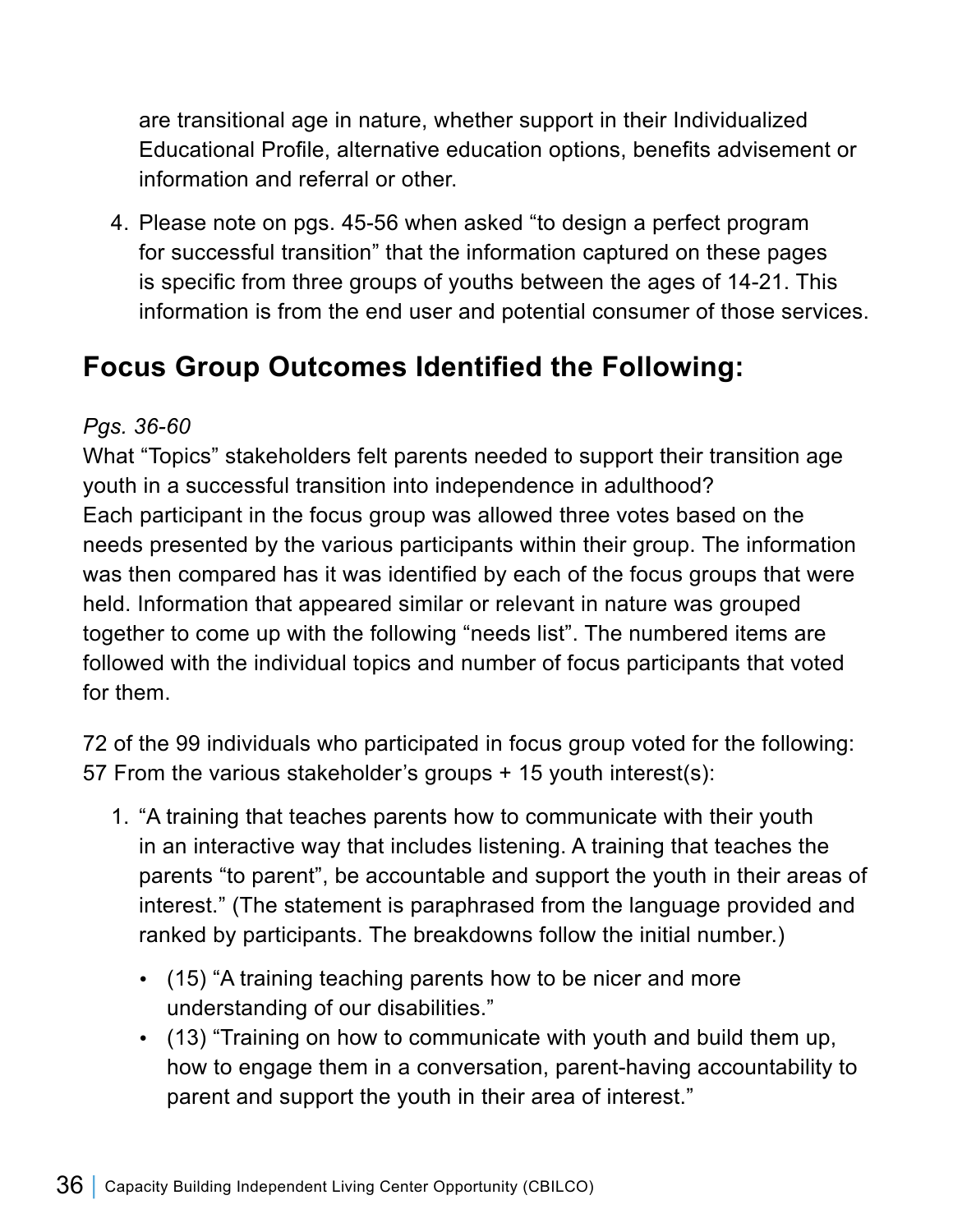are transitional age in nature, whether support in their Individualized Educational Profile, alternative education options, benefits advisement or information and referral or other.

4. Please note on pgs. 45-56 when asked "to design a perfect program for successful transition" that the information captured on these pages is specific from three groups of youths between the ages of 14-21. This information is from the end user and potential consumer of those services.

## Focus Group Outcomes Identified the Following:

*Pgs. 36-60*

What "Topics" stakeholders felt parents needed to support their transition age youth in a successful transition into independence in adulthood?

Each participant in the focus group was allowed three votes based on the needs presented by the various participants within their group. The information was then compared has it was identified by each of the focus groups that were held. Information that appeared similar or relevant in nature was grouped together to come up with the following "needs list". The numbered items are followed with the individual topics and number of focus participants that voted for them.

72 of the 99 individuals who participated in focus group voted for the following: 57 From the various stakeholder's groups + 15 youth interest(s):

1. "A training that teaches parents how to communicate with their youth in an interactive way that includes listening. A training that teaches the parents "to parent", be accountable and support the youth in their areas of interest." (The statement is paraphrased from the language provided and ranked by participants. The breakdowns follow the initial number.)
   - (15) "A training teaching parents how to be nicer and more understanding of our disabilities."
   - (13) "Training on how to communicate with youth and build them up, how to engage them in a conversation, parent-having accountability to parent and support the youth in their area of interest."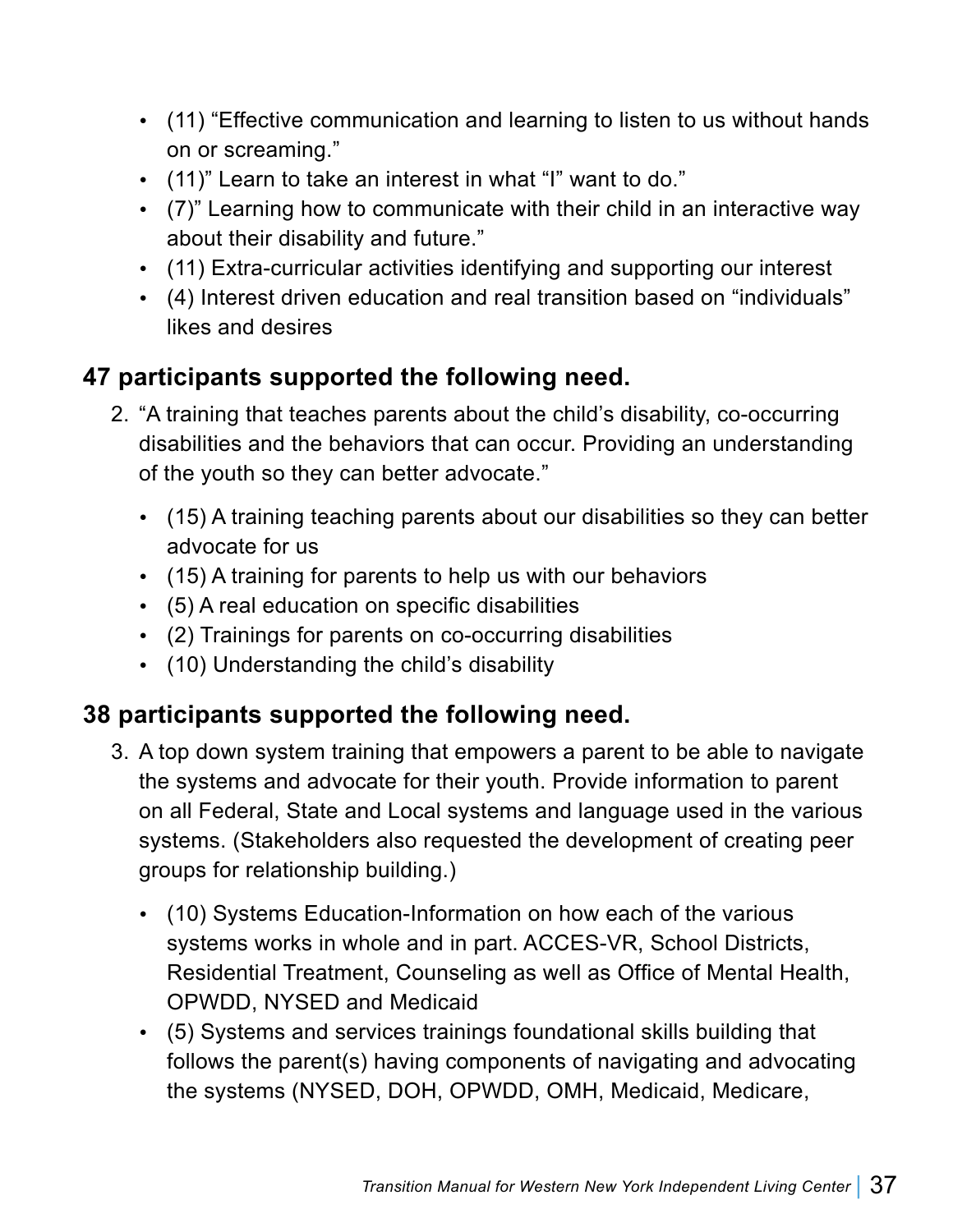- (11) "Effective communication and learning to listen to us without hands on or screaming."
- (11)" Learn to take an interest in what "I" want to do."
- (7)" Learning how to communicate with their child in an interactive way about their disability and future."
- (11) Extra-curricular activities identifying and supporting our interest
- (4) Interest driven education and real transition based on "individuals" likes and desires

### 47 participants supported the following need.

2. "A training that teaches parents about the child's disability, co-occurring disabilities and the behaviors that can occur. Providing an understanding of the youth so they can better advocate."

   - (15) A training teaching parents about our disabilities so they can better advocate for us
   - (15) A training for parents to help us with our behaviors
   - (5) A real education on specific disabilities
   - (2) Trainings for parents on co-occurring disabilities
   - (10) Understanding the child's disability

### 38 participants supported the following need.

3. A top down system training that empowers a parent to be able to navigate the systems and advocate for their youth. Provide information to parent on all Federal, State and Local systems and language used in the various systems. (Stakeholders also requested the development of creating peer groups for relationship building.)

   - (10) Systems Education-Information on how each of the various systems works in whole and in part. ACCES-VR, School Districts, Residential Treatment, Counseling as well as Office of Mental Health, OPWDD, NYSED and Medicaid
   - (5) Systems and services trainings foundational skills building that follows the parent(s) having components of navigating and advocating the systems (NYSED, DOH, OPWDD, OMH, Medicaid, Medicare,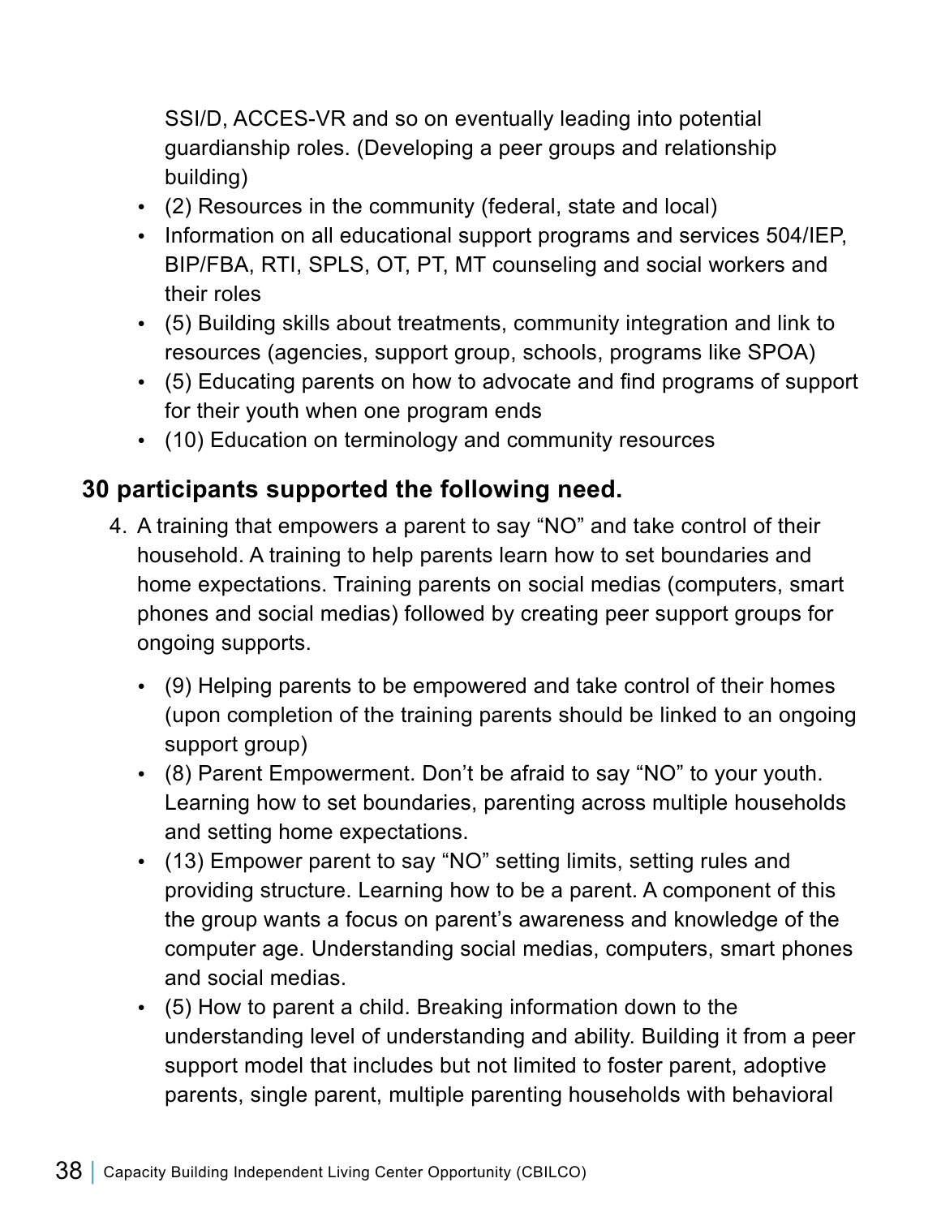SSI/D, ACCES-VR and so on eventually leading into potential guardianship roles. (Developing a peer groups and relationship building)

- (2) Resources in the community (federal, state and local)
- Information on all educational support programs and services 504/IEP, BIP/FBA, RTI, SPLS, OT, PT, MT counseling and social workers and their roles
- (5) Building skills about treatments, community integration and link to resources (agencies, support group, schools, programs like SPOA)
- (5) Educating parents on how to advocate and find programs of support for their youth when one program ends
- (10) Education on terminology and community resources

### 30 participants supported the following need.

4. A training that empowers a parent to say "NO" and take control of their household. A training to help parents learn how to set boundaries and home expectations. Training parents on social medias (computers, smart phones and social medias) followed by creating peer support groups for ongoing supports.

   - (9) Helping parents to be empowered and take control of their homes (upon completion of the training parents should be linked to an ongoing support group)
   - (8) Parent Empowerment. Don't be afraid to say "NO" to your youth. Learning how to set boundaries, parenting across multiple households and setting home expectations.
   - (13) Empower parent to say "NO" setting limits, setting rules and providing structure. Learning how to be a parent. A component of this the group wants a focus on parent's awareness and knowledge of the computer age. Understanding social medias, computers, smart phones and social medias.
   - (5) How to parent a child. Breaking information down to the understanding level of understanding and ability. Building it from a peer support model that includes but not limited to foster parent, adoptive parents, single parent, multiple parenting households with behavioral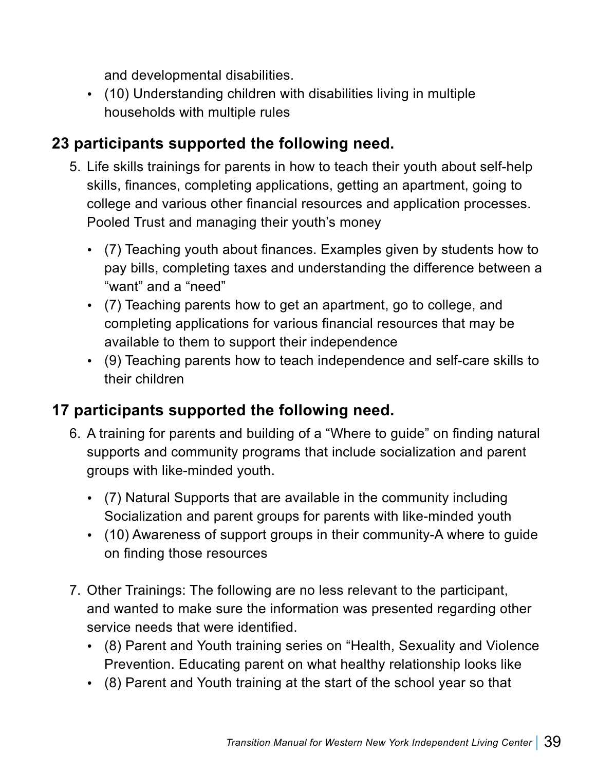and developmental disabilities.

- (10) Understanding children with disabilities living in multiple households with multiple rules

### 23 participants supported the following need.

5. Life skills trainings for parents in how to teach their youth about self-help skills, finances, completing applications, getting an apartment, going to college and various other financial resources and application processes. Pooled Trust and managing their youth's money

    - (7) Teaching youth about finances. Examples given by students how to pay bills, completing taxes and understanding the difference between a "want" and a "need"
    - (7) Teaching parents how to get an apartment, go to college, and completing applications for various financial resources that may be available to them to support their independence
    - (9) Teaching parents how to teach independence and self-care skills to their children

### 17 participants supported the following need.

6. A training for parents and building of a "Where to guide" on finding natural supports and community programs that include socialization and parent groups with like-minded youth.

    - (7) Natural Supports that are available in the community including Socialization and parent groups for parents with like-minded youth
    - (10) Awareness of support groups in their community-A where to guide on finding those resources

7. Other Trainings: The following are no less relevant to the participant, and wanted to make sure the information was presented regarding other service needs that were identified.
    - (8) Parent and Youth training series on "Health, Sexuality and Violence Prevention. Educating parent on what healthy relationship looks like
    - (8) Parent and Youth training at the start of the school year so that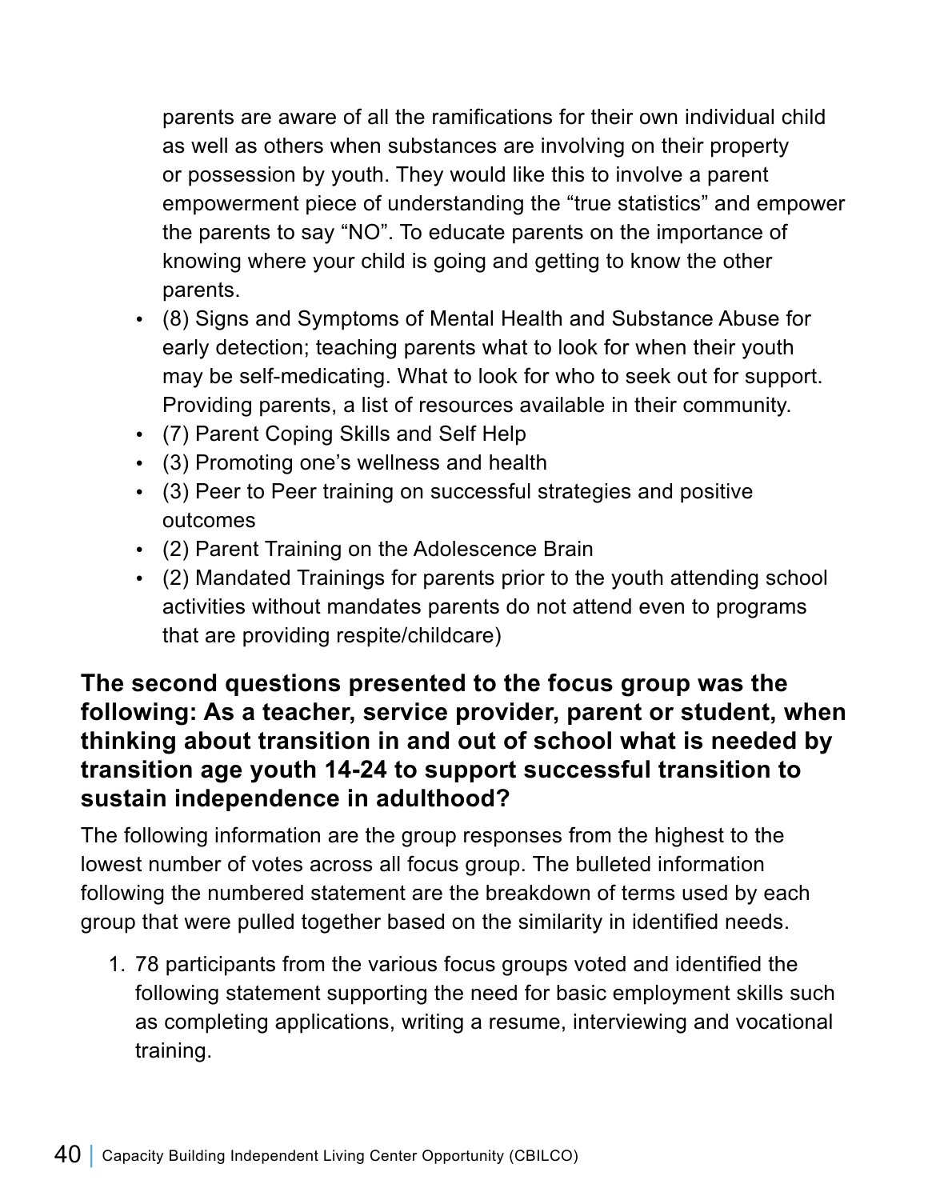parents are aware of all the ramifications for their own individual child as well as others when substances are involving on their property or possession by youth. They would like this to involve a parent empowerment piece of understanding the "true statistics" and empower the parents to say "NO". To educate parents on the importance of knowing where your child is going and getting to know the other parents.

- (8) Signs and Symptoms of Mental Health and Substance Abuse for early detection; teaching parents what to look for when their youth may be self-medicating. What to look for who to seek out for support. Providing parents, a list of resources available in their community.
- (7) Parent Coping Skills and Self Help
- (3) Promoting one's wellness and health
- (3) Peer to Peer training on successful strategies and positive outcomes
- (2) Parent Training on the Adolescence Brain
- (2) Mandated Trainings for parents prior to the youth attending school activities without mandates parents do not attend even to programs that are providing respite/childcare)

### The second questions presented to the focus group was the following: As a teacher, service provider, parent or student, when thinking about transition in and out of school what is needed by transition age youth 14-24 to support successful transition to sustain independence in adulthood?

The following information are the group responses from the highest to the lowest number of votes across all focus group. The bulleted information following the numbered statement are the breakdown of terms used by each group that were pulled together based on the similarity in identified needs.

1. 78 participants from the various focus groups voted and identified the following statement supporting the need for basic employment skills such as completing applications, writing a resume, interviewing and vocational training.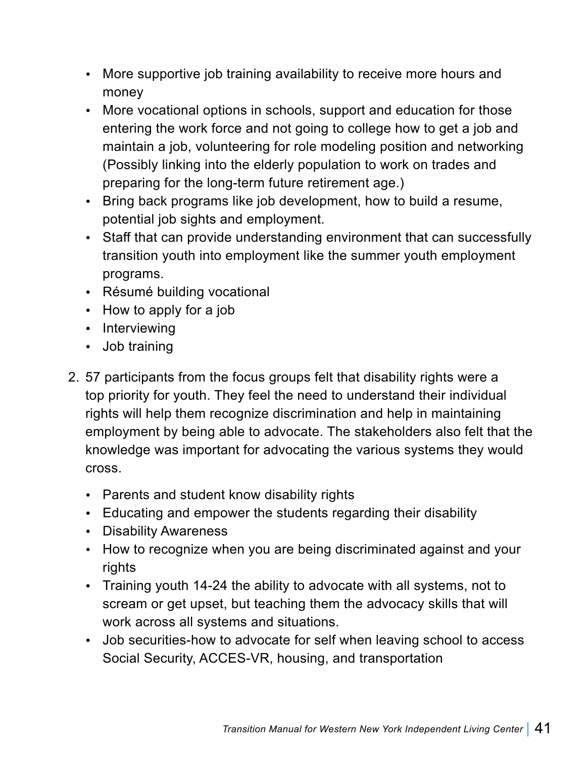- More supportive job training availability to receive more hours and money
- More vocational options in schools, support and education for those entering the work force and not going to college how to get a job and maintain a job, volunteering for role modeling position and networking (Possibly linking into the elderly population to work on trades and preparing for the long-term future retirement age.)
- Bring back programs like job development, how to build a resume, potential job sights and employment.
- Staff that can provide understanding environment that can successfully transition youth into employment like the summer youth employment programs.
- Résumé building vocational
- How to apply for a job
- Interviewing
- Job training

2. 57 participants from the focus groups felt that disability rights were a top priority for youth. They feel the need to understand their individual rights will help them recognize discrimination and help in maintaining employment by being able to advocate. The stakeholders also felt that the knowledge was important for advocating the various systems they would cross.

    - Parents and student know disability rights
    - Educating and empower the students regarding their disability
    - Disability Awareness
    - How to recognize when you are being discriminated against and your rights
    - Training youth 14-24 the ability to advocate with all systems, not to scream or get upset, but teaching them the advocacy skills that will work across all systems and situations.
    - Job securities-how to advocate for self when leaving school to access Social Security, ACCES-VR, housing, and transportation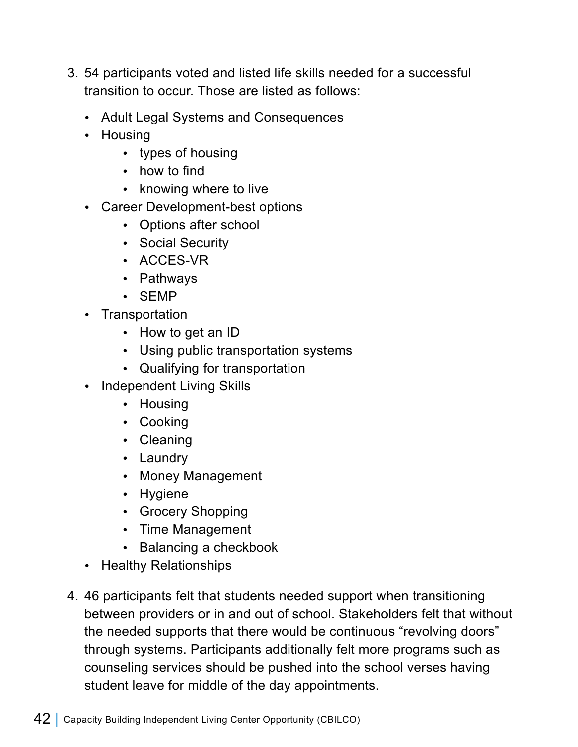3. 54 participants voted and listed life skills needed for a successful transition to occur. Those are listed as follows:

    - Adult Legal Systems and Consequences
    - Housing
        - types of housing
        - how to find
        - knowing where to live
    - Career Development-best options
        - Options after school
        - Social Security
        - ACCES-VR
        - Pathways
        - SEMP
    - Transportation
        - How to get an ID
        - Using public transportation systems
        - Qualifying for transportation
    - Independent Living Skills
        - Housing
        - Cooking
        - Cleaning
        - Laundry
        - Money Management
        - Hygiene
        - Grocery Shopping
        - Time Management
        - Balancing a checkbook
    - Healthy Relationships

4. 46 participants felt that students needed support when transitioning between providers or in and out of school. Stakeholders felt that without the needed supports that there would be continuous "revolving doors" through systems. Participants additionally felt more programs such as counseling services should be pushed into the school verses having student leave for middle of the day appointments.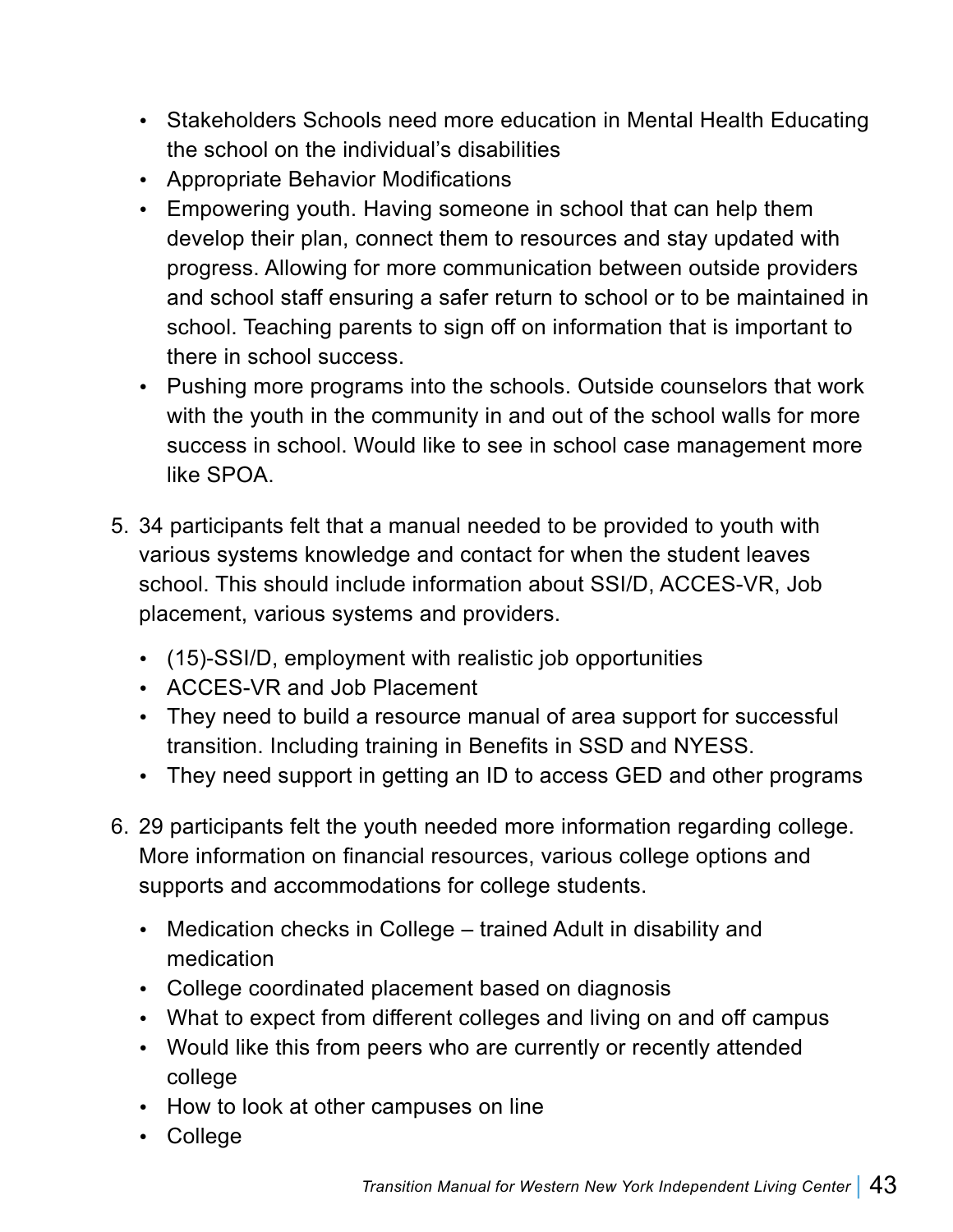- Stakeholders Schools need more education in Mental Health Educating the school on the individual's disabilities
- Appropriate Behavior Modifications
- Empowering youth. Having someone in school that can help them develop their plan, connect them to resources and stay updated with progress. Allowing for more communication between outside providers and school staff ensuring a safer return to school or to be maintained in school. Teaching parents to sign off on information that is important to there in school success.
- Pushing more programs into the schools. Outside counselors that work with the youth in the community in and out of the school walls for more success in school. Would like to see in school case management more like SPOA.

5. 34 participants felt that a manual needed to be provided to youth with various systems knowledge and contact for when the student leaves school. This should include information about SSI/D, ACCES-VR, Job placement, various systems and providers.

   - (15)-SSI/D, employment with realistic job opportunities
   - ACCES-VR and Job Placement
   - They need to build a resource manual of area support for successful transition. Including training in Benefits in SSD and NYESS.
   - They need support in getting an ID to access GED and other programs

6. 29 participants felt the youth needed more information regarding college. More information on financial resources, various college options and supports and accommodations for college students.

   - Medication checks in College – trained Adult in disability and medication
   - College coordinated placement based on diagnosis
   - What to expect from different colleges and living on and off campus
   - Would like this from peers who are currently or recently attended college
   - How to look at other campuses on line
   - College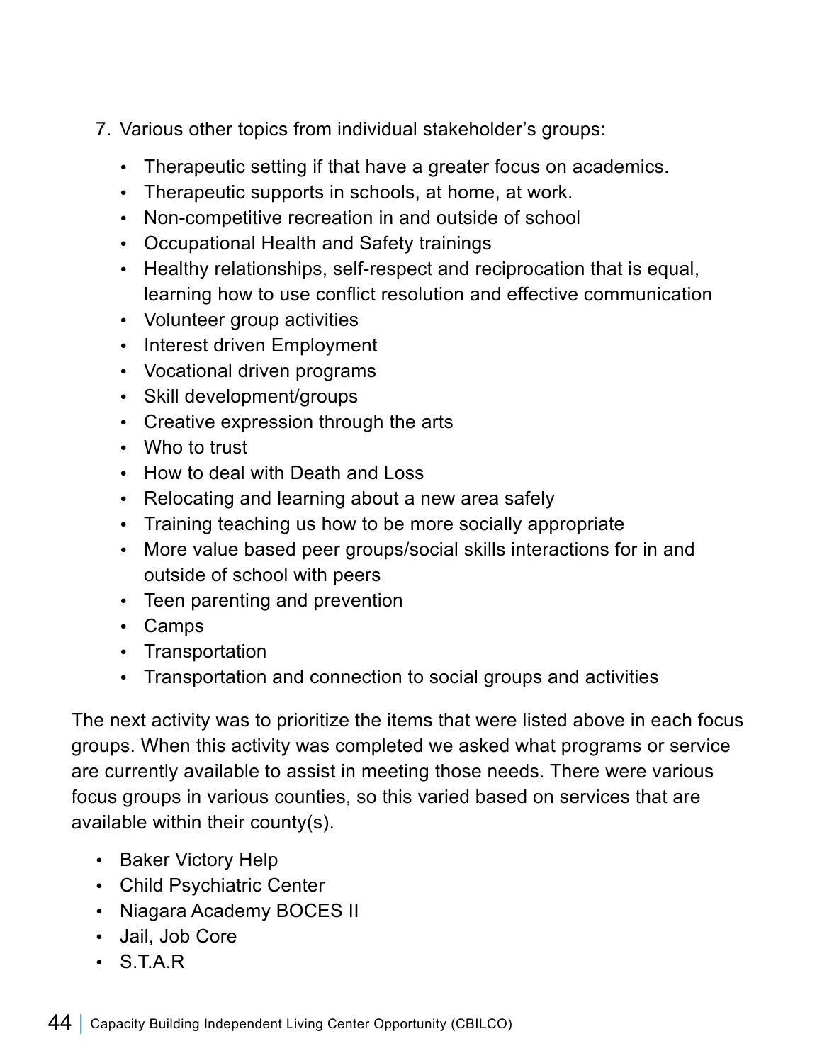7. Various other topics from individual stakeholder's groups:
   - Therapeutic setting if that have a greater focus on academics.
   - Therapeutic supports in schools, at home, at work.
   - Non-competitive recreation in and outside of school
   - Occupational Health and Safety trainings
   - Healthy relationships, self-respect and reciprocation that is equal, learning how to use conflict resolution and effective communication
   - Volunteer group activities
   - Interest driven Employment
   - Vocational driven programs
   - Skill development/groups
   - Creative expression through the arts
   - Who to trust
   - How to deal with Death and Loss
   - Relocating and learning about a new area safely
   - Training teaching us how to be more socially appropriate
   - More value based peer groups/social skills interactions for in and outside of school with peers
   - Teen parenting and prevention
   - Camps
   - Transportation
   - Transportation and connection to social groups and activities

The next activity was to prioritize the items that were listed above in each focus groups. When this activity was completed we asked what programs or service are currently available to assist in meeting those needs. There were various focus groups in various counties, so this varied based on services that are available within their county(s).

- Baker Victory Help
- Child Psychiatric Center
- Niagara Academy BOCES II
- Jail, Job Core
- S.T.A.R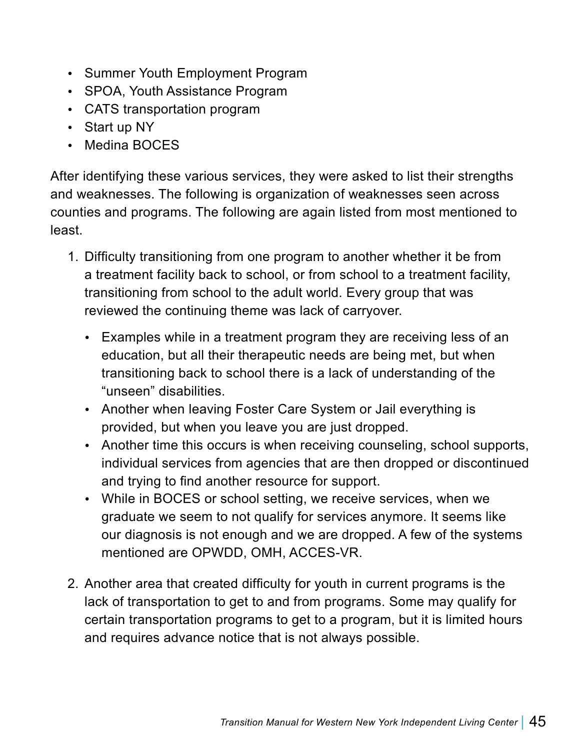- Summer Youth Employment Program
- SPOA, Youth Assistance Program
- CATS transportation program
- Start up NY
- Medina BOCES

After identifying these various services, they were asked to list their strengths and weaknesses. The following is organization of weaknesses seen across counties and programs. The following are again listed from most mentioned to least.

1. Difficulty transitioning from one program to another whether it be from a treatment facility back to school, or from school to a treatment facility, transitioning from school to the adult world. Every group that was reviewed the continuing theme was lack of carryover.

   - Examples while in a treatment program they are receiving less of an education, but all their therapeutic needs are being met, but when transitioning back to school there is a lack of understanding of the "unseen" disabilities.
   - Another when leaving Foster Care System or Jail everything is provided, but when you leave you are just dropped.
   - Another time this occurs is when receiving counseling, school supports, individual services from agencies that are then dropped or discontinued and trying to find another resource for support.
   - While in BOCES or school setting, we receive services, when we graduate we seem to not qualify for services anymore. It seems like our diagnosis is not enough and we are dropped. A few of the systems mentioned are OPWDD, OMH, ACCES-VR.

2. Another area that created difficulty for youth in current programs is the lack of transportation to get to and from programs. Some may qualify for certain transportation programs to get to a program, but it is limited hours and requires advance notice that is not always possible.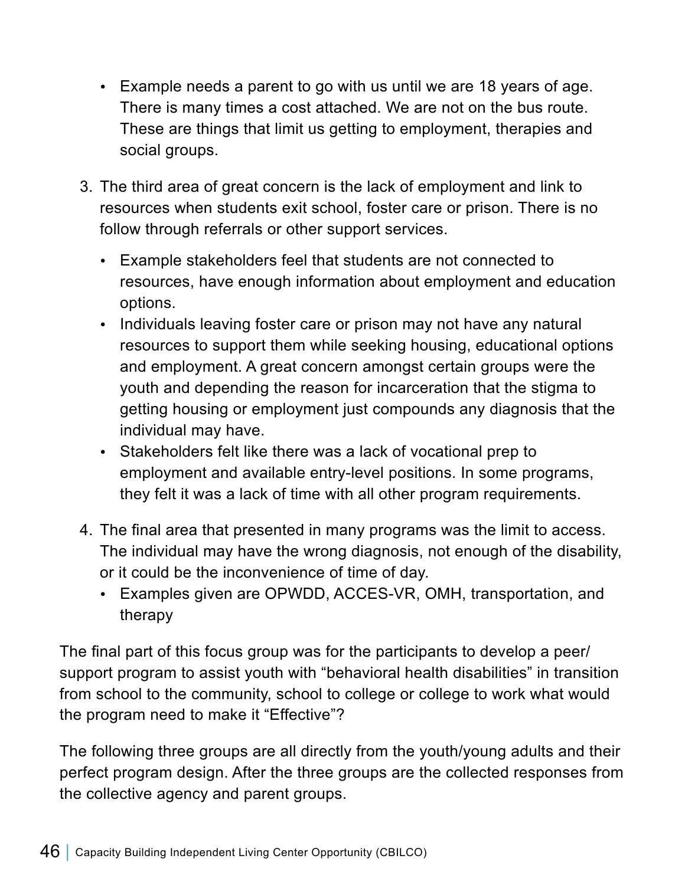- Example needs a parent to go with us until we are 18 years of age. There is many times a cost attached. We are not on the bus route. These are things that limit us getting to employment, therapies and social groups.

3. The third area of great concern is the lack of employment and link to resources when students exit school, foster care or prison. There is no follow through referrals or other support services.

   - Example stakeholders feel that students are not connected to resources, have enough information about employment and education options.
   - Individuals leaving foster care or prison may not have any natural resources to support them while seeking housing, educational options and employment. A great concern amongst certain groups were the youth and depending the reason for incarceration that the stigma to getting housing or employment just compounds any diagnosis that the individual may have.
   - Stakeholders felt like there was a lack of vocational prep to employment and available entry-level positions. In some programs, they felt it was a lack of time with all other program requirements.

4. The final area that presented in many programs was the limit to access. The individual may have the wrong diagnosis, not enough of the disability, or it could be the inconvenience of time of day.
   - Examples given are OPWDD, ACCES-VR, OMH, transportation, and therapy

The final part of this focus group was for the participants to develop a peer/support program to assist youth with "behavioral health disabilities" in transition from school to the community, school to college or college to work what would the program need to make it "Effective"?

The following three groups are all directly from the youth/young adults and their perfect program design. After the three groups are the collected responses from the collective agency and parent groups.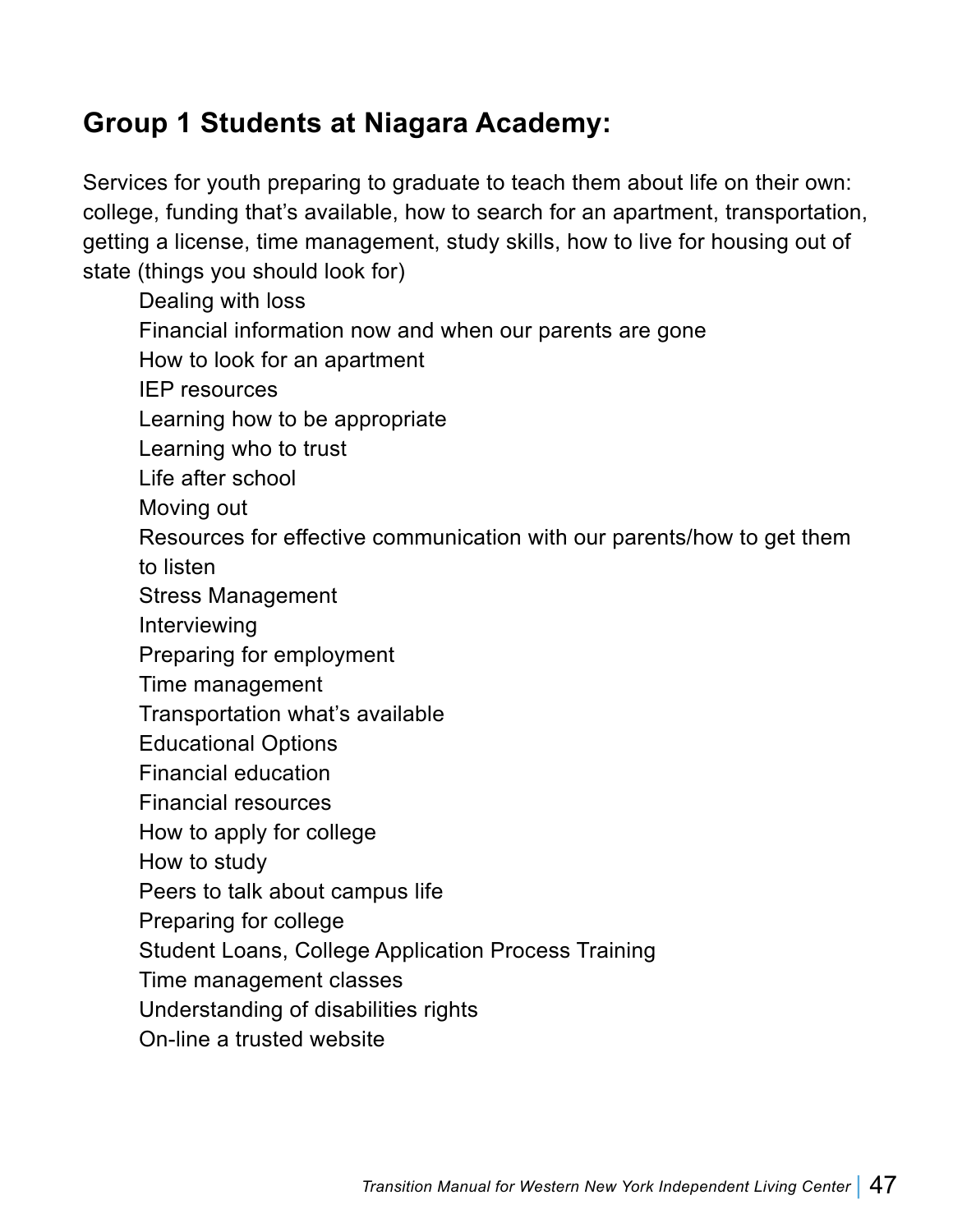## Group 1 Students at Niagara Academy:

Services for youth preparing to graduate to teach them about life on their own: college, funding that's available, how to search for an apartment, transportation, getting a license, time management, study skills, how to live for housing out of state (things you should look for)

- Dealing with loss
- Financial information now and when our parents are gone
- How to look for an apartment
- IEP resources
- Learning how to be appropriate
- Learning who to trust
- Life after school
- Moving out
- Resources for effective communication with our parents/how to get them to listen
- Stress Management
- Interviewing
- Preparing for employment
- Time management
- Transportation what's available
- Educational Options
- Financial education
- Financial resources
- How to apply for college
- How to study
- Peers to talk about campus life
- Preparing for college
- Student Loans, College Application Process Training
- Time management classes
- Understanding of disabilities rights
- On-line a trusted website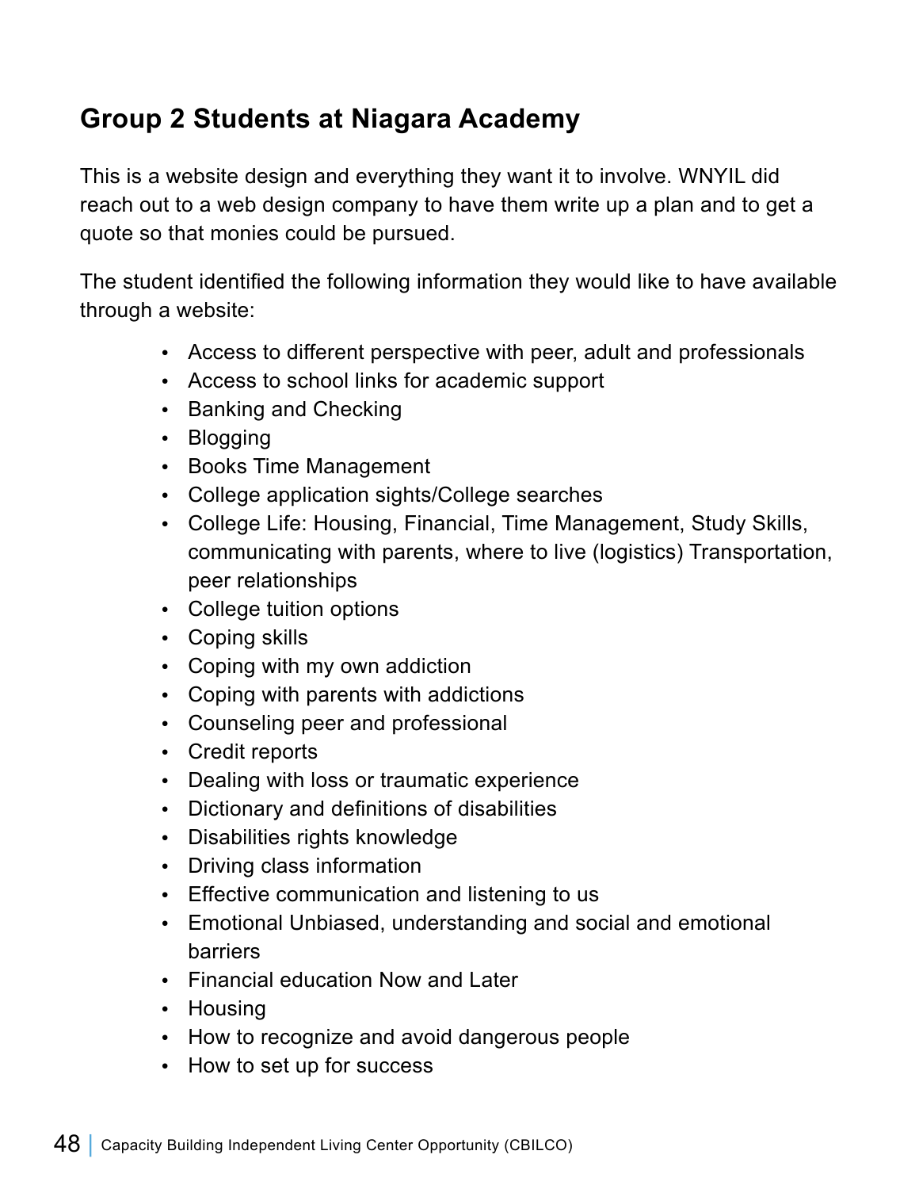## Group 2 Students at Niagara Academy

This is a website design and everything they want it to involve. WNYIL did reach out to a web design company to have them write up a plan and to get a quote so that monies could be pursued.

The student identified the following information they would like to have available through a website:

- Access to different perspective with peer, adult and professionals
- Access to school links for academic support
- Banking and Checking
- Blogging
- Books Time Management
- College application sights/College searches
- College Life: Housing, Financial, Time Management, Study Skills, communicating with parents, where to live (logistics) Transportation, peer relationships
- College tuition options
- Coping skills
- Coping with my own addiction
- Coping with parents with addictions
- Counseling peer and professional
- Credit reports
- Dealing with loss or traumatic experience
- Dictionary and definitions of disabilities
- Disabilities rights knowledge
- Driving class information
- Effective communication and listening to us
- Emotional Unbiased, understanding and social and emotional barriers
- Financial education Now and Later
- Housing
- How to recognize and avoid dangerous people
- How to set up for success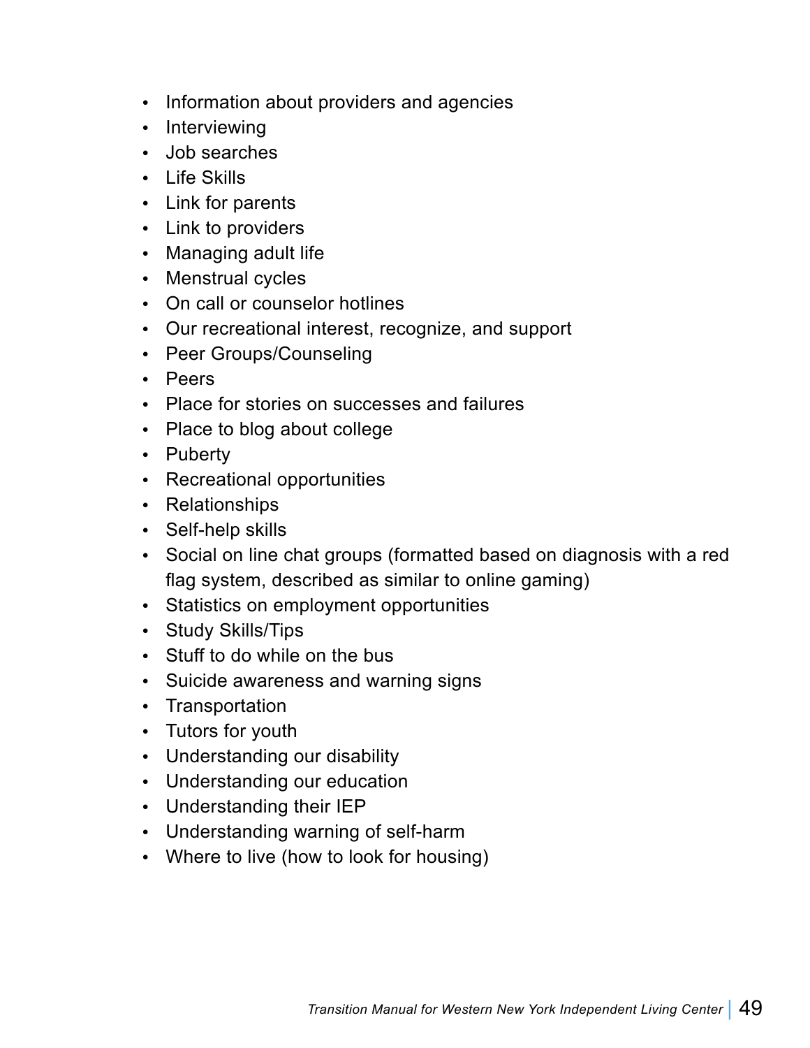- Information about providers and agencies
- Interviewing
- Job searches
- Life Skills
- Link for parents
- Link to providers
- Managing adult life
- Menstrual cycles
- On call or counselor hotlines
- Our recreational interest, recognize, and support
- Peer Groups/Counseling
- Peers
- Place for stories on successes and failures
- Place to blog about college
- Puberty
- Recreational opportunities
- Relationships
- Self-help skills
- Social on line chat groups (formatted based on diagnosis with a red flag system, described as similar to online gaming)
- Statistics on employment opportunities
- Study Skills/Tips
- Stuff to do while on the bus
- Suicide awareness and warning signs
- Transportation
- Tutors for youth
- Understanding our disability
- Understanding our education
- Understanding their IEP
- Understanding warning of self-harm
- Where to live (how to look for housing)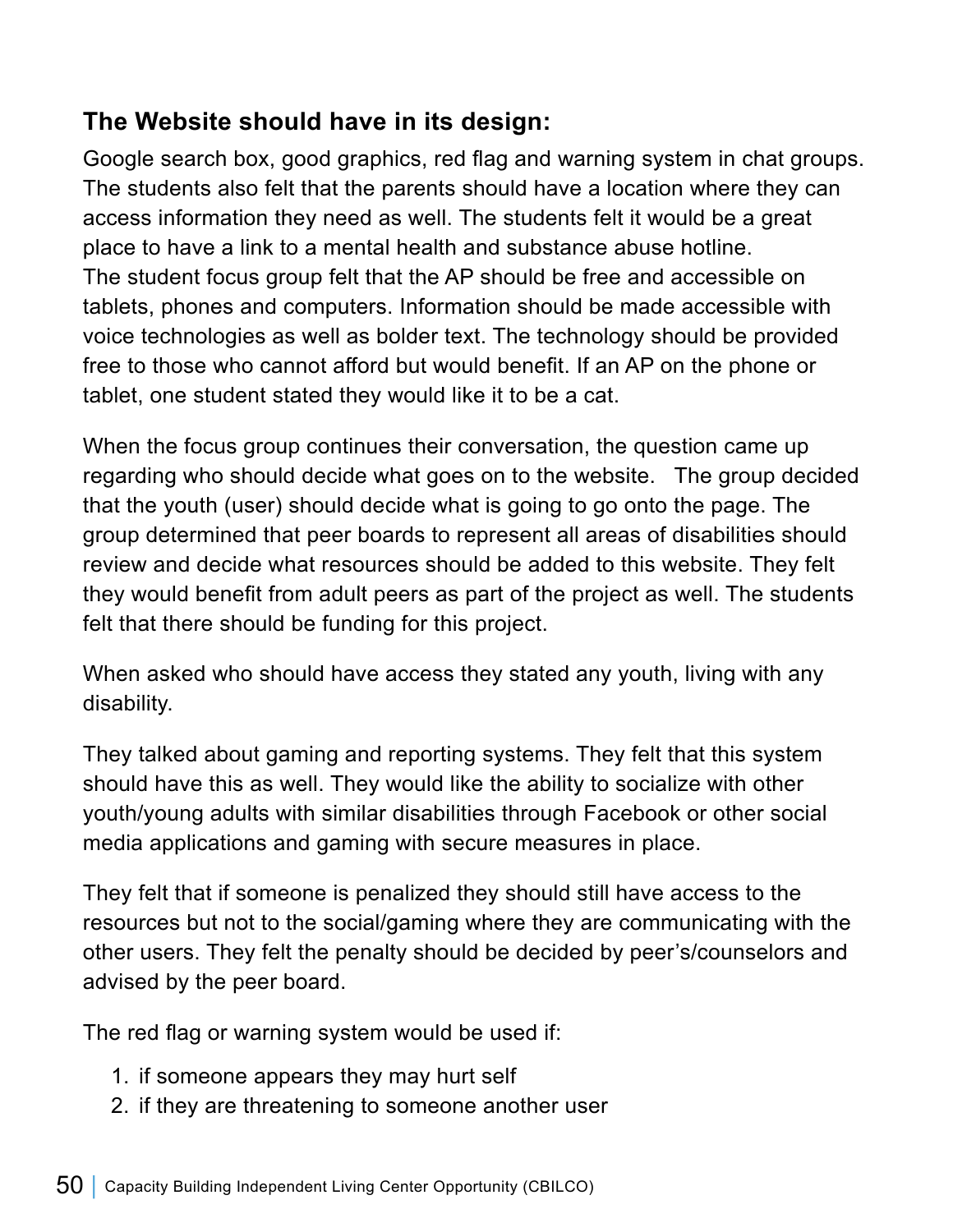### The Website should have in its design:

Google search box, good graphics, red flag and warning system in chat groups. The students also felt that the parents should have a location where they can access information they need as well. The students felt it would be a great place to have a link to a mental health and substance abuse hotline.
The student focus group felt that the AP should be free and accessible on tablets, phones and computers. Information should be made accessible with voice technologies as well as bolder text. The technology should be provided free to those who cannot afford but would benefit. If an AP on the phone or tablet, one student stated they would like it to be a cat.

When the focus group continues their conversation, the question came up regarding who should decide what goes on to the website. The group decided that the youth (user) should decide what is going to go onto the page. The group determined that peer boards to represent all areas of disabilities should review and decide what resources should be added to this website. They felt they would benefit from adult peers as part of the project as well. The students felt that there should be funding for this project.

When asked who should have access they stated any youth, living with any disability.

They talked about gaming and reporting systems. They felt that this system should have this as well. They would like the ability to socialize with other youth/young adults with similar disabilities through Facebook or other social media applications and gaming with secure measures in place.

They felt that if someone is penalized they should still have access to the resources but not to the social/gaming where they are communicating with the other users. They felt the penalty should be decided by peer's/counselors and advised by the peer board.

The red flag or warning system would be used if:

1. if someone appears they may hurt self
2. if they are threatening to someone another user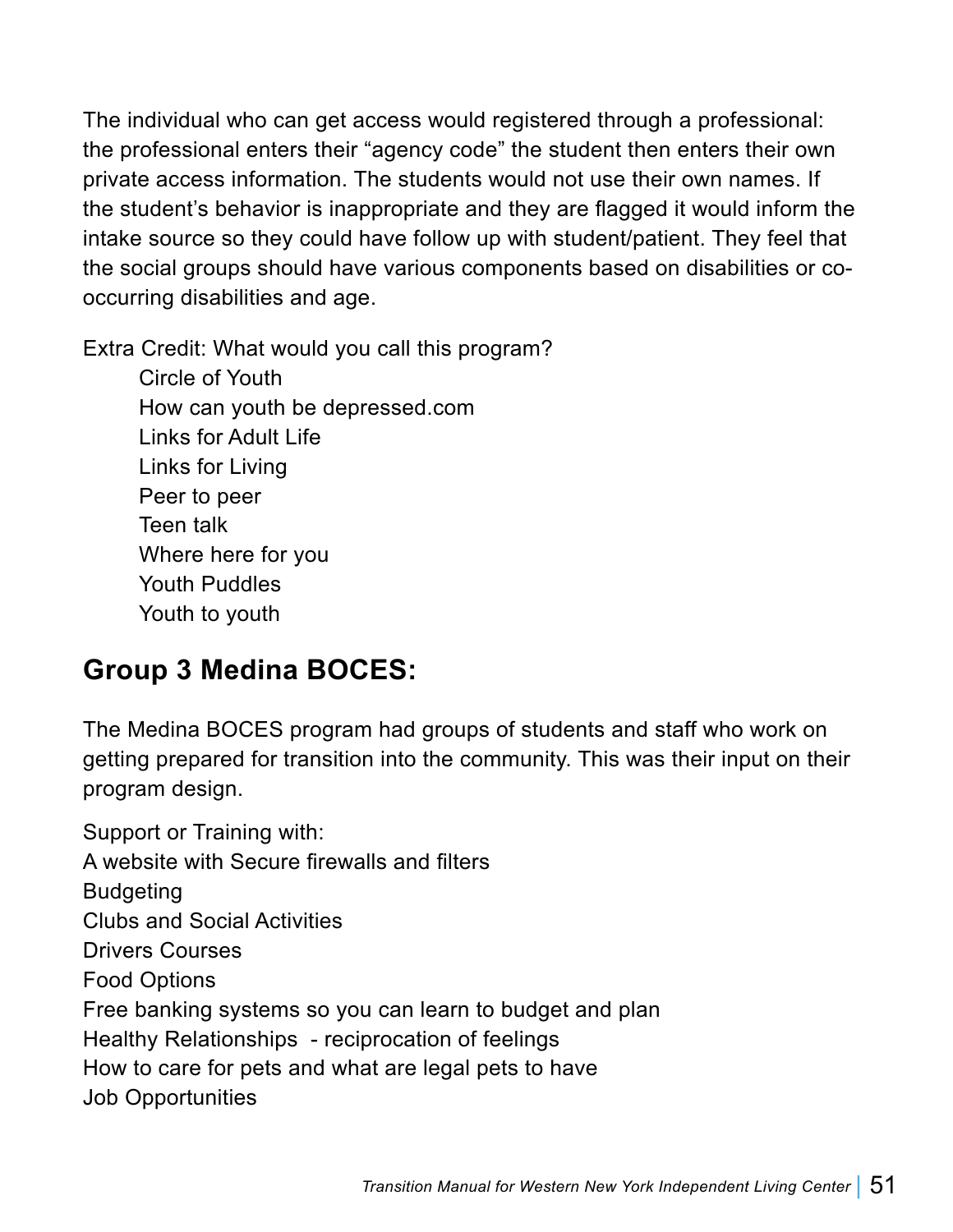The individual who can get access would registered through a professional: the professional enters their "agency code" the student then enters their own private access information. The students would not use their own names. If the student's behavior is inappropriate and they are flagged it would inform the intake source so they could have follow up with student/patient. They feel that the social groups should have various components based on disabilities or co-occurring disabilities and age.

Extra Credit: What would you call this program?

- Circle of Youth
- How can youth be depressed.com
- Links for Adult Life
- Links for Living
- Peer to peer
- Teen talk
- Where here for you
- Youth Puddles
- Youth to youth

## Group 3 Medina BOCES:

The Medina BOCES program had groups of students and staff who work on getting prepared for transition into the community. This was their input on their program design.

Support or Training with:
A website with Secure firewalls and filters
Budgeting
Clubs and Social Activities
Drivers Courses
Food Options
Free banking systems so you can learn to budget and plan
Healthy Relationships - reciprocation of feelings
How to care for pets and what are legal pets to have
Job Opportunities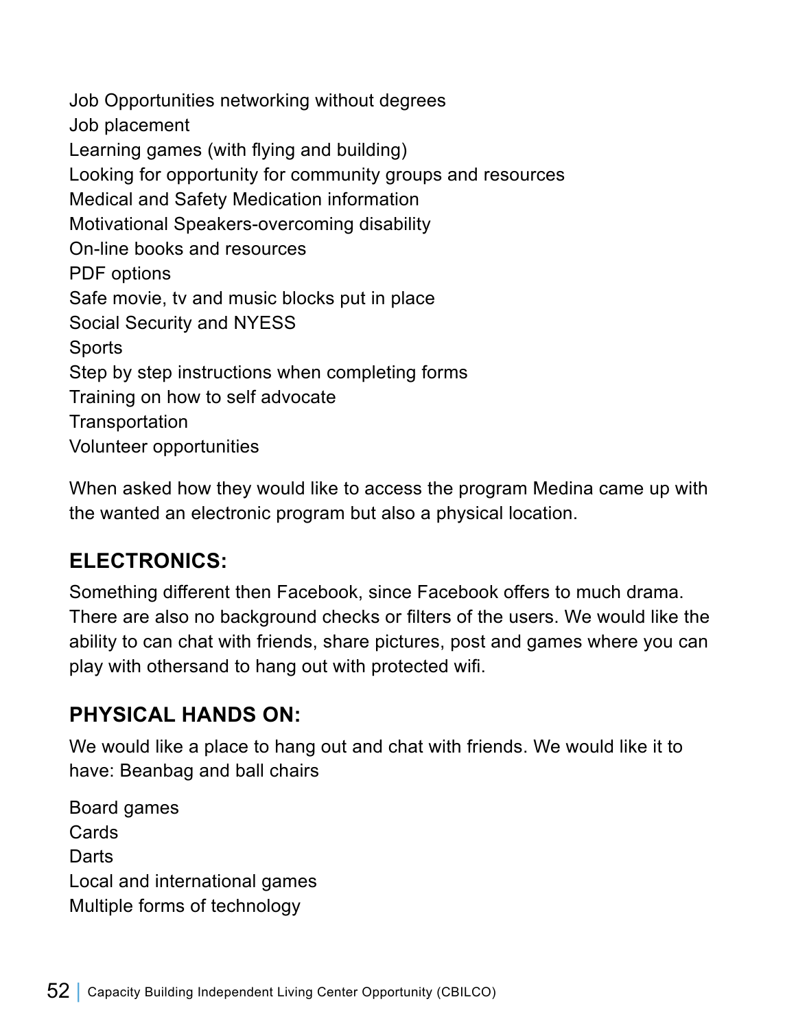Job Opportunities networking without degrees
Job placement
Learning games (with flying and building)
Looking for opportunity for community groups and resources
Medical and Safety Medication information
Motivational Speakers-overcoming disability
On-line books and resources
PDF options
Safe movie, tv and music blocks put in place
Social Security and NYESS
Sports
Step by step instructions when completing forms
Training on how to self advocate
Transportation
Volunteer opportunities

When asked how they would like to access the program Medina came up with the wanted an electronic program but also a physical location.

## ELECTRONICS:

Something different then Facebook, since Facebook offers to much drama. There are also no background checks or filters of the users. We would like the ability to can chat with friends, share pictures, post and games where you can play with othersand to hang out with protected wifi.

## PHYSICAL HANDS ON:

We would like a place to hang out and chat with friends. We would like it to have: Beanbag and ball chairs

Board games
Cards
Darts
Local and international games
Multiple forms of technology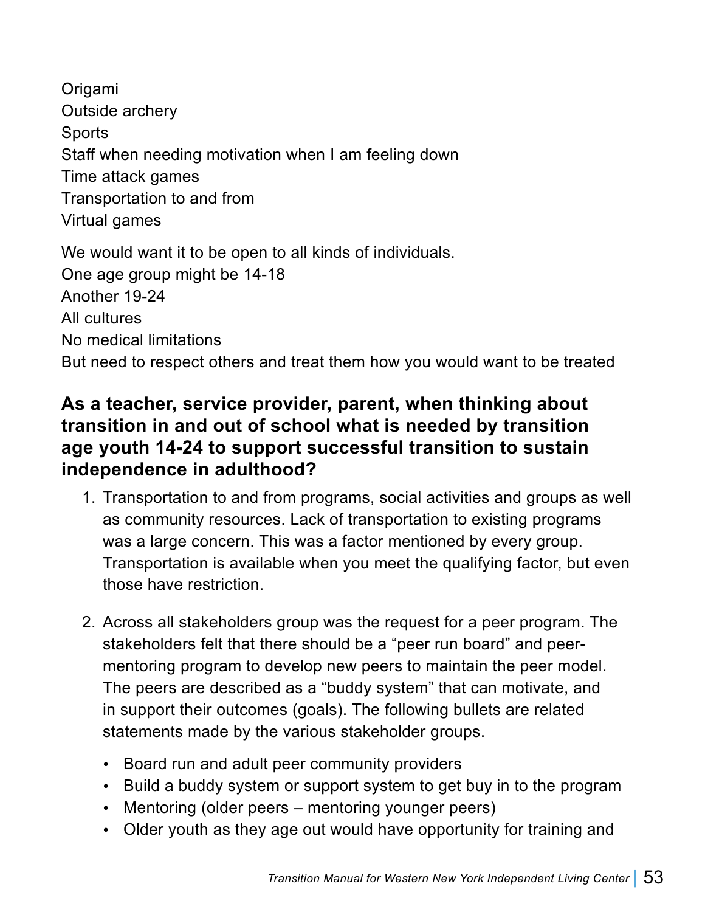Origami
Outside archery
Sports
Staff when needing motivation when I am feeling down
Time attack games
Transportation to and from
Virtual games

We would want it to be open to all kinds of individuals.
One age group might be 14-18
Another 19-24
All cultures
No medical limitations
But need to respect others and treat them how you would want to be treated

### As a teacher, service provider, parent, when thinking about transition in and out of school what is needed by transition age youth 14-24 to support successful transition to sustain independence in adulthood?

1. Transportation to and from programs, social activities and groups as well as community resources. Lack of transportation to existing programs was a large concern. This was a factor mentioned by every group. Transportation is available when you meet the qualifying factor, but even those have restriction.

2. Across all stakeholders group was the request for a peer program. The stakeholders felt that there should be a "peer run board" and peer-mentoring program to develop new peers to maintain the peer model. The peers are described as a "buddy system" that can motivate, and in support their outcomes (goals). The following bullets are related statements made by the various stakeholder groups.

    - Board run and adult peer community providers
    - Build a buddy system or support system to get buy in to the program
    - Mentoring (older peers – mentoring younger peers)
    - Older youth as they age out would have opportunity for training and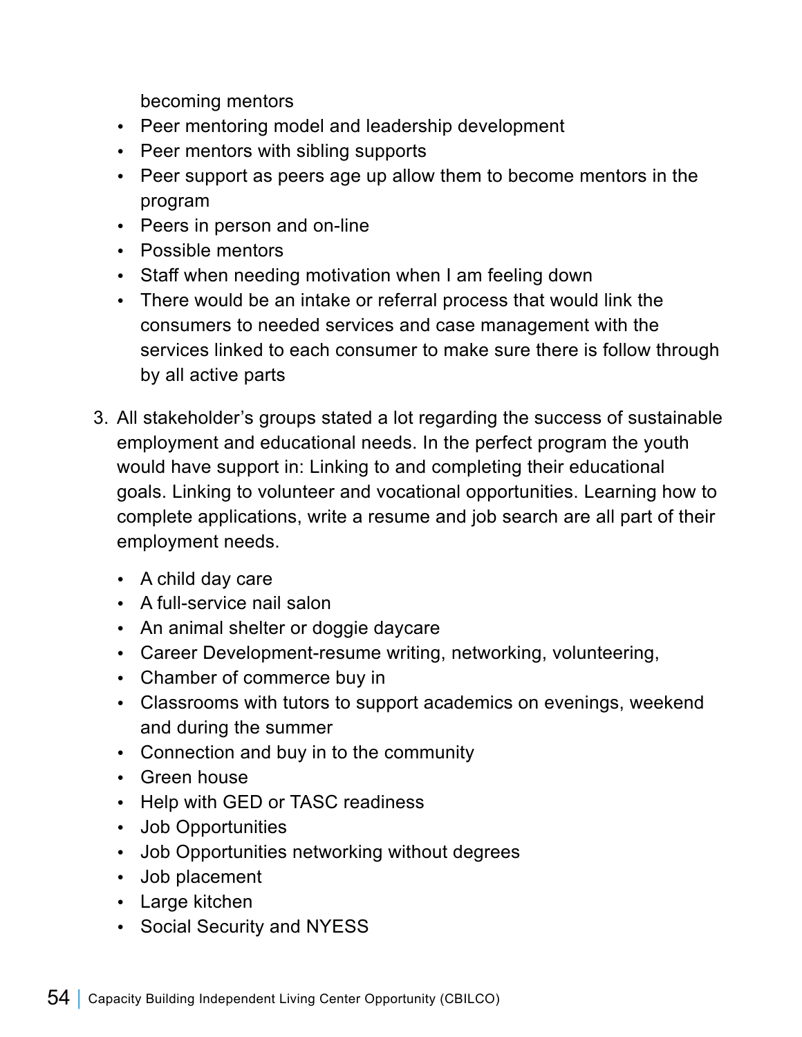becoming mentors

- Peer mentoring model and leadership development
- Peer mentors with sibling supports
- Peer support as peers age up allow them to become mentors in the program
- Peers in person and on-line
- Possible mentors
- Staff when needing motivation when I am feeling down
- There would be an intake or referral process that would link the consumers to needed services and case management with the services linked to each consumer to make sure there is follow through by all active parts

3. All stakeholder's groups stated a lot regarding the success of sustainable employment and educational needs. In the perfect program the youth would have support in: Linking to and completing their educational goals. Linking to volunteer and vocational opportunities. Learning how to complete applications, write a resume and job search are all part of their employment needs.

   - A child day care
   - A full-service nail salon
   - An animal shelter or doggie daycare
   - Career Development-resume writing, networking, volunteering,
   - Chamber of commerce buy in
   - Classrooms with tutors to support academics on evenings, weekend and during the summer
   - Connection and buy in to the community
   - Green house
   - Help with GED or TASC readiness
   - Job Opportunities
   - Job Opportunities networking without degrees
   - Job placement
   - Large kitchen
   - Social Security and NYESS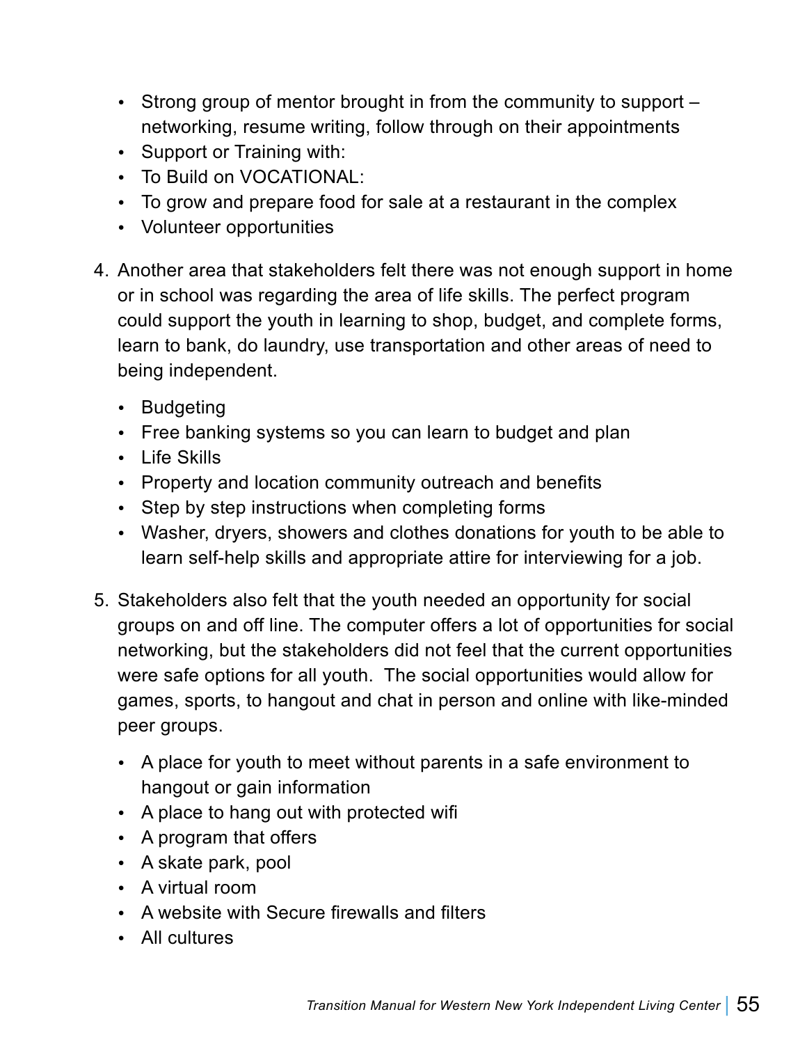- Strong group of mentor brought in from the community to support – networking, resume writing, follow through on their appointments
- Support or Training with:
- To Build on VOCATIONAL:
- To grow and prepare food for sale at a restaurant in the complex
- Volunteer opportunities

4. Another area that stakeholders felt there was not enough support in home or in school was regarding the area of life skills. The perfect program could support the youth in learning to shop, budget, and complete forms, learn to bank, do laundry, use transportation and other areas of need to being independent.

   - Budgeting
   - Free banking systems so you can learn to budget and plan
   - Life Skills
   - Property and location community outreach and benefits
   - Step by step instructions when completing forms
   - Washer, dryers, showers and clothes donations for youth to be able to learn self-help skills and appropriate attire for interviewing for a job.

5. Stakeholders also felt that the youth needed an opportunity for social groups on and off line. The computer offers a lot of opportunities for social networking, but the stakeholders did not feel that the current opportunities were safe options for all youth. The social opportunities would allow for games, sports, to hangout and chat in person and online with like-minded peer groups.

   - A place for youth to meet without parents in a safe environment to hangout or gain information
   - A place to hang out with protected wifi
   - A program that offers
   - A skate park, pool
   - A virtual room
   - A website with Secure firewalls and filters
   - All cultures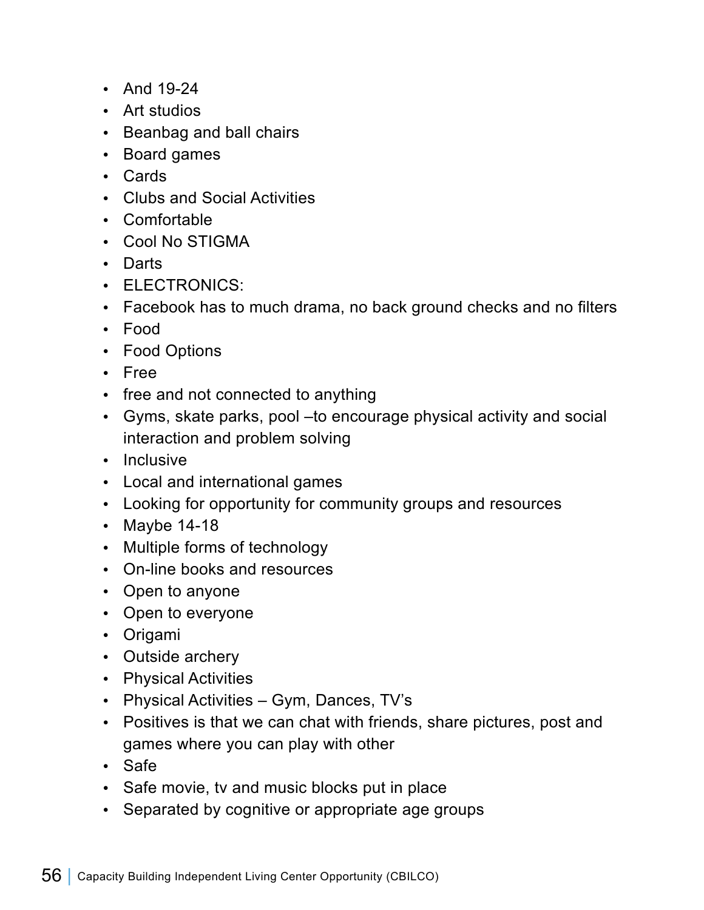- And 19-24
- Art studios
- Beanbag and ball chairs
- Board games
- Cards
- Clubs and Social Activities
- Comfortable
- Cool No STIGMA
- Darts
- ELECTRONICS:
- Facebook has to much drama, no back ground checks and no filters
- Food
- Food Options
- Free
- free and not connected to anything
- Gyms, skate parks, pool –to encourage physical activity and social interaction and problem solving
- Inclusive
- Local and international games
- Looking for opportunity for community groups and resources
- Maybe 14-18
- Multiple forms of technology
- On-line books and resources
- Open to anyone
- Open to everyone
- Origami
- Outside archery
- Physical Activities
- Physical Activities – Gym, Dances, TV's
- Positives is that we can chat with friends, share pictures, post and games where you can play with other
- Safe
- Safe movie, tv and music blocks put in place
- Separated by cognitive or appropriate age groups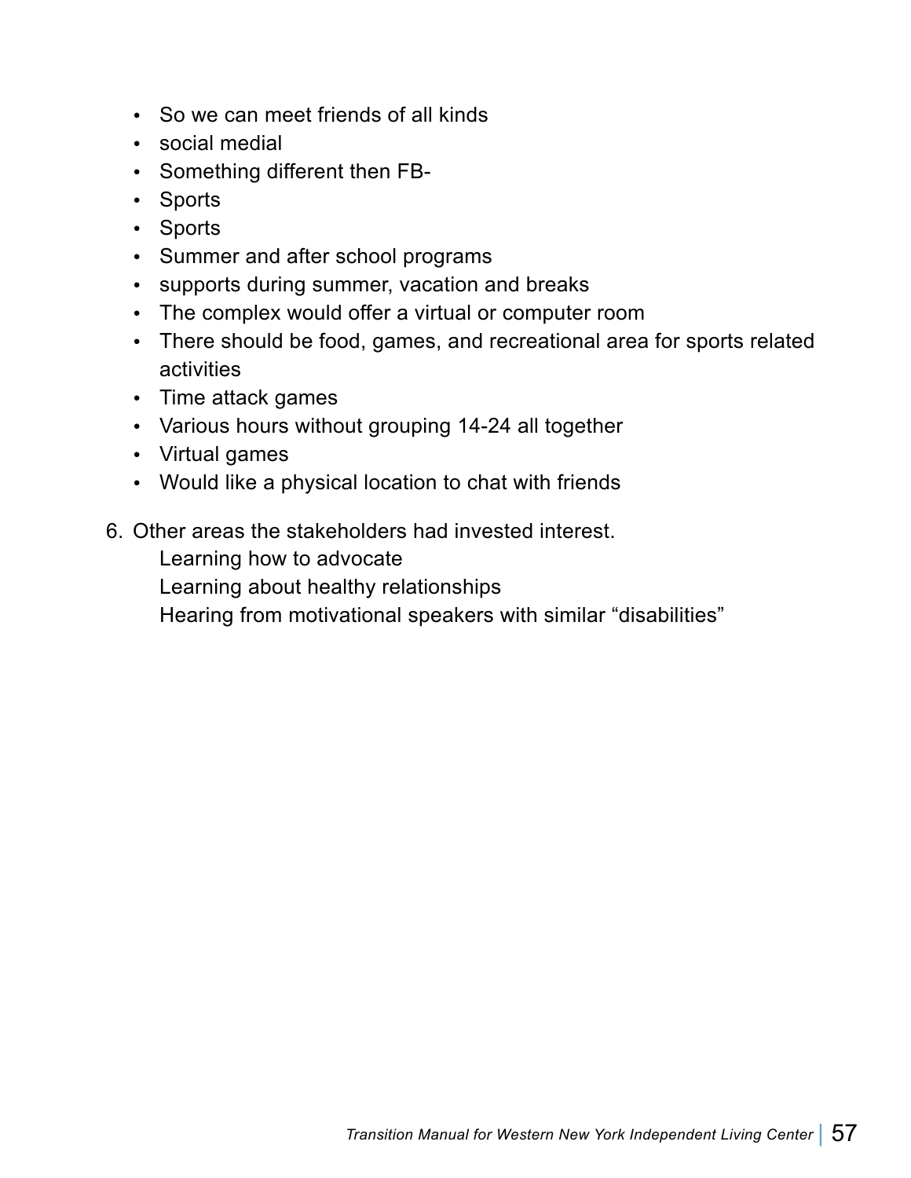- So we can meet friends of all kinds
- social medial
- Something different then FB-
- Sports
- Sports
- Summer and after school programs
- supports during summer, vacation and breaks
- The complex would offer a virtual or computer room
- There should be food, games, and recreational area for sports related activities
- Time attack games
- Various hours without grouping 14-24 all together
- Virtual games
- Would like a physical location to chat with friends

6. Other areas the stakeholders had invested interest.

   Learning how to advocate

   Learning about healthy relationships

   Hearing from motivational speakers with similar "disabilities"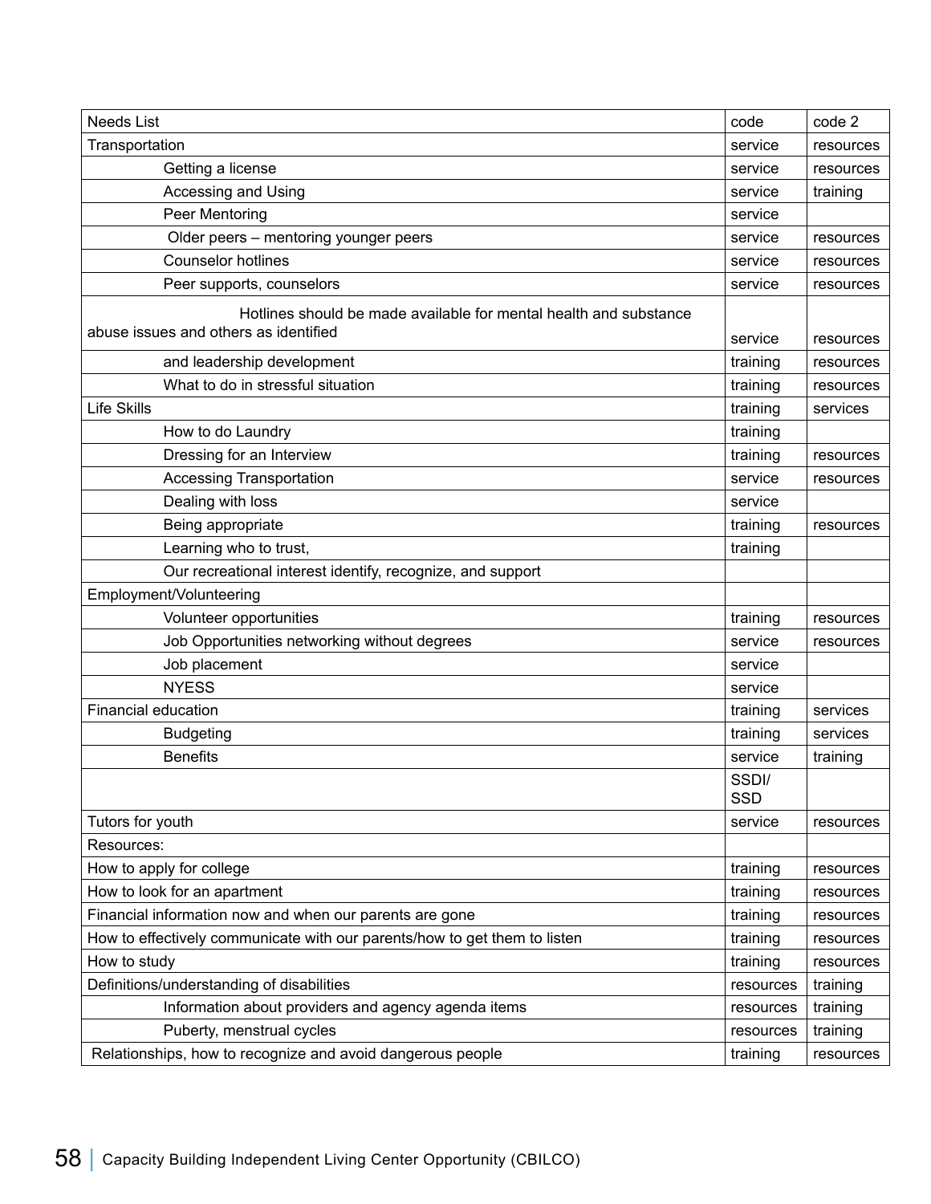| Needs List | code | code 2 |
|---|---|---|
| Transportation | service | resources |
| Getting a license | service | resources |
| Accessing and Using | service | training |
| Peer Mentoring | service | |
| Older peers – mentoring younger peers | service | resources |
| Counselor hotlines | service | resources |
| Peer supports, counselors | service | resources |
| Hotlines should be made available for mental health and substance abuse issues and others as identified | service | resources |
| and leadership development | training | resources |
| What to do in stressful situation | training | resources |
| Life Skills | training | services |
| How to do Laundry | training | |
| Dressing for an Interview | training | resources |
| Accessing Transportation | service | resources |
| Dealing with loss | service | |
| Being appropriate | training | resources |
| Learning who to trust, | training | |
| Our recreational interest identify, recognize, and support | | |
| Employment/Volunteering | | |
| Volunteer opportunities | training | resources |
| Job Opportunities networking without degrees | service | resources |
| Job placement | service | |
| NYESS | service | |
| Financial education | training | services |
| Budgeting | training | services |
| Benefits | service | training |
| | SSDI/ SSD | |
| Tutors for youth | service | resources |
| Resources: | | |
| How to apply for college | training | resources |
| How to look for an apartment | training | resources |
| Financial information now and when our parents are gone | training | resources |
| How to effectively communicate with our parents/how to get them to listen | training | resources |
| How to study | training | resources |
| Definitions/understanding of disabilities | resources | training |
| Information about providers and agency agenda items | resources | training |
| Puberty, menstrual cycles | resources | training |
| Relationships, how to recognize and avoid dangerous people | training | resources |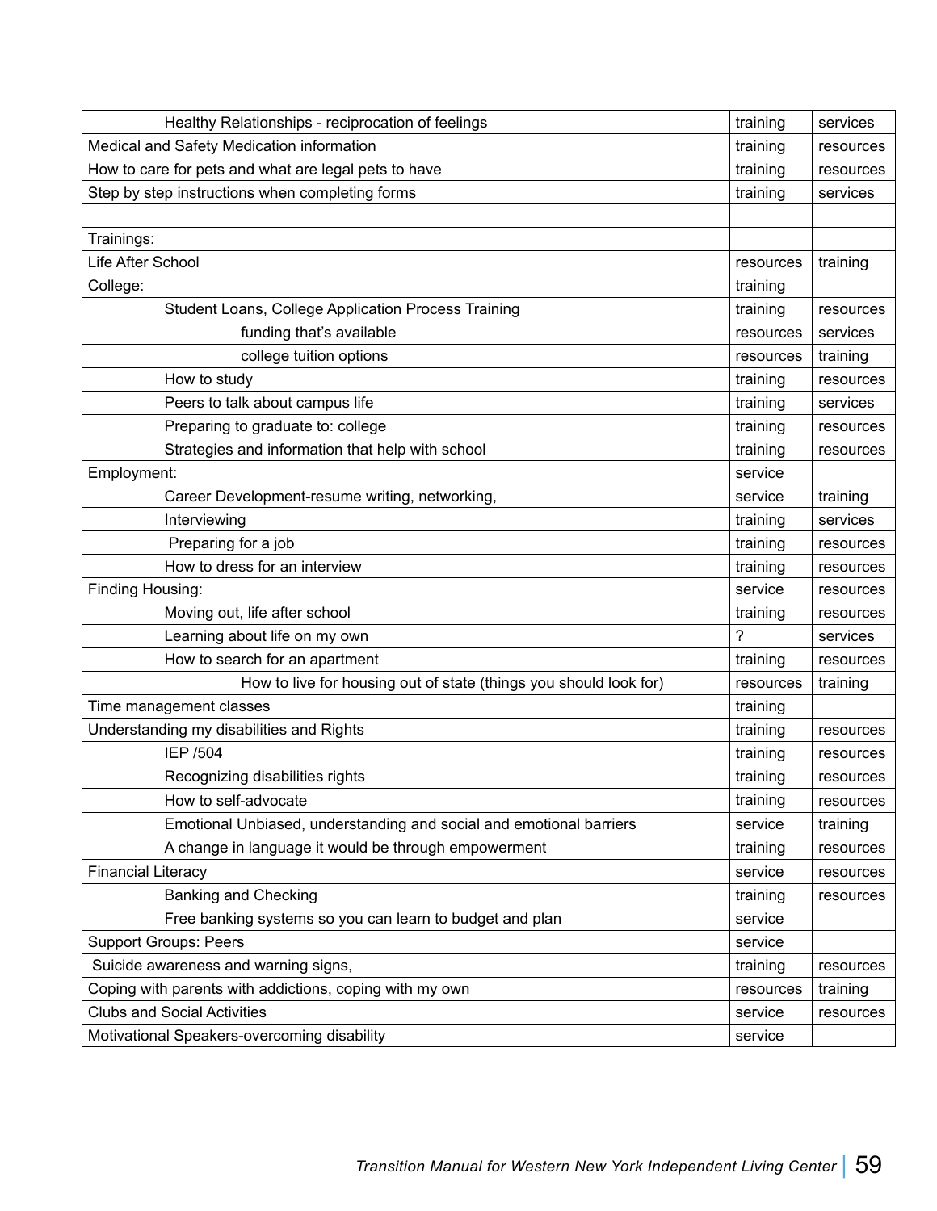| | | |
|---|---|---|
| Healthy Relationships - reciprocation of feelings | training | services |
| Medical and Safety Medication information | training | resources |
| How to care for pets and what are legal pets to have | training | resources |
| Step by step instructions when completing forms | training | services |
| | | |
| Trainings: | | |
| Life After School | resources | training |
| College: | training | |
| Student Loans, College Application Process Training | training | resources |
| funding that's available | resources | services |
| college tuition options | resources | training |
| How to study | training | resources |
| Peers to talk about campus life | training | services |
| Preparing to graduate to: college | training | resources |
| Strategies and information that help with school | training | resources |
| Employment: | service | |
| Career Development-resume writing, networking, | service | training |
| Interviewing | training | services |
| Preparing for a job | training | resources |
| How to dress for an interview | training | resources |
| Finding Housing: | service | resources |
| Moving out, life after school | training | resources |
| Learning about life on my own | ? | services |
| How to search for an apartment | training | resources |
| How to live for housing out of state (things you should look for) | resources | training |
| Time management classes | training | |
| Understanding my disabilities and Rights | training | resources |
| IEP /504 | training | resources |
| Recognizing disabilities rights | training | resources |
| How to self-advocate | training | resources |
| Emotional Unbiased, understanding and social and emotional barriers | service | training |
| A change in language it would be through empowerment | training | resources |
| Financial Literacy | service | resources |
| Banking and Checking | training | resources |
| Free banking systems so you can learn to budget and plan | service | |
| Support Groups: Peers | service | |
| Suicide awareness and warning signs, | training | resources |
| Coping with parents with addictions, coping with my own | resources | training |
| Clubs and Social Activities | service | resources |
| Motivational Speakers-overcoming disability | service | |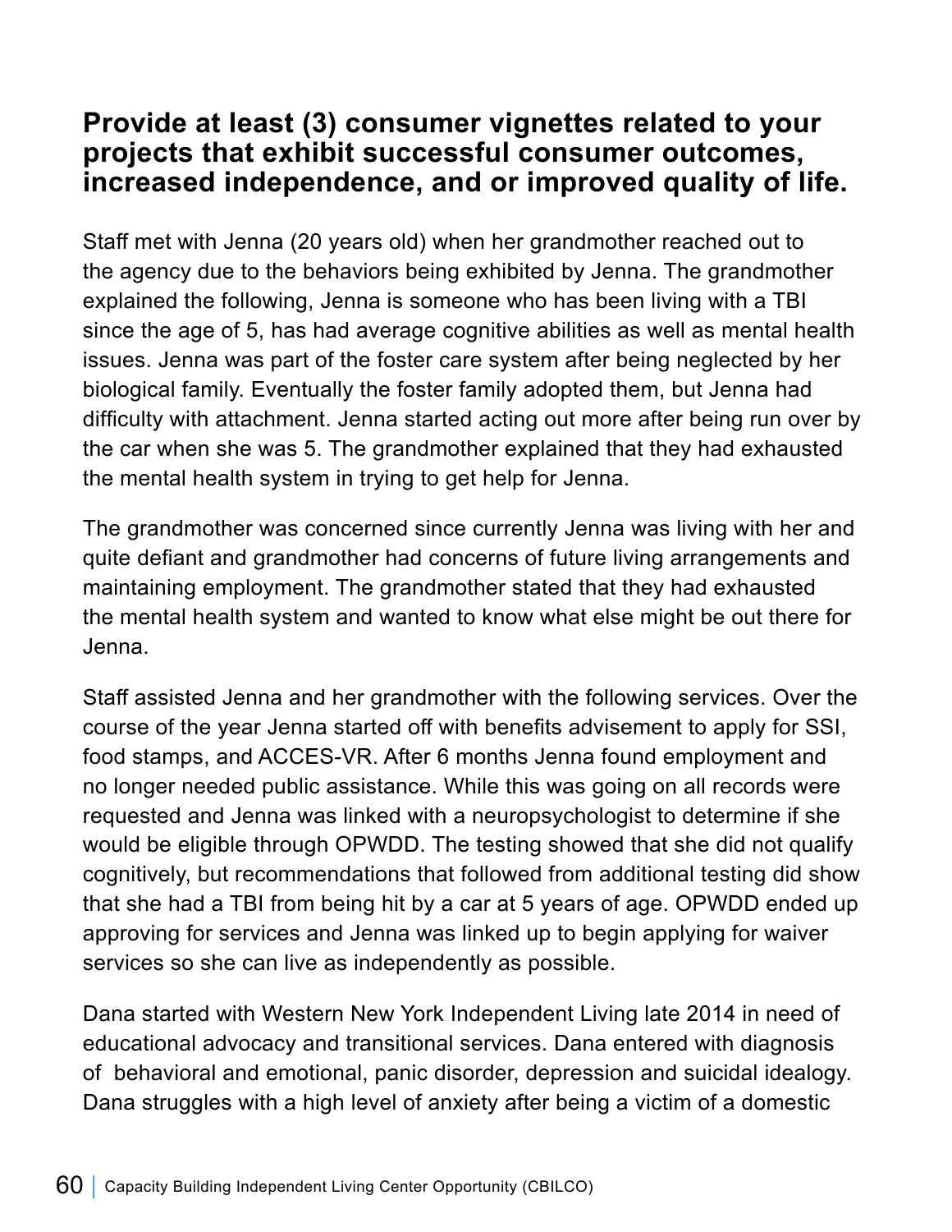## Provide at least (3) consumer vignettes related to your projects that exhibit successful consumer outcomes, increased independence, and or improved quality of life.

Staff met with Jenna (20 years old) when her grandmother reached out to the agency due to the behaviors being exhibited by Jenna. The grandmother explained the following, Jenna is someone who has been living with a TBI since the age of 5, has had average cognitive abilities as well as mental health issues. Jenna was part of the foster care system after being neglected by her biological family. Eventually the foster family adopted them, but Jenna had difficulty with attachment. Jenna started acting out more after being run over by the car when she was 5. The grandmother explained that they had exhausted the mental health system in trying to get help for Jenna.

The grandmother was concerned since currently Jenna was living with her and quite defiant and grandmother had concerns of future living arrangements and maintaining employment. The grandmother stated that they had exhausted the mental health system and wanted to know what else might be out there for Jenna.

Staff assisted Jenna and her grandmother with the following services. Over the course of the year Jenna started off with benefits advisement to apply for SSI, food stamps, and ACCES-VR. After 6 months Jenna found employment and no longer needed public assistance. While this was going on all records were requested and Jenna was linked with a neuropsychologist to determine if she would be eligible through OPWDD. The testing showed that she did not qualify cognitively, but recommendations that followed from additional testing did show that she had a TBI from being hit by a car at 5 years of age. OPWDD ended up approving for services and Jenna was linked up to begin applying for waiver services so she can live as independently as possible.

Dana started with Western New York Independent Living late 2014 in need of educational advocacy and transitional services. Dana entered with diagnosis of behavioral and emotional, panic disorder, depression and suicidal idealogy. Dana struggles with a high level of anxiety after being a victim of a domestic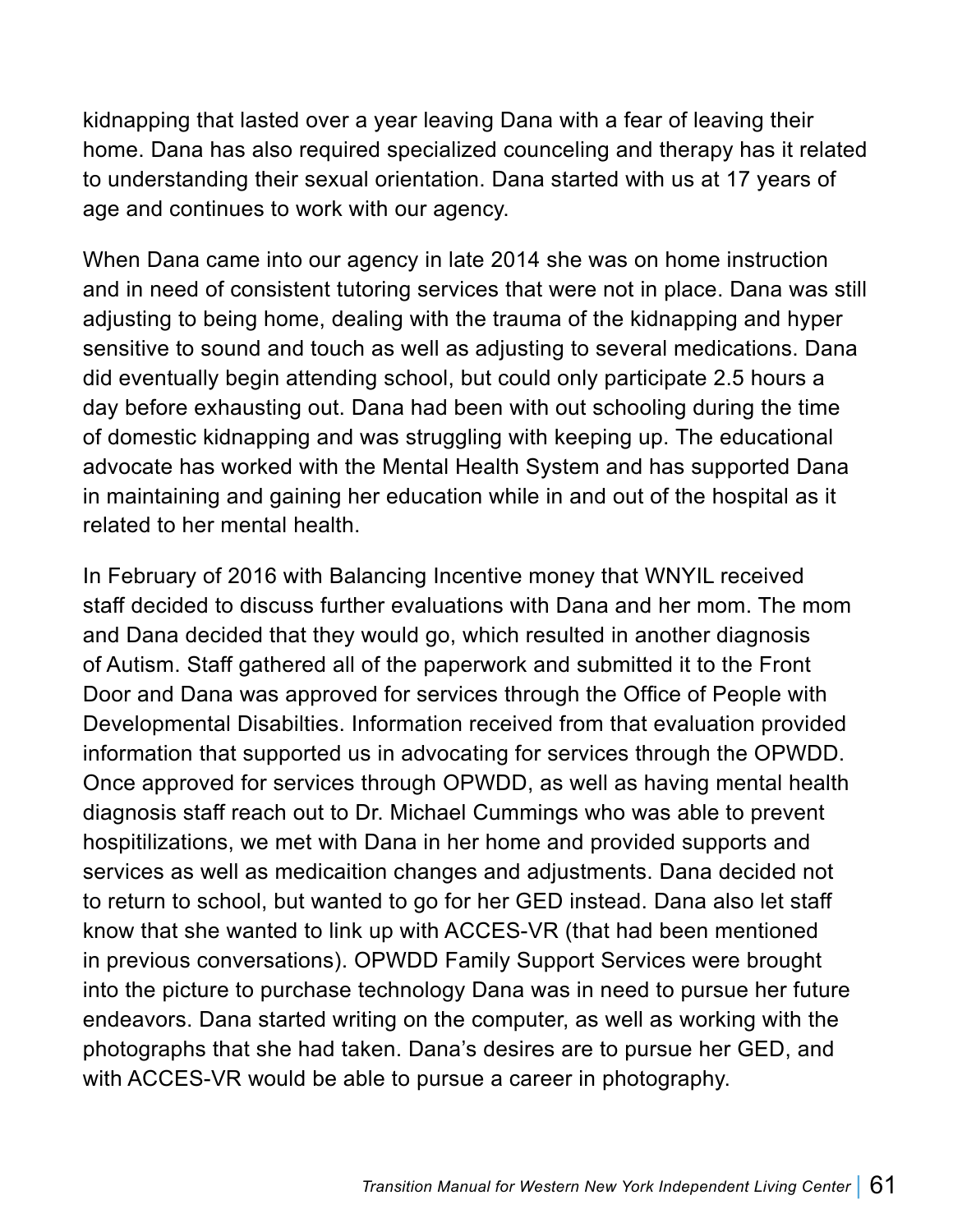kidnapping that lasted over a year leaving Dana with a fear of leaving their home. Dana has also required specialized counceling and therapy has it related to understanding their sexual orientation. Dana started with us at 17 years of age and continues to work with our agency.

When Dana came into our agency in late 2014 she was on home instruction and in need of consistent tutoring services that were not in place. Dana was still adjusting to being home, dealing with the trauma of the kidnapping and hyper sensitive to sound and touch as well as adjusting to several medications. Dana did eventually begin attending school, but could only participate 2.5 hours a day before exhausting out. Dana had been with out schooling during the time of domestic kidnapping and was struggling with keeping up. The educational advocate has worked with the Mental Health System and has supported Dana in maintaining and gaining her education while in and out of the hospital as it related to her mental health.

In February of 2016 with Balancing Incentive money that WNYIL received staff decided to discuss further evaluations with Dana and her mom. The mom and Dana decided that they would go, which resulted in another diagnosis of Autism. Staff gathered all of the paperwork and submitted it to the Front Door and Dana was approved for services through the Office of People with Developmental Disabilties. Information received from that evaluation provided information that supported us in advocating for services through the OPWDD. Once approved for services through OPWDD, as well as having mental health diagnosis staff reach out to Dr. Michael Cummings who was able to prevent hospitilizations, we met with Dana in her home and provided supports and services as well as medicaition changes and adjustments. Dana decided not to return to school, but wanted to go for her GED instead. Dana also let staff know that she wanted to link up with ACCES-VR (that had been mentioned in previous conversations). OPWDD Family Support Services were brought into the picture to purchase technology Dana was in need to pursue her future endeavors. Dana started writing on the computer, as well as working with the photographs that she had taken. Dana's desires are to pursue her GED, and with ACCES-VR would be able to pursue a career in photography.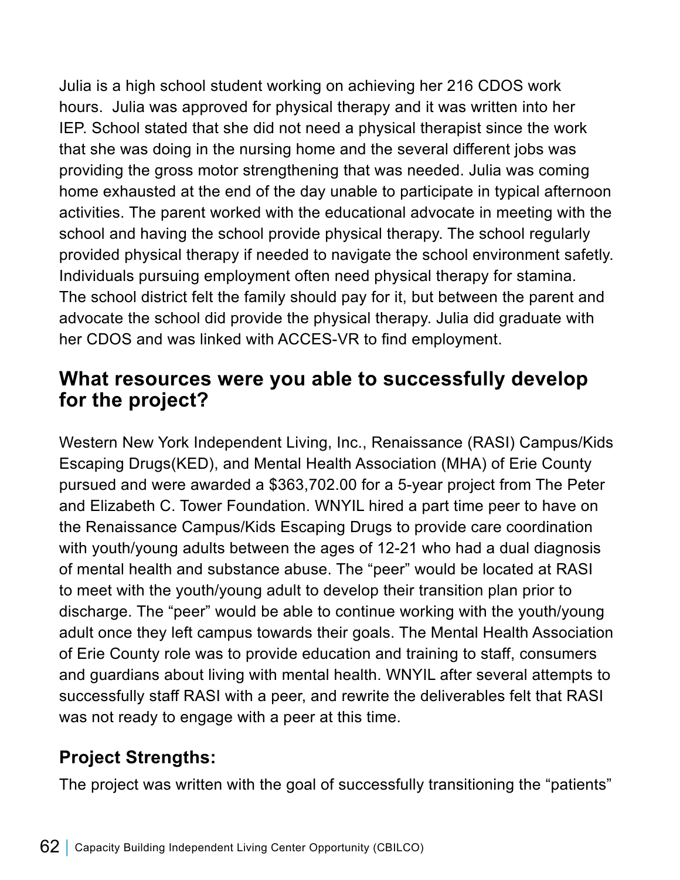Julia is a high school student working on achieving her 216 CDOS work hours. Julia was approved for physical therapy and it was written into her IEP. School stated that she did not need a physical therapist since the work that she was doing in the nursing home and the several different jobs was providing the gross motor strengthening that was needed. Julia was coming home exhausted at the end of the day unable to participate in typical afternoon activities. The parent worked with the educational advocate in meeting with the school and having the school provide physical therapy. The school regularly provided physical therapy if needed to navigate the school environment safely. Individuals pursuing employment often need physical therapy for stamina. The school district felt the family should pay for it, but between the parent and advocate the school did provide the physical therapy. Julia did graduate with her CDOS and was linked with ACCES-VR to find employment.

## What resources were you able to successfully develop for the project?

Western New York Independent Living, Inc., Renaissance (RASI) Campus/Kids Escaping Drugs(KED), and Mental Health Association (MHA) of Erie County pursued and were awarded a $363,702.00 for a 5-year project from The Peter and Elizabeth C. Tower Foundation. WNYIL hired a part time peer to have on the Renaissance Campus/Kids Escaping Drugs to provide care coordination with youth/young adults between the ages of 12-21 who had a dual diagnosis of mental health and substance abuse. The "peer" would be located at RASI to meet with the youth/young adult to develop their transition plan prior to discharge. The "peer" would be able to continue working with the youth/young adult once they left campus towards their goals. The Mental Health Association of Erie County role was to provide education and training to staff, consumers and guardians about living with mental health. WNYIL after several attempts to successfully staff RASI with a peer, and rewrite the deliverables felt that RASI was not ready to engage with a peer at this time.

### Project Strengths:

The project was written with the goal of successfully transitioning the "patients"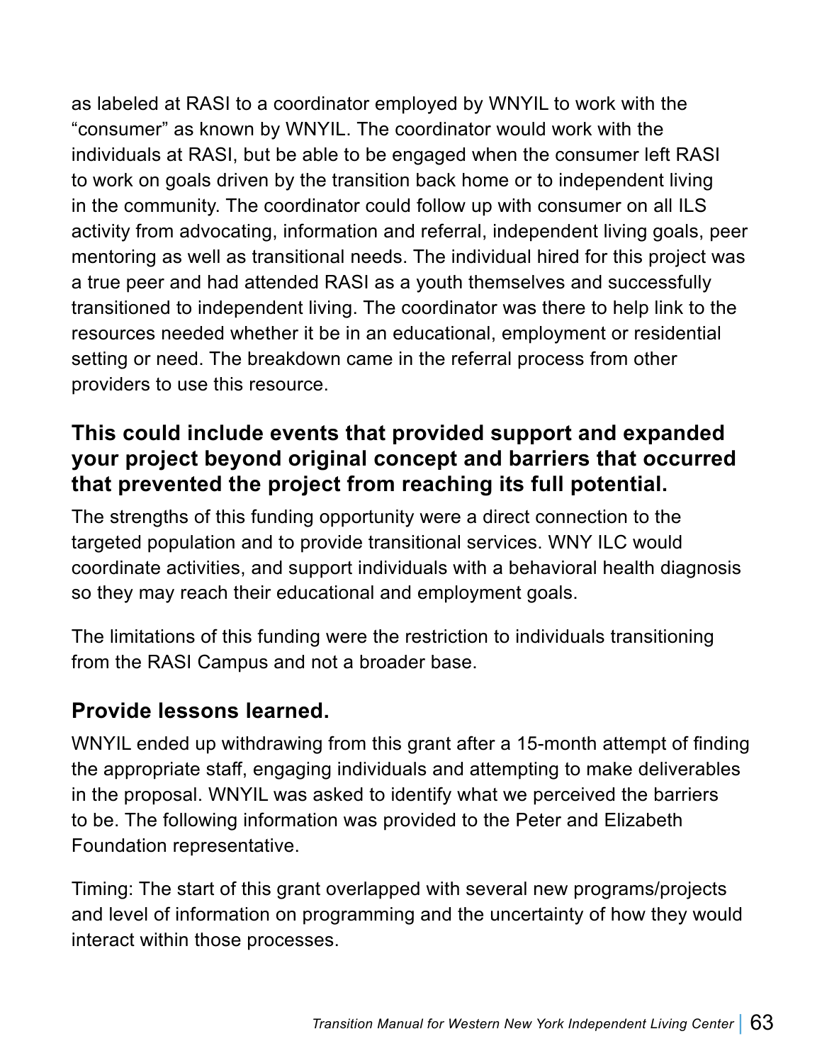as labeled at RASI to a coordinator employed by WNYIL to work with the "consumer" as known by WNYIL. The coordinator would work with the individuals at RASI, but be able to be engaged when the consumer left RASI to work on goals driven by the transition back home or to independent living in the community. The coordinator could follow up with consumer on all ILS activity from advocating, information and referral, independent living goals, peer mentoring as well as transitional needs. The individual hired for this project was a true peer and had attended RASI as a youth themselves and successfully transitioned to independent living. The coordinator was there to help link to the resources needed whether it be in an educational, employment or residential setting or need. The breakdown came in the referral process from other providers to use this resource.

### This could include events that provided support and expanded your project beyond original concept and barriers that occurred that prevented the project from reaching its full potential.

The strengths of this funding opportunity were a direct connection to the targeted population and to provide transitional services. WNY ILC would coordinate activities, and support individuals with a behavioral health diagnosis so they may reach their educational and employment goals.

The limitations of this funding were the restriction to individuals transitioning from the RASI Campus and not a broader base.

### Provide lessons learned.

WNYIL ended up withdrawing from this grant after a 15-month attempt of finding the appropriate staff, engaging individuals and attempting to make deliverables in the proposal. WNYIL was asked to identify what we perceived the barriers to be. The following information was provided to the Peter and Elizabeth Foundation representative.

Timing: The start of this grant overlapped with several new programs/projects and level of information on programming and the uncertainty of how they would interact within those processes.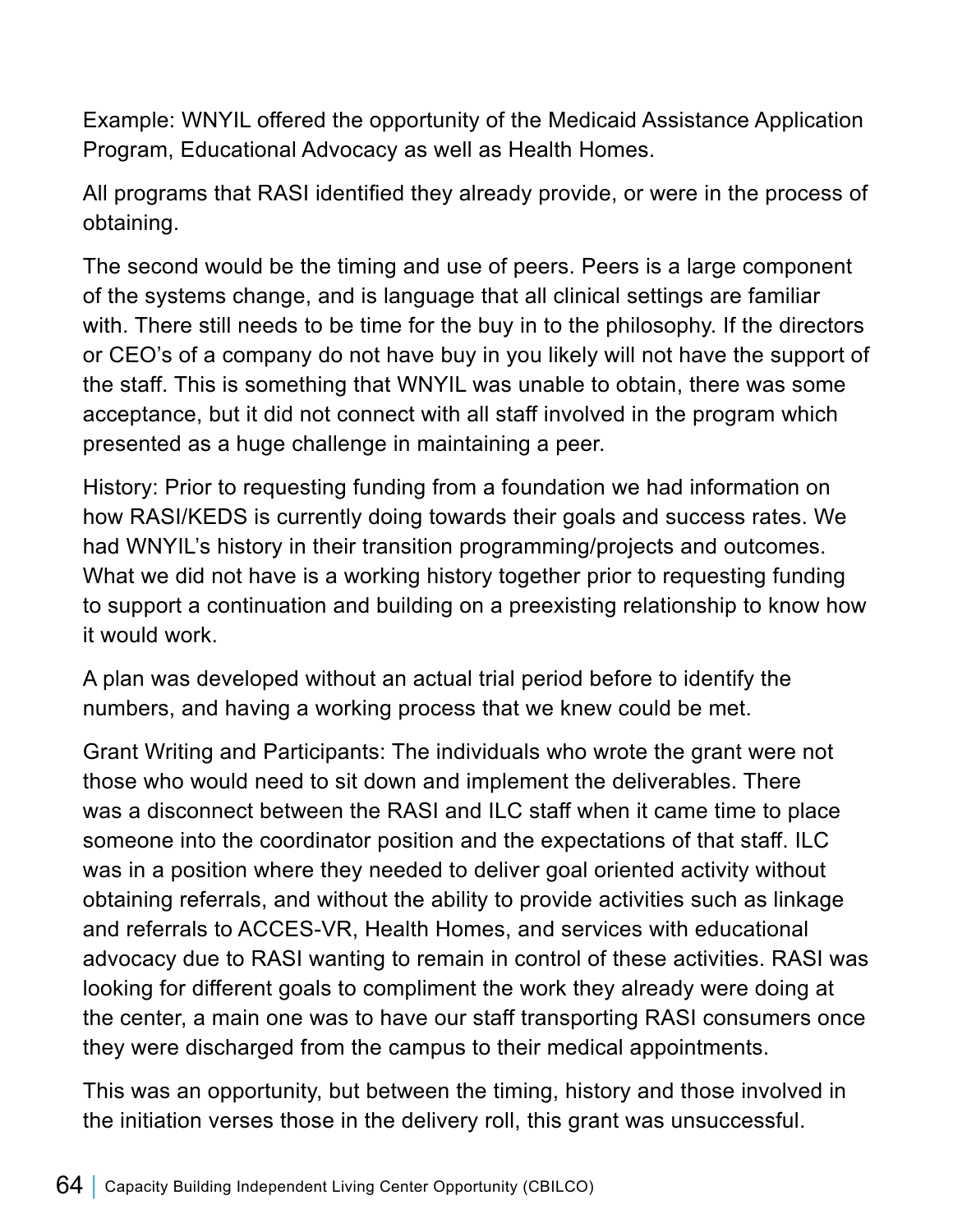Example: WNYIL offered the opportunity of the Medicaid Assistance Application Program, Educational Advocacy as well as Health Homes.

All programs that RASI identified they already provide, or were in the process of obtaining.

The second would be the timing and use of peers. Peers is a large component of the systems change, and is language that all clinical settings are familiar with. There still needs to be time for the buy in to the philosophy. If the directors or CEO's of a company do not have buy in you likely will not have the support of the staff. This is something that WNYIL was unable to obtain, there was some acceptance, but it did not connect with all staff involved in the program which presented as a huge challenge in maintaining a peer.

History: Prior to requesting funding from a foundation we had information on how RASI/KEDS is currently doing towards their goals and success rates. We had WNYIL's history in their transition programming/projects and outcomes. What we did not have is a working history together prior to requesting funding to support a continuation and building on a preexisting relationship to know how it would work.

A plan was developed without an actual trial period before to identify the numbers, and having a working process that we knew could be met.

Grant Writing and Participants: The individuals who wrote the grant were not those who would need to sit down and implement the deliverables. There was a disconnect between the RASI and ILC staff when it came time to place someone into the coordinator position and the expectations of that staff. ILC was in a position where they needed to deliver goal oriented activity without obtaining referrals, and without the ability to provide activities such as linkage and referrals to ACCES-VR, Health Homes, and services with educational advocacy due to RASI wanting to remain in control of these activities. RASI was looking for different goals to compliment the work they already were doing at the center, a main one was to have our staff transporting RASI consumers once they were discharged from the campus to their medical appointments.

This was an opportunity, but between the timing, history and those involved in the initiation verses those in the delivery roll, this grant was unsuccessful.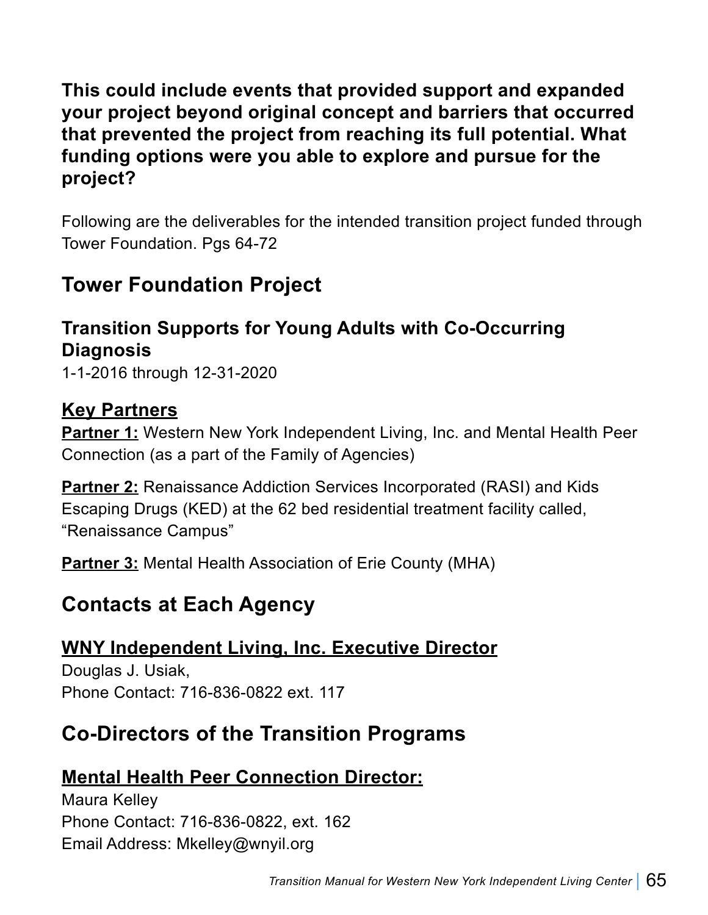**This could include events that provided support and expanded your project beyond original concept and barriers that occurred that prevented the project from reaching its full potential. What funding options were you able to explore and pursue for the project?**

Following are the deliverables for the intended transition project funded through Tower Foundation. Pgs 64-72

## Tower Foundation Project

### Transition Supports for Young Adults with Co-Occurring Diagnosis

1-1-2016 through 12-31-2020

### Key Partners

**Partner 1:** Western New York Independent Living, Inc. and Mental Health Peer Connection (as a part of the Family of Agencies)

**Partner 2:** Renaissance Addiction Services Incorporated (RASI) and Kids Escaping Drugs (KED) at the 62 bed residential treatment facility called, "Renaissance Campus"

**Partner 3:** Mental Health Association of Erie County (MHA)

## Contacts at Each Agency

### WNY Independent Living, Inc. Executive Director

Douglas J. Usiak,
Phone Contact: 716-836-0822 ext. 117

## Co-Directors of the Transition Programs

### Mental Health Peer Connection Director:

Maura Kelley
Phone Contact: 716-836-0822, ext. 162
Email Address: Mkelley@wnyil.org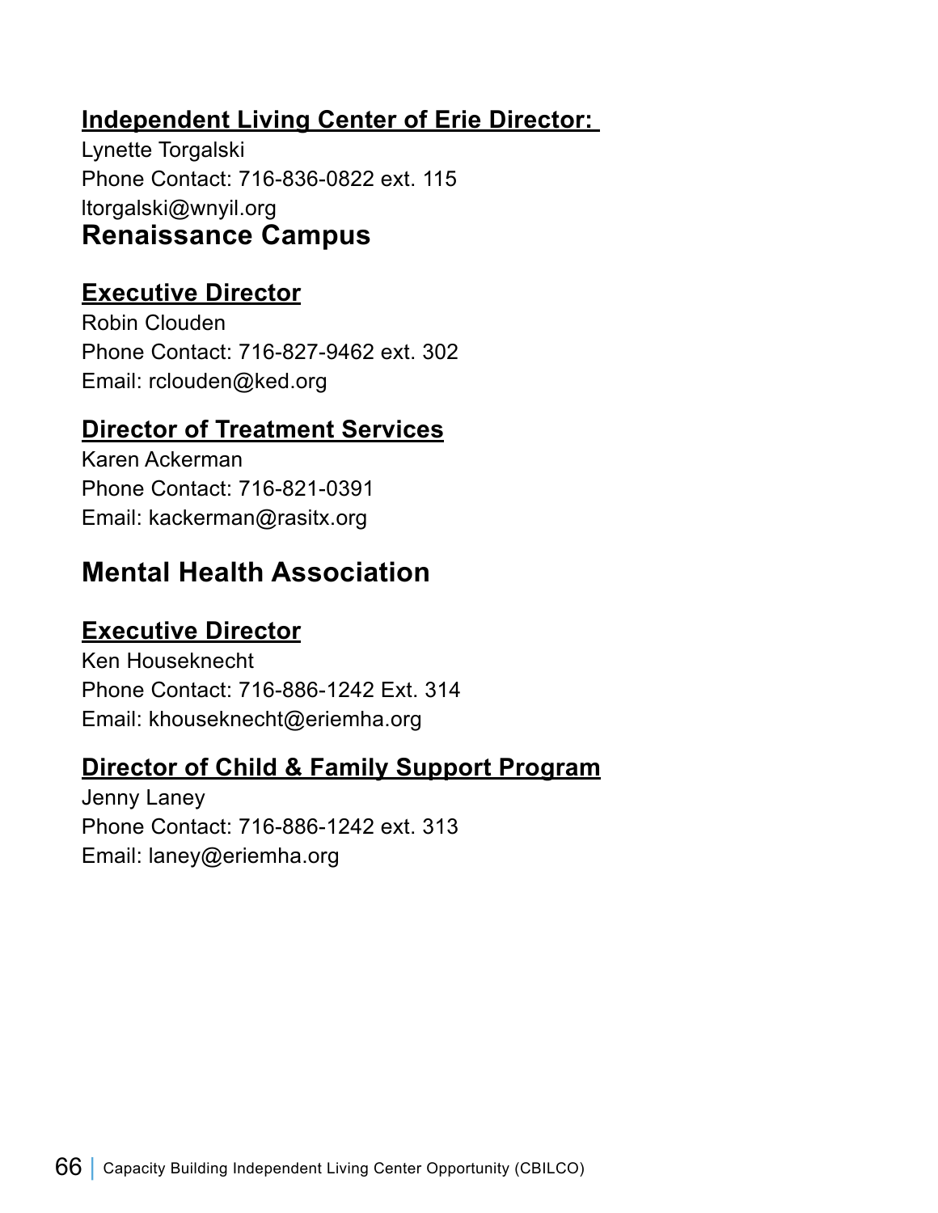### Independent Living Center of Erie Director:

Lynette Torgalski
Phone Contact: 716-836-0822 ext. 115
ltorgalski@wnyil.org

## Renaissance Campus

### Executive Director

Robin Clouden
Phone Contact: 716-827-9462 ext. 302
Email: rclouden@ked.org

### Director of Treatment Services

Karen Ackerman
Phone Contact: 716-821-0391
Email: kackerman@rasitx.org

## Mental Health Association

### Executive Director

Ken Houseknecht
Phone Contact: 716-886-1242 Ext. 314
Email: khouseknecht@eriemha.org

### Director of Child & Family Support Program

Jenny Laney
Phone Contact: 716-886-1242 ext. 313
Email: laney@eriemha.org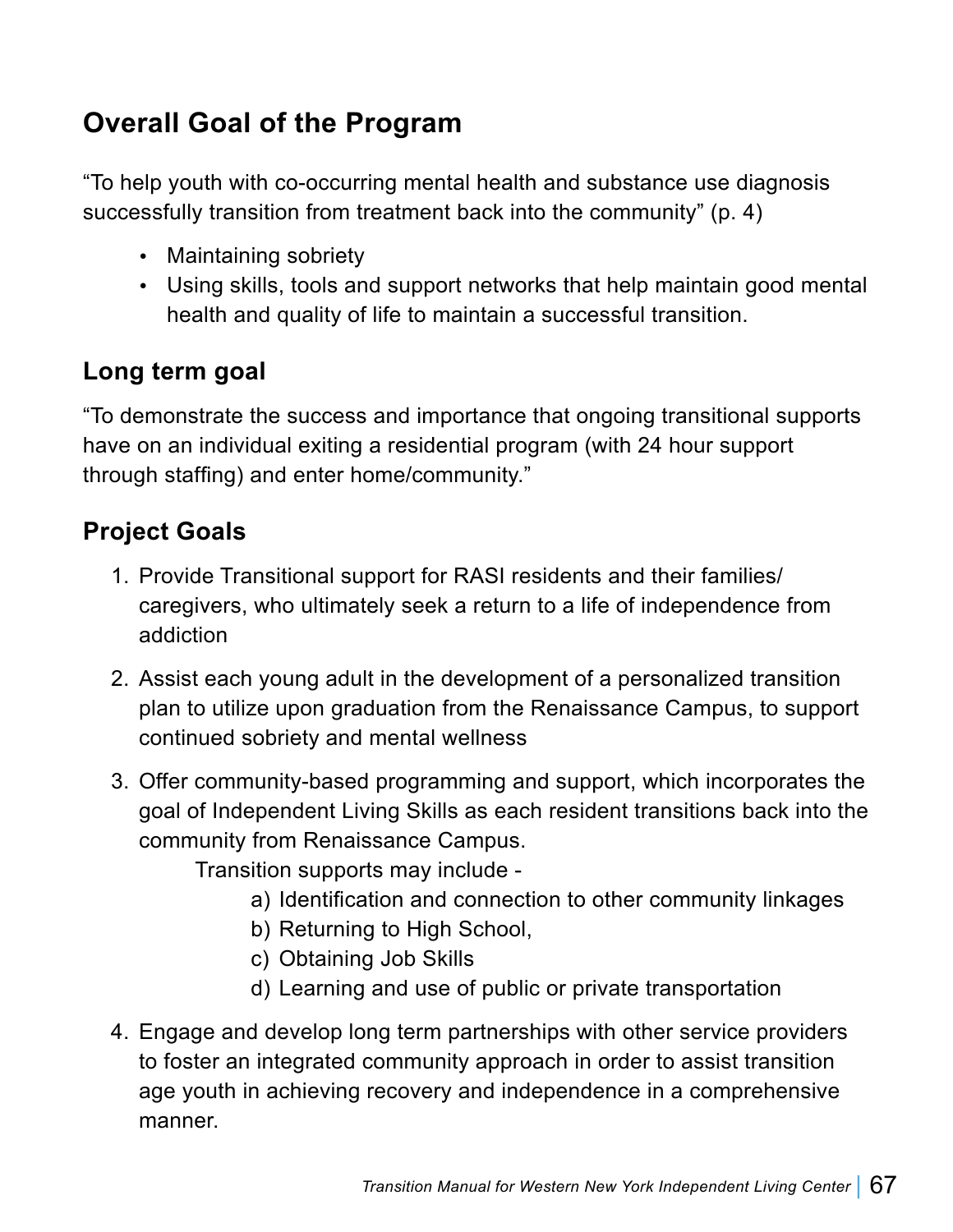## Overall Goal of the Program

"To help youth with co-occurring mental health and substance use diagnosis successfully transition from treatment back into the community" (p. 4)

- Maintaining sobriety
- Using skills, tools and support networks that help maintain good mental health and quality of life to maintain a successful transition.

### Long term goal

"To demonstrate the success and importance that ongoing transitional supports have on an individual exiting a residential program (with 24 hour support through staffing) and enter home/community."

### Project Goals

1. Provide Transitional support for RASI residents and their families/caregivers, who ultimately seek a return to a life of independence from addiction

2. Assist each young adult in the development of a personalized transition plan to utilize upon graduation from the Renaissance Campus, to support continued sobriety and mental wellness

3. Offer community-based programming and support, which incorporates the goal of Independent Living Skills as each resident transitions back into the community from Renaissance Campus.

   Transition supports may include -

   a) Identification and connection to other community linkages
   b) Returning to High School,
   c) Obtaining Job Skills
   d) Learning and use of public or private transportation

4. Engage and develop long term partnerships with other service providers to foster an integrated community approach in order to assist transition age youth in achieving recovery and independence in a comprehensive manner.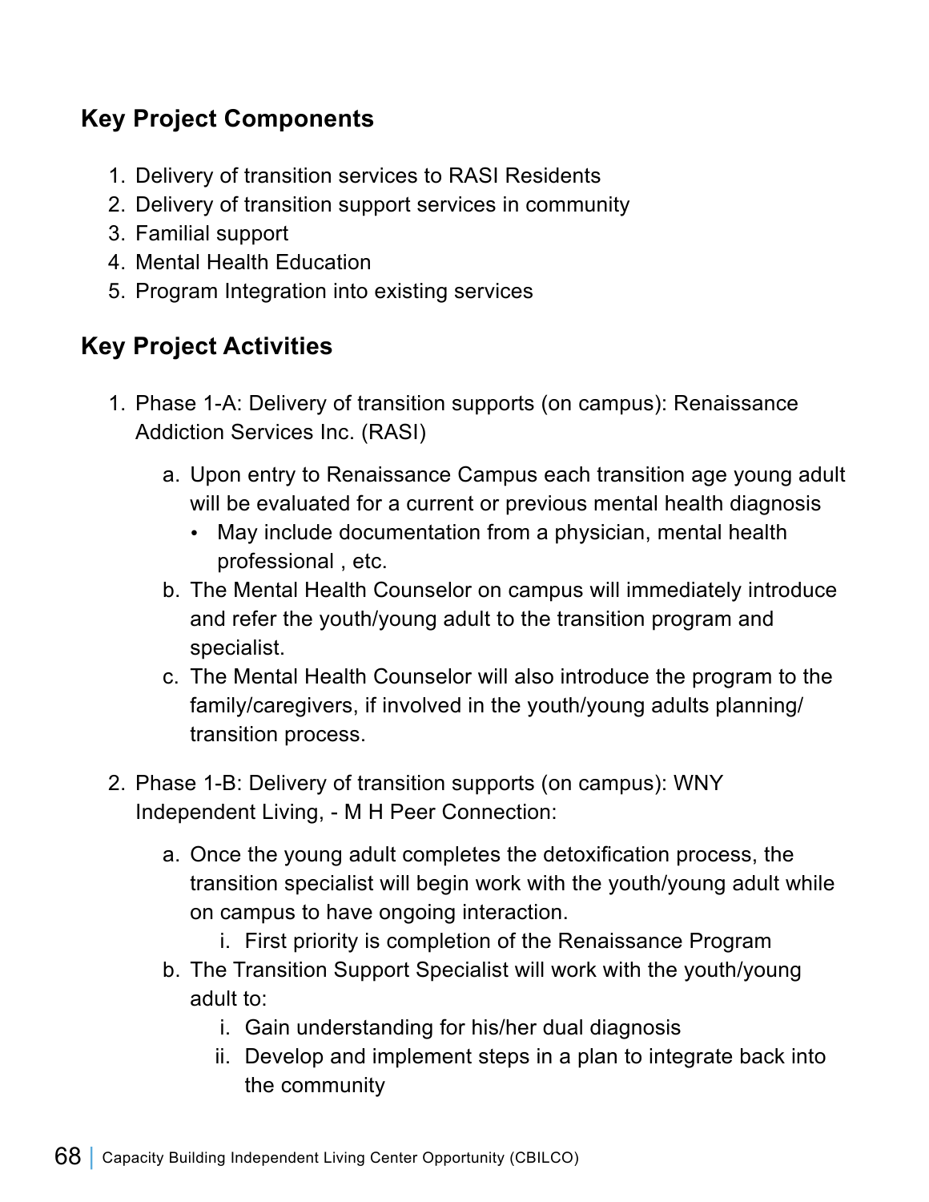## Key Project Components

1. Delivery of transition services to RASI Residents
2. Delivery of transition support services in community
3. Familial support
4. Mental Health Education
5. Program Integration into existing services

## Key Project Activities

1. Phase 1-A: Delivery of transition supports (on campus): Renaissance Addiction Services Inc. (RASI)

    a. Upon entry to Renaissance Campus each transition age young adult will be evaluated for a current or previous mental health diagnosis
        - May include documentation from a physician, mental health professional , etc.

    b. The Mental Health Counselor on campus will immediately introduce and refer the youth/young adult to the transition program and specialist.

    c. The Mental Health Counselor will also introduce the program to the family/caregivers, if involved in the youth/young adults planning/ transition process.

2. Phase 1-B: Delivery of transition supports (on campus): WNY Independent Living, - M H Peer Connection:

    a. Once the young adult completes the detoxification process, the transition specialist will begin work with the youth/young adult while on campus to have ongoing interaction.
        i. First priority is completion of the Renaissance Program

    b. The Transition Support Specialist will work with the youth/young adult to:
        i. Gain understanding for his/her dual diagnosis
        ii. Develop and implement steps in a plan to integrate back into the community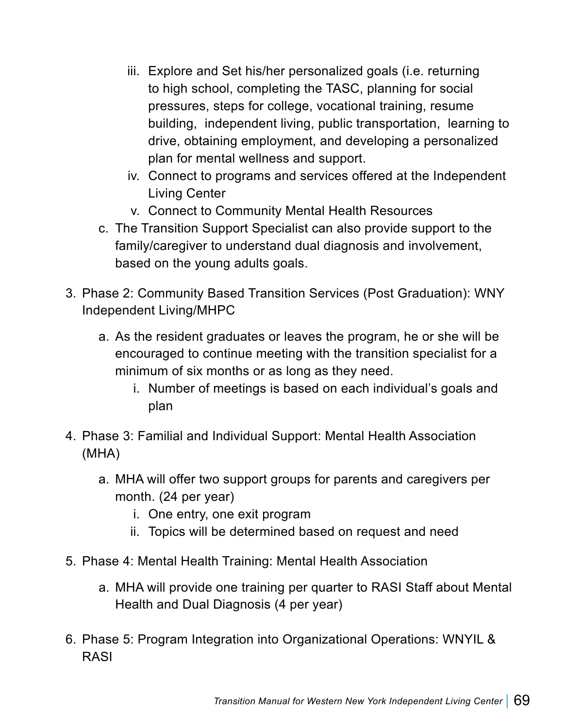iii. Explore and Set his/her personalized goals (i.e. returning to high school, completing the TASC, planning for social pressures, steps for college, vocational training, resume building, independent living, public transportation, learning to drive, obtaining employment, and developing a personalized plan for mental wellness and support.
   iv. Connect to programs and services offered at the Independent Living Center
   v. Connect to Community Mental Health Resources

   c. The Transition Support Specialist can also provide support to the family/caregiver to understand dual diagnosis and involvement, based on the young adults goals.

3. Phase 2: Community Based Transition Services (Post Graduation): WNY Independent Living/MHPC

   a. As the resident graduates or leaves the program, he or she will be encouraged to continue meeting with the transition specialist for a minimum of six months or as long as they need.
      i. Number of meetings is based on each individual's goals and plan

4. Phase 3: Familial and Individual Support: Mental Health Association (MHA)

   a. MHA will offer two support groups for parents and caregivers per month. (24 per year)
      i. One entry, one exit program
      ii. Topics will be determined based on request and need

5. Phase 4: Mental Health Training: Mental Health Association

   a. MHA will provide one training per quarter to RASI Staff about Mental Health and Dual Diagnosis (4 per year)

6. Phase 5: Program Integration into Organizational Operations: WNYIL & RASI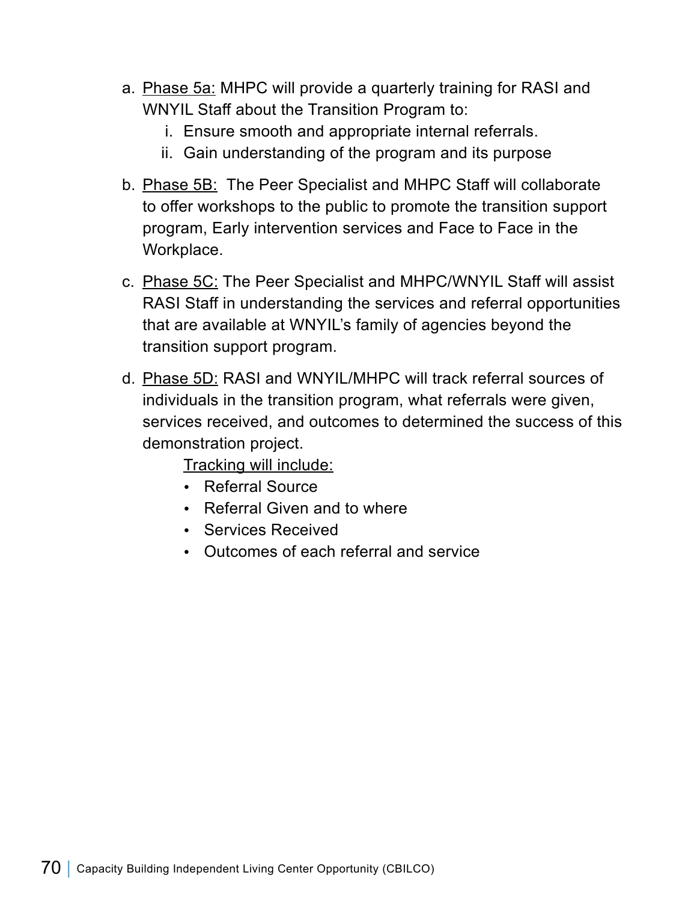a. <u>Phase 5a:</u> MHPC will provide a quarterly training for RASI and WNYIL Staff about the Transition Program to:
   i. Ensure smooth and appropriate internal referrals.
   ii. Gain understanding of the program and its purpose

b. <u>Phase 5B:</u> The Peer Specialist and MHPC Staff will collaborate to offer workshops to the public to promote the transition support program, Early intervention services and Face to Face in the Workplace.

c. <u>Phase 5C:</u> The Peer Specialist and MHPC/WNYIL Staff will assist RASI Staff in understanding the services and referral opportunities that are available at WNYIL's family of agencies beyond the transition support program.

d. <u>Phase 5D:</u> RASI and WNYIL/MHPC will track referral sources of individuals in the transition program, what referrals were given, services received, and outcomes to determined the success of this demonstration project.

   <u>Tracking will include:</u>
   - Referral Source
   - Referral Given and to where
   - Services Received
   - Outcomes of each referral and service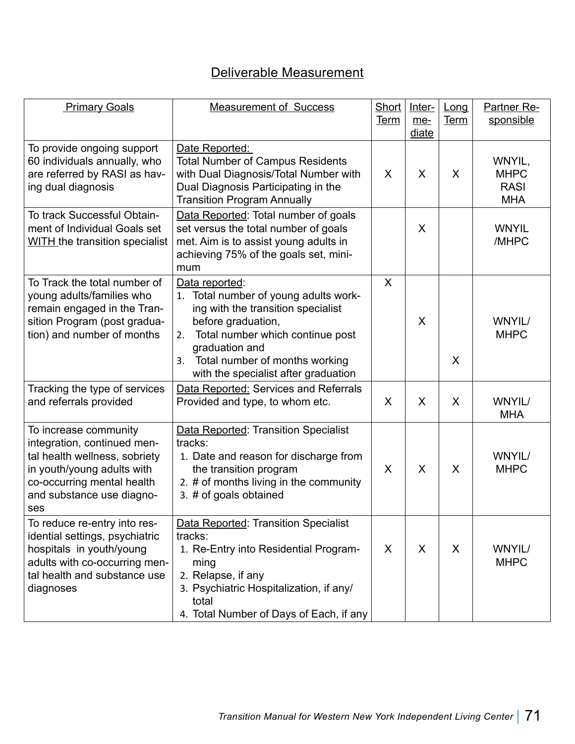## Deliverable Measurement

| Primary Goals | Measurement of Success | Short Term | Inter-mediate | Long Term | Partner Responsible |
|---|---|---|---|---|---|
| To provide ongoing support 60 individuals annually, who are referred by RASI as having dual diagnosis | Date Reported: Total Number of Campus Residents with Dual Diagnosis/Total Number with Dual Diagnosis Participating in the Transition Program Annually | X | X | X | WNYIL, MHPC RASI MHA |
| To track Successful Obtainment of Individual Goals set WITH the transition specialist | Data Reported: Total number of goals set versus the total number of goals met. Aim is to assist young adults in achieving 75% of the goals set, minimum | | X | | WNYIL /MHPC |
| To Track the total number of young adults/families who remain engaged in the Transition Program (post graduation) and number of months | Data reported: 1. Total number of young adults working with the transition specialist before graduation, 2. Total number which continue post graduation and 3. Total number of months working with the specialist after graduation | X | X | X | WNYIL/ MHPC |
| Tracking the type of services and referrals provided | Data Reported: Services and Referrals Provided and type, to whom etc. | X | X | X | WNYIL/ MHA |
| To increase community integration, continued mental health wellness, sobriety in youth/young adults with co-occurring mental health and substance use diagnoses | Data Reported: Transition Specialist tracks: 1. Date and reason for discharge from the transition program 2. # of months living in the community 3. # of goals obtained | X | X | X | WNYIL/ MHPC |
| To reduce re-entry into residential settings, psychiatric hospitals in youth/young adults with co-occurring mental health and substance use diagnoses | Data Reported: Transition Specialist tracks: 1. Re-Entry into Residential Programming 2. Relapse, if any 3. Psychiatric Hospitalization, if any/ total 4. Total Number of Days of Each, if any | X | X | X | WNYIL/ MHPC |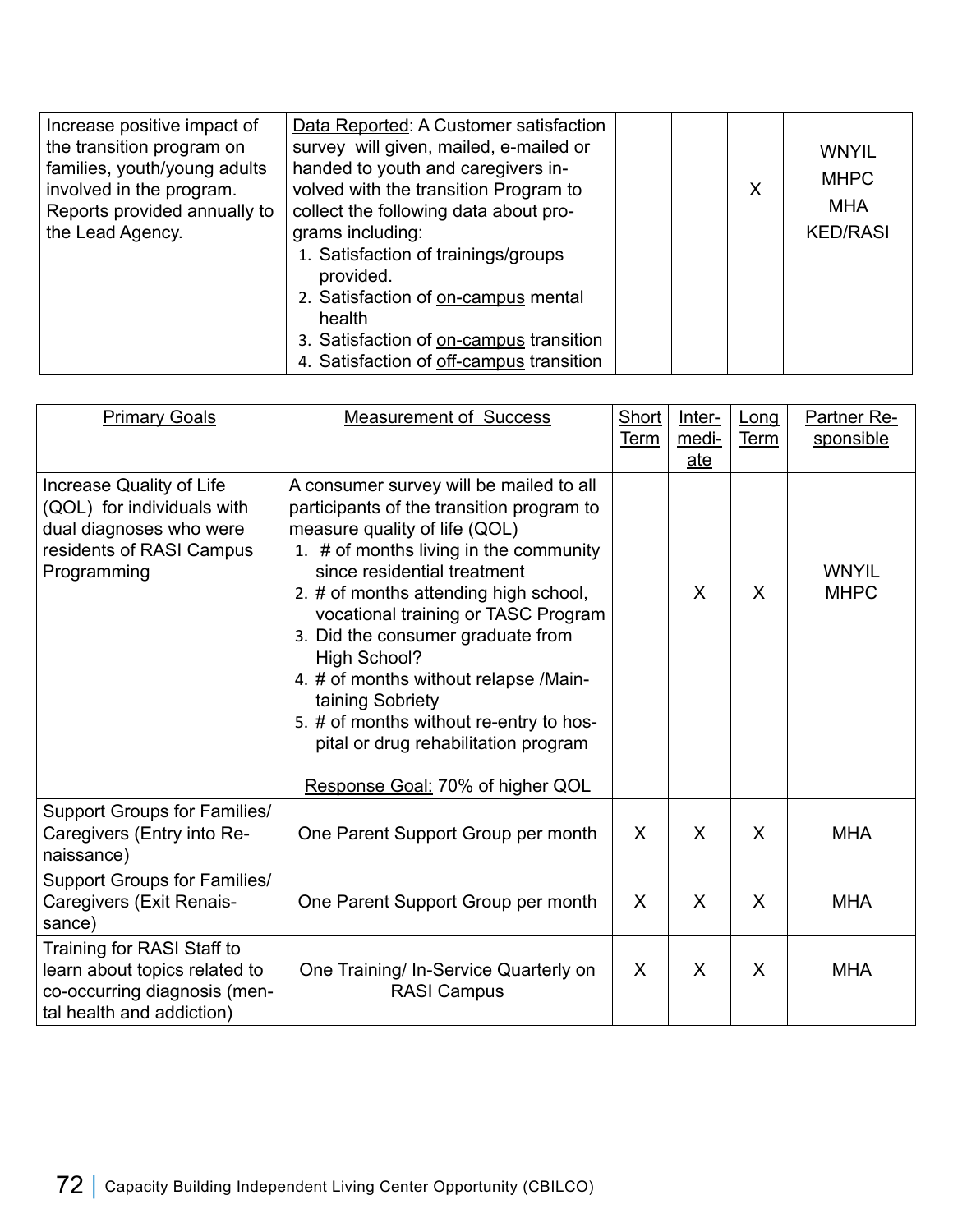| | | | | | |
|---|---|---|---|---|---|
| Increase positive impact of the transition program on families, youth/young adults involved in the program. Reports provided annually to the Lead Agency. | Data Reported: A Customer satisfaction survey will given, mailed, e-mailed or handed to youth and caregivers involved with the transition Program to collect the following data about programs including:<br>1. Satisfaction of trainings/groups provided.<br>2. Satisfaction of on-campus mental health<br>3. Satisfaction of on-campus transition<br>4. Satisfaction of off-campus transition | | | X | WNYIL<br>MHPC<br>MHA<br>KED/RASI |

| Primary Goals | Measurement of Success | Short Term | Intermediate | Long Term | Partner Responsible |
|---|---|---|---|---|---|
| Increase Quality of Life (QOL) for individuals with dual diagnoses who were residents of RASI Campus Programming | A consumer survey will be mailed to all participants of the transition program to measure quality of life (QOL)<br>1. # of months living in the community since residential treatment<br>2. # of months attending high school, vocational training or TASC Program<br>3. Did the consumer graduate from High School?<br>4. # of months without relapse /Maintaining Sobriety<br>5. # of months without re-entry to hospital or drug rehabilitation program<br><br>Response Goal: 70% of higher QOL | | X | X | WNYIL<br>MHPC |
| Support Groups for Families/ Caregivers (Entry into Renaissance) | One Parent Support Group per month | X | X | X | MHA |
| Support Groups for Families/ Caregivers (Exit Renaissance) | One Parent Support Group per month | X | X | X | MHA |
| Training for RASI Staff to learn about topics related to co-occurring diagnosis (mental health and addiction) | One Training/ In-Service Quarterly on RASI Campus | X | X | X | MHA |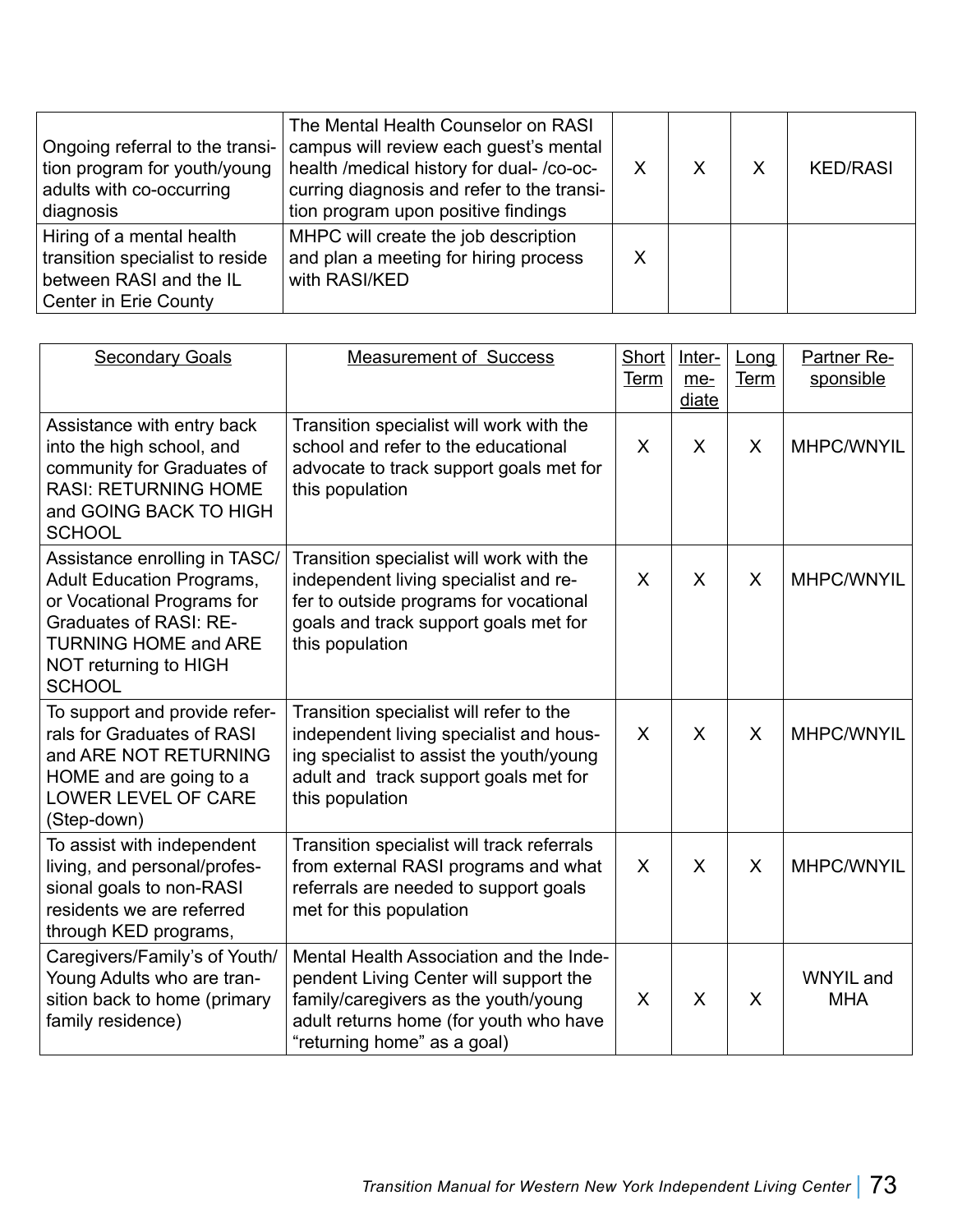| | | | | | |
|---|---|---|---|---|---|
| Ongoing referral to the transition program for youth/young adults with co-occurring diagnosis | The Mental Health Counselor on RASI campus will review each guest's mental health /medical history for dual- /co-occurring diagnosis and refer to the transition program upon positive findings | X | X | X | KED/RASI |
| Hiring of a mental health transition specialist to reside between RASI and the IL Center in Erie County | MHPC will create the job description and plan a meeting for hiring process with RASI/KED | X | | | |

| Secondary Goals | Measurement of Success | Short Term | Intermediate | Long Term | Partner Responsible |
|---|---|---|---|---|---|
| Assistance with entry back into the high school, and community for Graduates of RASI: RETURNING HOME and GOING BACK TO HIGH SCHOOL | Transition specialist will work with the school and refer to the educational advocate to track support goals met for this population | X | X | X | MHPC/WNYIL |
| Assistance enrolling in TASC/ Adult Education Programs, or Vocational Programs for Graduates of RASI: RETURNING HOME and ARE NOT returning to HIGH SCHOOL | Transition specialist will work with the independent living specialist and refer to outside programs for vocational goals and track support goals met for this population | X | X | X | MHPC/WNYIL |
| To support and provide referrals for Graduates of RASI and ARE NOT RETURNING HOME and are going to a LOWER LEVEL OF CARE (Step-down) | Transition specialist will refer to the independent living specialist and housing specialist to assist the youth/young adult and track support goals met for this population | X | X | X | MHPC/WNYIL |
| To assist with independent living, and personal/professional goals to non-RASI residents we are referred through KED programs, | Transition specialist will track referrals from external RASI programs and what referrals are needed to support goals met for this population | X | X | X | MHPC/WNYIL |
| Caregivers/Family's of Youth/ Young Adults who are transition back to home (primary family residence) | Mental Health Association and the Independent Living Center will support the family/caregivers as the youth/young adult returns home (for youth who have "returning home" as a goal) | X | X | X | WNYIL and MHA |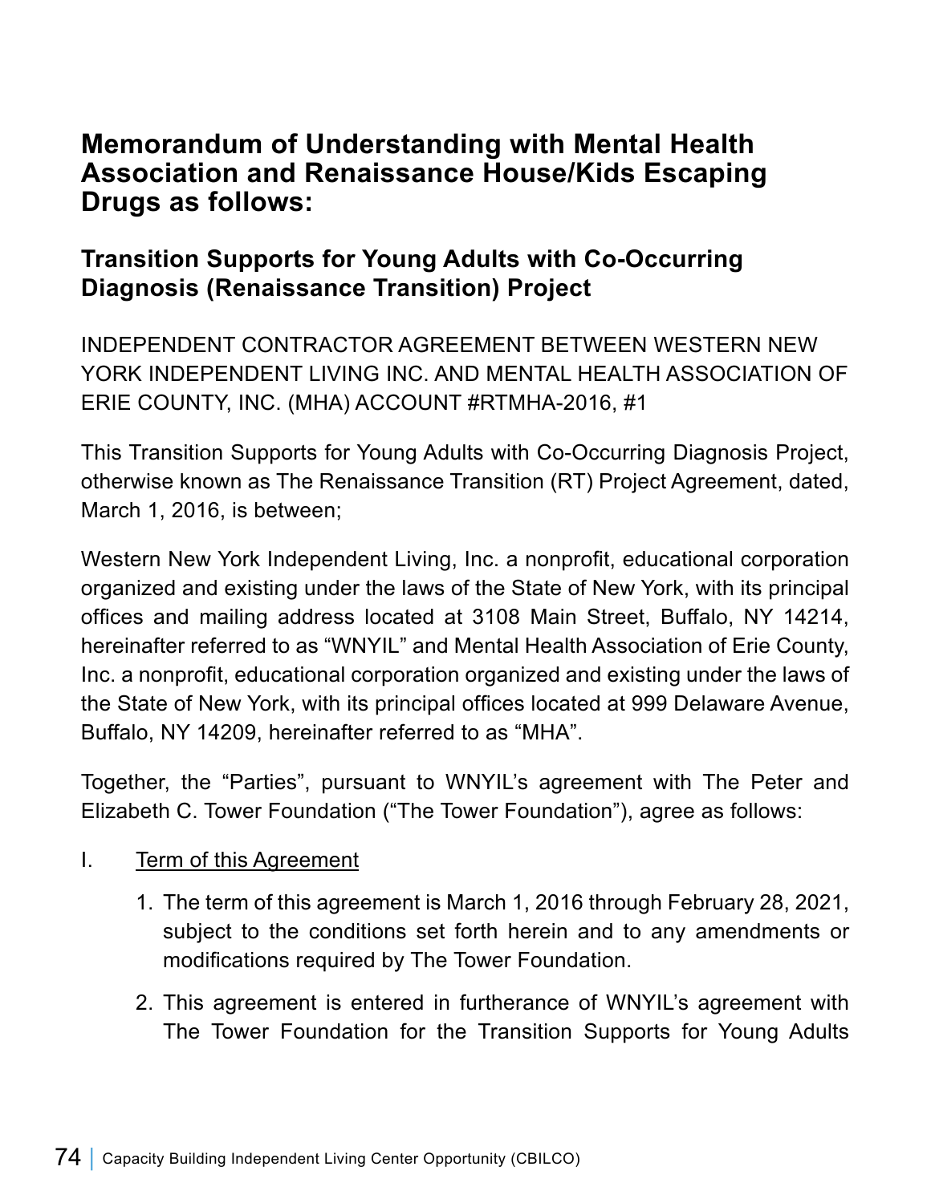## Memorandum of Understanding with Mental Health Association and Renaissance House/Kids Escaping Drugs as follows:

### Transition Supports for Young Adults with Co-Occurring Diagnosis (Renaissance Transition) Project

INDEPENDENT CONTRACTOR AGREEMENT BETWEEN WESTERN NEW YORK INDEPENDENT LIVING INC. AND MENTAL HEALTH ASSOCIATION OF ERIE COUNTY, INC. (MHA) ACCOUNT #RTMHA-2016, #1

This Transition Supports for Young Adults with Co-Occurring Diagnosis Project, otherwise known as The Renaissance Transition (RT) Project Agreement, dated, March 1, 2016, is between;

Western New York Independent Living, Inc. a nonprofit, educational corporation organized and existing under the laws of the State of New York, with its principal offices and mailing address located at 3108 Main Street, Buffalo, NY 14214, hereinafter referred to as "WNYIL" and Mental Health Association of Erie County, Inc. a nonprofit, educational corporation organized and existing under the laws of the State of New York, with its principal offices located at 999 Delaware Avenue, Buffalo, NY 14209, hereinafter referred to as "MHA".

Together, the "Parties", pursuant to WNYIL's agreement with The Peter and Elizabeth C. Tower Foundation ("The Tower Foundation"), agree as follows:

I. <u>Term of this Agreement</u>

1. The term of this agreement is March 1, 2016 through February 28, 2021, subject to the conditions set forth herein and to any amendments or modifications required by The Tower Foundation.
2. This agreement is entered in furtherance of WNYIL's agreement with The Tower Foundation for the Transition Supports for Young Adults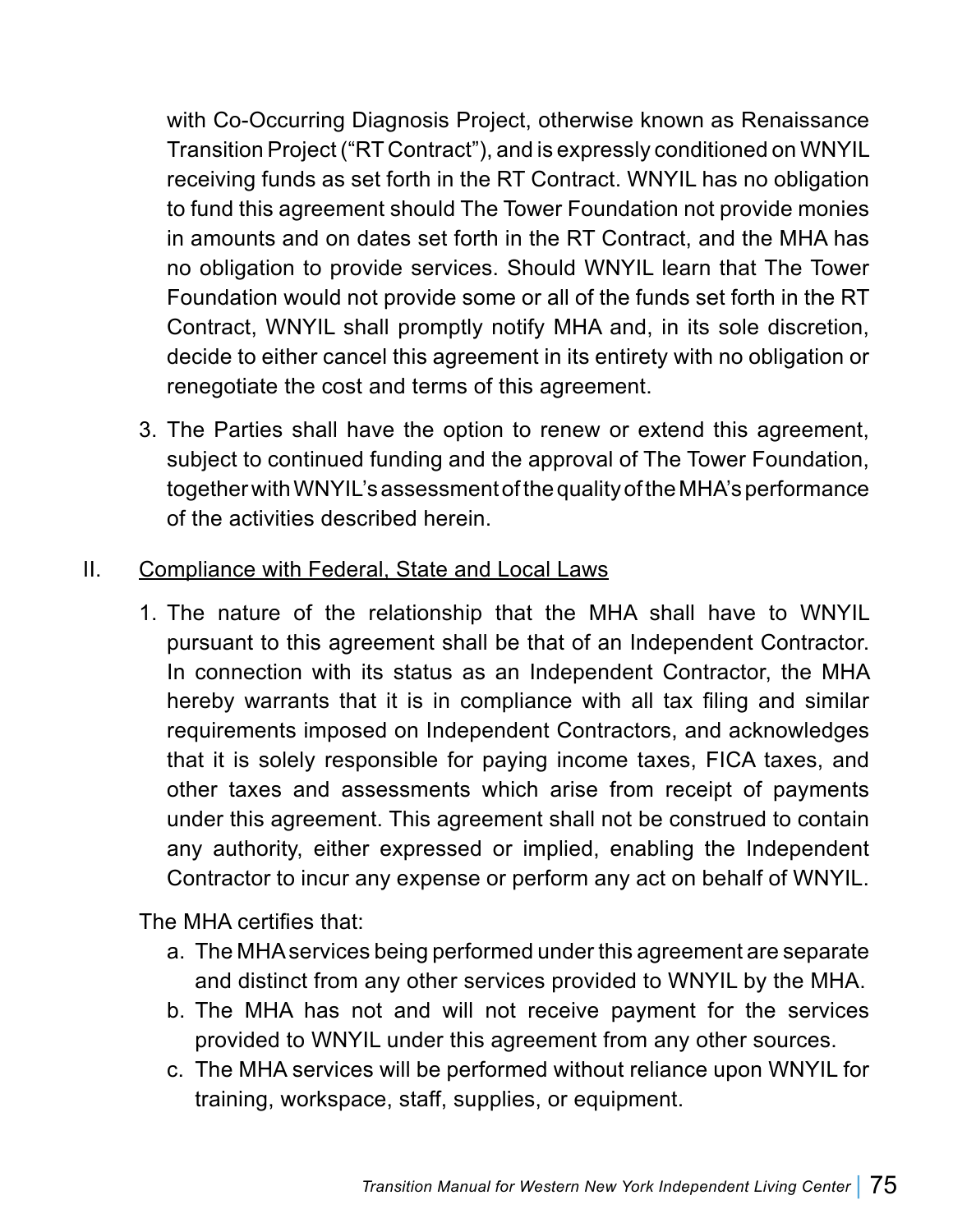with Co-Occurring Diagnosis Project, otherwise known as Renaissance Transition Project ("RT Contract"), and is expressly conditioned on WNYIL receiving funds as set forth in the RT Contract. WNYIL has no obligation to fund this agreement should The Tower Foundation not provide monies in amounts and on dates set forth in the RT Contract, and the MHA has no obligation to provide services. Should WNYIL learn that The Tower Foundation would not provide some or all of the funds set forth in the RT Contract, WNYIL shall promptly notify MHA and, in its sole discretion, decide to either cancel this agreement in its entirety with no obligation or renegotiate the cost and terms of this agreement.

3. The Parties shall have the option to renew or extend this agreement, subject to continued funding and the approval of The Tower Foundation, together with WNYIL's assessment of the quality of the MHA's performance of the activities described herein.

II. <u>Compliance with Federal, State and Local Laws</u>

1. The nature of the relationship that the MHA shall have to WNYIL pursuant to this agreement shall be that of an Independent Contractor. In connection with its status as an Independent Contractor, the MHA hereby warrants that it is in compliance with all tax filing and similar requirements imposed on Independent Contractors, and acknowledges that it is solely responsible for paying income taxes, FICA taxes, and other taxes and assessments which arise from receipt of payments under this agreement. This agreement shall not be construed to contain any authority, either expressed or implied, enabling the Independent Contractor to incur any expense or perform any act on behalf of WNYIL.

The MHA certifies that:

a. The MHA services being performed under this agreement are separate and distinct from any other services provided to WNYIL by the MHA.
b. The MHA has not and will not receive payment for the services provided to WNYIL under this agreement from any other sources.
c. The MHA services will be performed without reliance upon WNYIL for training, workspace, staff, supplies, or equipment.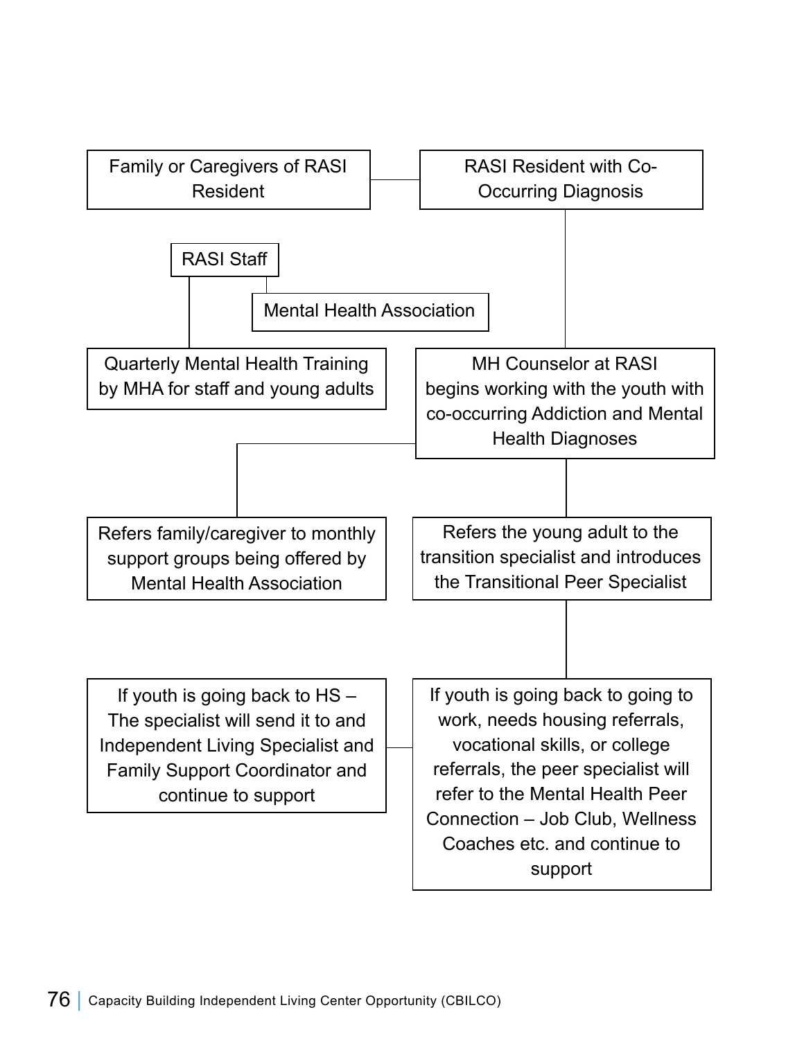Family or Caregivers of RASI Resident

RASI Resident with Co-Occurring Diagnosis

RASI Staff

Mental Health Association

Quarterly Mental Health Training by MHA for staff and young adults

MH Counselor at RASI begins working with the youth with co-occurring Addiction and Mental Health Diagnoses

Refers family/caregiver to monthly support groups being offered by Mental Health Association

Refers the young adult to the transition specialist and introduces the Transitional Peer Specialist

If youth is going back to HS – The specialist will send it to and Independent Living Specialist and Family Support Coordinator and continue to support

If youth is going back to going to work, needs housing referrals, vocational skills, or college referrals, the peer specialist will refer to the Mental Health Peer Connection – Job Club, Wellness Coaches etc. and continue to support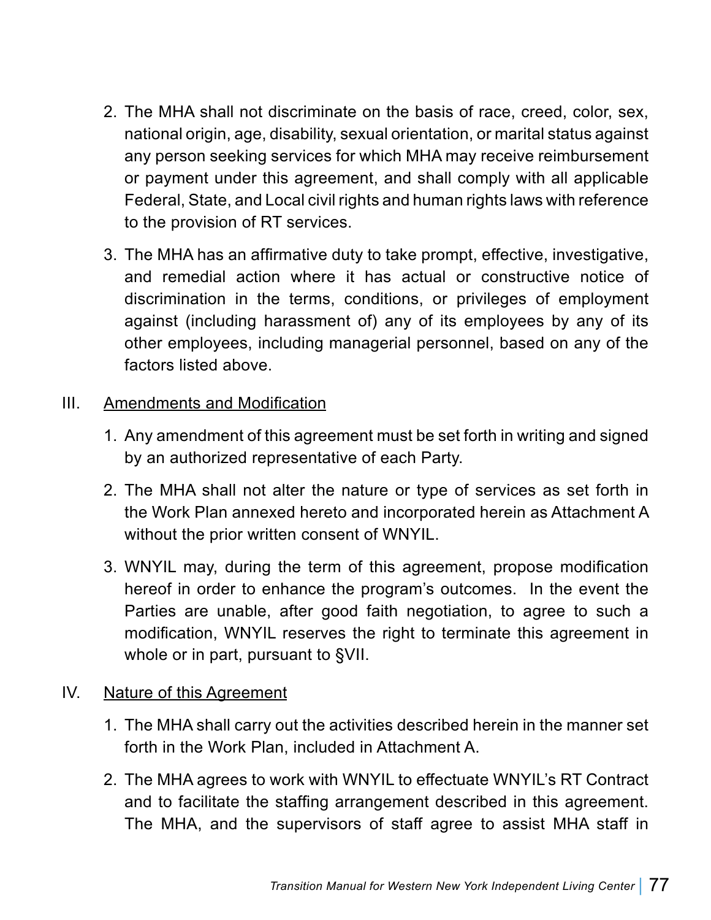2. The MHA shall not discriminate on the basis of race, creed, color, sex, national origin, age, disability, sexual orientation, or marital status against any person seeking services for which MHA may receive reimbursement or payment under this agreement, and shall comply with all applicable Federal, State, and Local civil rights and human rights laws with reference to the provision of RT services.

3. The MHA has an affirmative duty to take prompt, effective, investigative, and remedial action where it has actual or constructive notice of discrimination in the terms, conditions, or privileges of employment against (including harassment of) any of its employees by any of its other employees, including managerial personnel, based on any of the factors listed above.

III. <u>Amendments and Modification</u>

1. Any amendment of this agreement must be set forth in writing and signed by an authorized representative of each Party.

2. The MHA shall not alter the nature or type of services as set forth in the Work Plan annexed hereto and incorporated herein as Attachment A without the prior written consent of WNYIL.

3. WNYIL may, during the term of this agreement, propose modification hereof in order to enhance the program's outcomes. In the event the Parties are unable, after good faith negotiation, to agree to such a modification, WNYIL reserves the right to terminate this agreement in whole or in part, pursuant to §VII.

IV. <u>Nature of this Agreement</u>

1. The MHA shall carry out the activities described herein in the manner set forth in the Work Plan, included in Attachment A.

2. The MHA agrees to work with WNYIL to effectuate WNYIL's RT Contract and to facilitate the staffing arrangement described in this agreement. The MHA, and the supervisors of staff agree to assist MHA staff in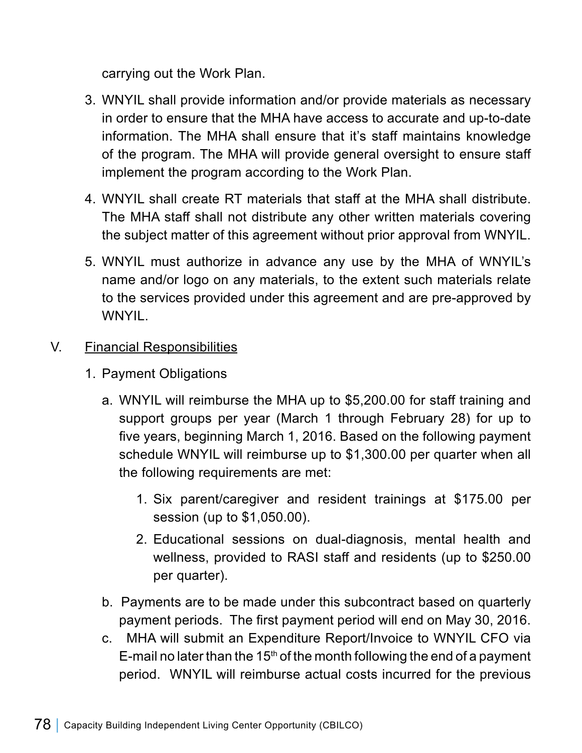carrying out the Work Plan.

3. WNYIL shall provide information and/or provide materials as necessary in order to ensure that the MHA have access to accurate and up-to-date information. The MHA shall ensure that it's staff maintains knowledge of the program. The MHA will provide general oversight to ensure staff implement the program according to the Work Plan.

4. WNYIL shall create RT materials that staff at the MHA shall distribute. The MHA staff shall not distribute any other written materials covering the subject matter of this agreement without prior approval from WNYIL.

5. WNYIL must authorize in advance any use by the MHA of WNYIL's name and/or logo on any materials, to the extent such materials relate to the services provided under this agreement and are pre-approved by WNYIL.

V. <u>Financial Responsibilities</u>

1. Payment Obligations

   a. WNYIL will reimburse the MHA up to $5,200.00 for staff training and support groups per year (March 1 through February 28) for up to five years, beginning March 1, 2016. Based on the following payment schedule WNYIL will reimburse up to $1,300.00 per quarter when all the following requirements are met:

      1. Six parent/caregiver and resident trainings at $175.00 per session (up to $1,050.00).

      2. Educational sessions on dual-diagnosis, mental health and wellness, provided to RASI staff and residents (up to $250.00 per quarter).

   b. Payments are to be made under this subcontract based on quarterly payment periods. The first payment period will end on May 30, 2016.

   c. MHA will submit an Expenditure Report/Invoice to WNYIL CFO via E-mail no later than the 15th of the month following the end of a payment period. WNYIL will reimburse actual costs incurred for the previous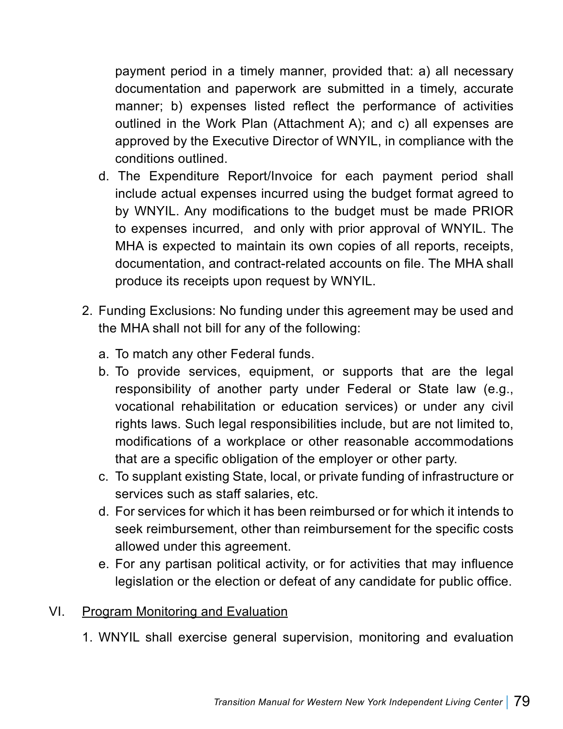payment period in a timely manner, provided that: a) all necessary documentation and paperwork are submitted in a timely, accurate manner; b) expenses listed reflect the performance of activities outlined in the Work Plan (Attachment A); and c) all expenses are approved by the Executive Director of WNYIL, in compliance with the conditions outlined.

   d. The Expenditure Report/Invoice for each payment period shall include actual expenses incurred using the budget format agreed to by WNYIL. Any modifications to the budget must be made PRIOR to expenses incurred, and only with prior approval of WNYIL. The MHA is expected to maintain its own copies of all reports, receipts, documentation, and contract-related accounts on file. The MHA shall produce its receipts upon request by WNYIL.

2. Funding Exclusions: No funding under this agreement may be used and the MHA shall not bill for any of the following:

   a. To match any other Federal funds.
   b. To provide services, equipment, or supports that are the legal responsibility of another party under Federal or State law (e.g., vocational rehabilitation or education services) or under any civil rights laws. Such legal responsibilities include, but are not limited to, modifications of a workplace or other reasonable accommodations that are a specific obligation of the employer or other party.
   c. To supplant existing State, local, or private funding of infrastructure or services such as staff salaries, etc.
   d. For services for which it has been reimbursed or for which it intends to seek reimbursement, other than reimbursement for the specific costs allowed under this agreement.
   e. For any partisan political activity, or for activities that may influence legislation or the election or defeat of any candidate for public office.

VI. Program Monitoring and Evaluation

1. WNYIL shall exercise general supervision, monitoring and evaluation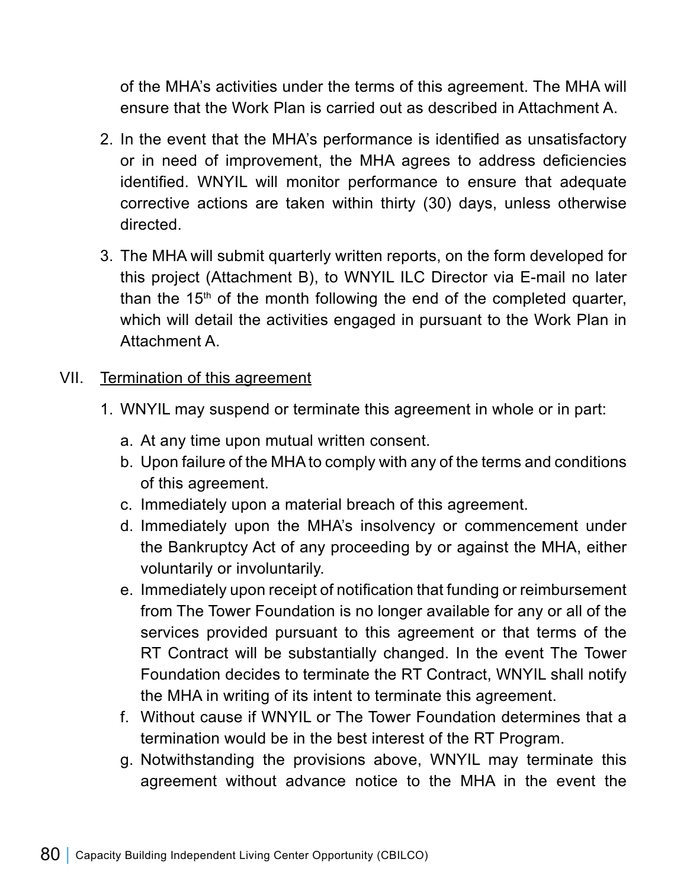of the MHA's activities under the terms of this agreement. The MHA will ensure that the Work Plan is carried out as described in Attachment A.

2. In the event that the MHA's performance is identified as unsatisfactory or in need of improvement, the MHA agrees to address deficiencies identified. WNYIL will monitor performance to ensure that adequate corrective actions are taken within thirty (30) days, unless otherwise directed.
3. The MHA will submit quarterly written reports, on the form developed for this project (Attachment B), to WNYIL ILC Director via E-mail no later than the 15th of the month following the end of the completed quarter, which will detail the activities engaged in pursuant to the Work Plan in Attachment A.

VII. <u>Termination of this agreement</u>

1. WNYIL may suspend or terminate this agreement in whole or in part:
   a. At any time upon mutual written consent.
   b. Upon failure of the MHA to comply with any of the terms and conditions of this agreement.
   c. Immediately upon a material breach of this agreement.
   d. Immediately upon the MHA's insolvency or commencement under the Bankruptcy Act of any proceeding by or against the MHA, either voluntarily or involuntarily.
   e. Immediately upon receipt of notification that funding or reimbursement from The Tower Foundation is no longer available for any or all of the services provided pursuant to this agreement or that terms of the RT Contract will be substantially changed. In the event The Tower Foundation decides to terminate the RT Contract, WNYIL shall notify the MHA in writing of its intent to terminate this agreement.
   f. Without cause if WNYIL or The Tower Foundation determines that a termination would be in the best interest of the RT Program.
   g. Notwithstanding the provisions above, WNYIL may terminate this agreement without advance notice to the MHA in the event the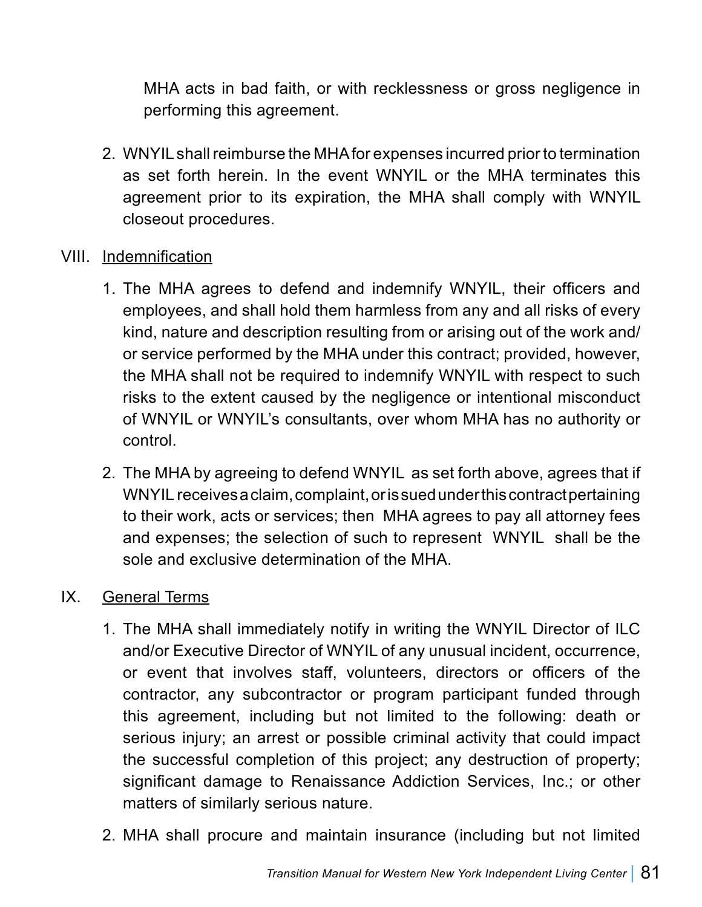MHA acts in bad faith, or with recklessness or gross negligence in performing this agreement.

2. WNYIL shall reimburse the MHA for expenses incurred prior to termination as set forth herein. In the event WNYIL or the MHA terminates this agreement prior to its expiration, the MHA shall comply with WNYIL closeout procedures.

VIII. <u>Indemnification</u>

1. The MHA agrees to defend and indemnify WNYIL, their officers and employees, and shall hold them harmless from any and all risks of every kind, nature and description resulting from or arising out of the work and/or service performed by the MHA under this contract; provided, however, the MHA shall not be required to indemnify WNYIL with respect to such risks to the extent caused by the negligence or intentional misconduct of WNYIL or WNYIL's consultants, over whom MHA has no authority or control.

2. The MHA by agreeing to defend WNYIL as set forth above, agrees that if WNYIL receives a claim, complaint, or is sued under this contract pertaining to their work, acts or services; then MHA agrees to pay all attorney fees and expenses; the selection of such to represent WNYIL shall be the sole and exclusive determination of the MHA.

IX. <u>General Terms</u>

1. The MHA shall immediately notify in writing the WNYIL Director of ILC and/or Executive Director of WNYIL of any unusual incident, occurrence, or event that involves staff, volunteers, directors or officers of the contractor, any subcontractor or program participant funded through this agreement, including but not limited to the following: death or serious injury; an arrest or possible criminal activity that could impact the successful completion of this project; any destruction of property; significant damage to Renaissance Addiction Services, Inc.; or other matters of similarly serious nature.

2. MHA shall procure and maintain insurance (including but not limited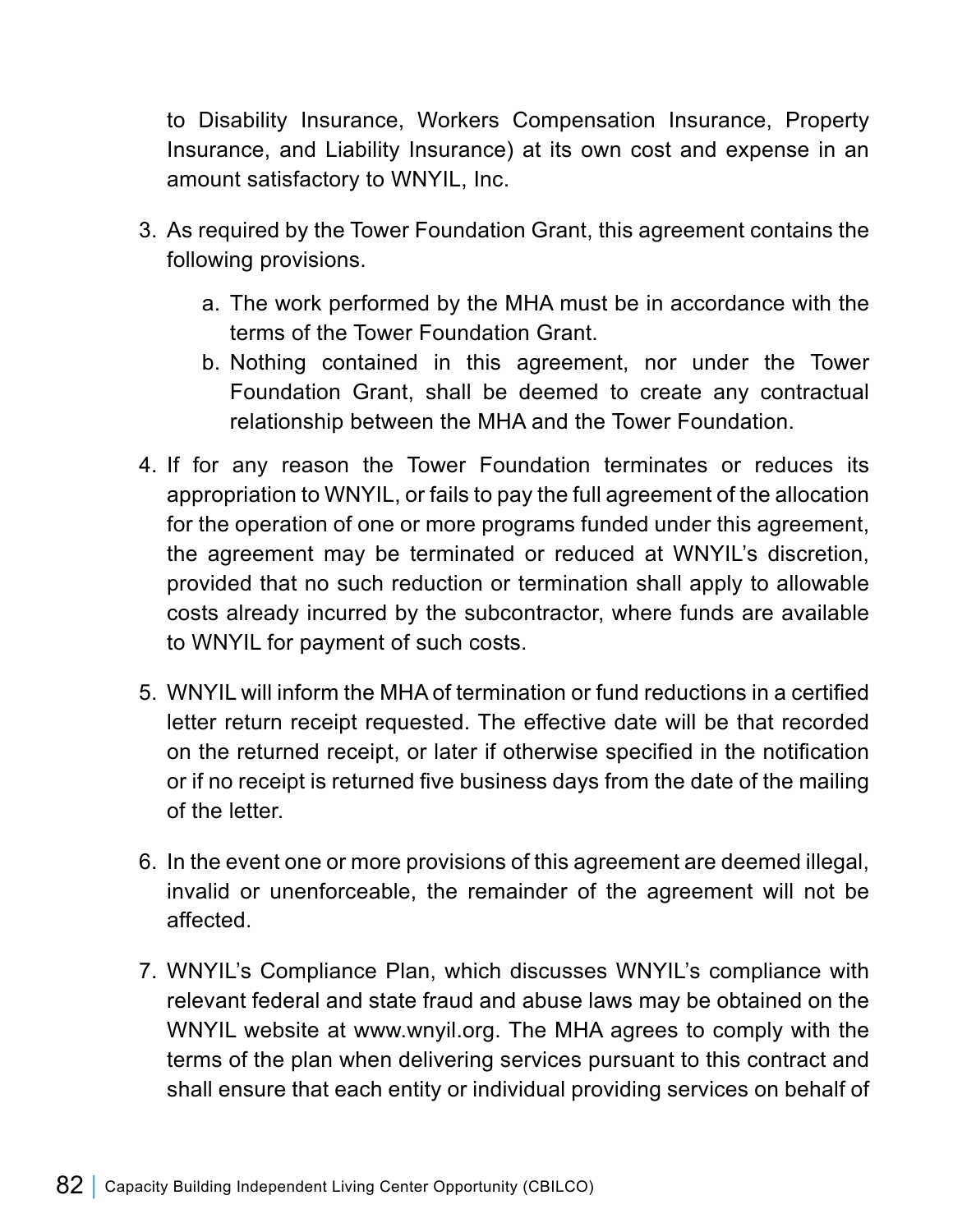to Disability Insurance, Workers Compensation Insurance, Property Insurance, and Liability Insurance) at its own cost and expense in an amount satisfactory to WNYIL, Inc.

3. As required by the Tower Foundation Grant, this agreement contains the following provisions.
   a. The work performed by the MHA must be in accordance with the terms of the Tower Foundation Grant.
   b. Nothing contained in this agreement, nor under the Tower Foundation Grant, shall be deemed to create any contractual relationship between the MHA and the Tower Foundation.

4. If for any reason the Tower Foundation terminates or reduces its appropriation to WNYIL, or fails to pay the full agreement of the allocation for the operation of one or more programs funded under this agreement, the agreement may be terminated or reduced at WNYIL's discretion, provided that no such reduction or termination shall apply to allowable costs already incurred by the subcontractor, where funds are available to WNYIL for payment of such costs.

5. WNYIL will inform the MHA of termination or fund reductions in a certified letter return receipt requested. The effective date will be that recorded on the returned receipt, or later if otherwise specified in the notification or if no receipt is returned five business days from the date of the mailing of the letter.

6. In the event one or more provisions of this agreement are deemed illegal, invalid or unenforceable, the remainder of the agreement will not be affected.

7. WNYIL's Compliance Plan, which discusses WNYIL's compliance with relevant federal and state fraud and abuse laws may be obtained on the WNYIL website at www.wnyil.org. The MHA agrees to comply with the terms of the plan when delivering services pursuant to this contract and shall ensure that each entity or individual providing services on behalf of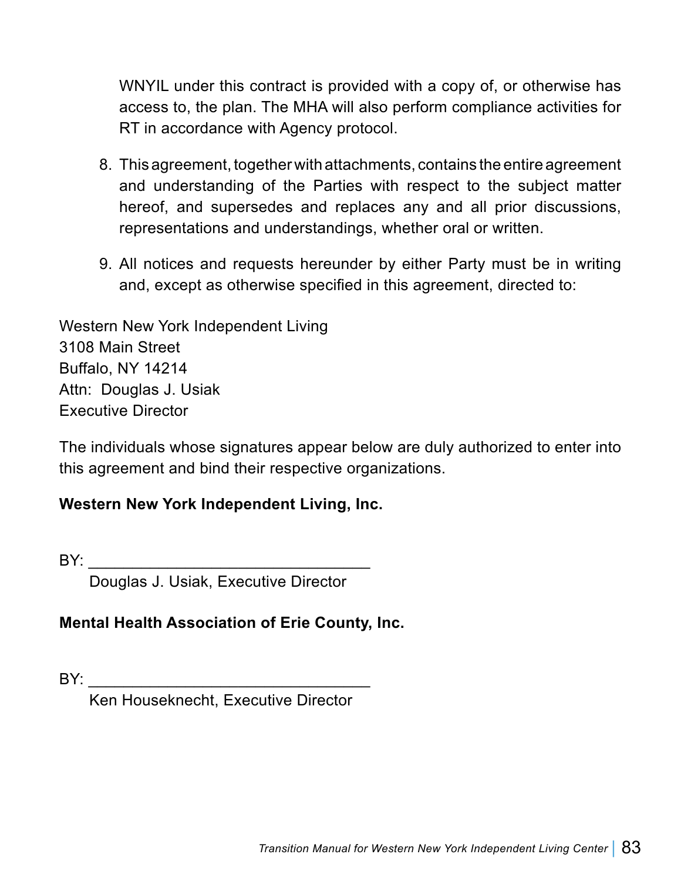WNYIL under this contract is provided with a copy of, or otherwise has access to, the plan. The MHA will also perform compliance activities for RT in accordance with Agency protocol.

8. This agreement, together with attachments, contains the entire agreement and understanding of the Parties with respect to the subject matter hereof, and supersedes and replaces any and all prior discussions, representations and understandings, whether oral or written.

9. All notices and requests hereunder by either Party must be in writing and, except as otherwise specified in this agreement, directed to:

Western New York Independent Living  
3108 Main Street  
Buffalo, NY 14214  
Attn: Douglas J. Usiak  
Executive Director

The individuals whose signatures appear below are duly authorized to enter into this agreement and bind their respective organizations.

**Western New York Independent Living, Inc.**

BY: ________________________________  
Douglas J. Usiak, Executive Director

**Mental Health Association of Erie County, Inc.**

BY: ________________________________  
Ken Houseknecht, Executive Director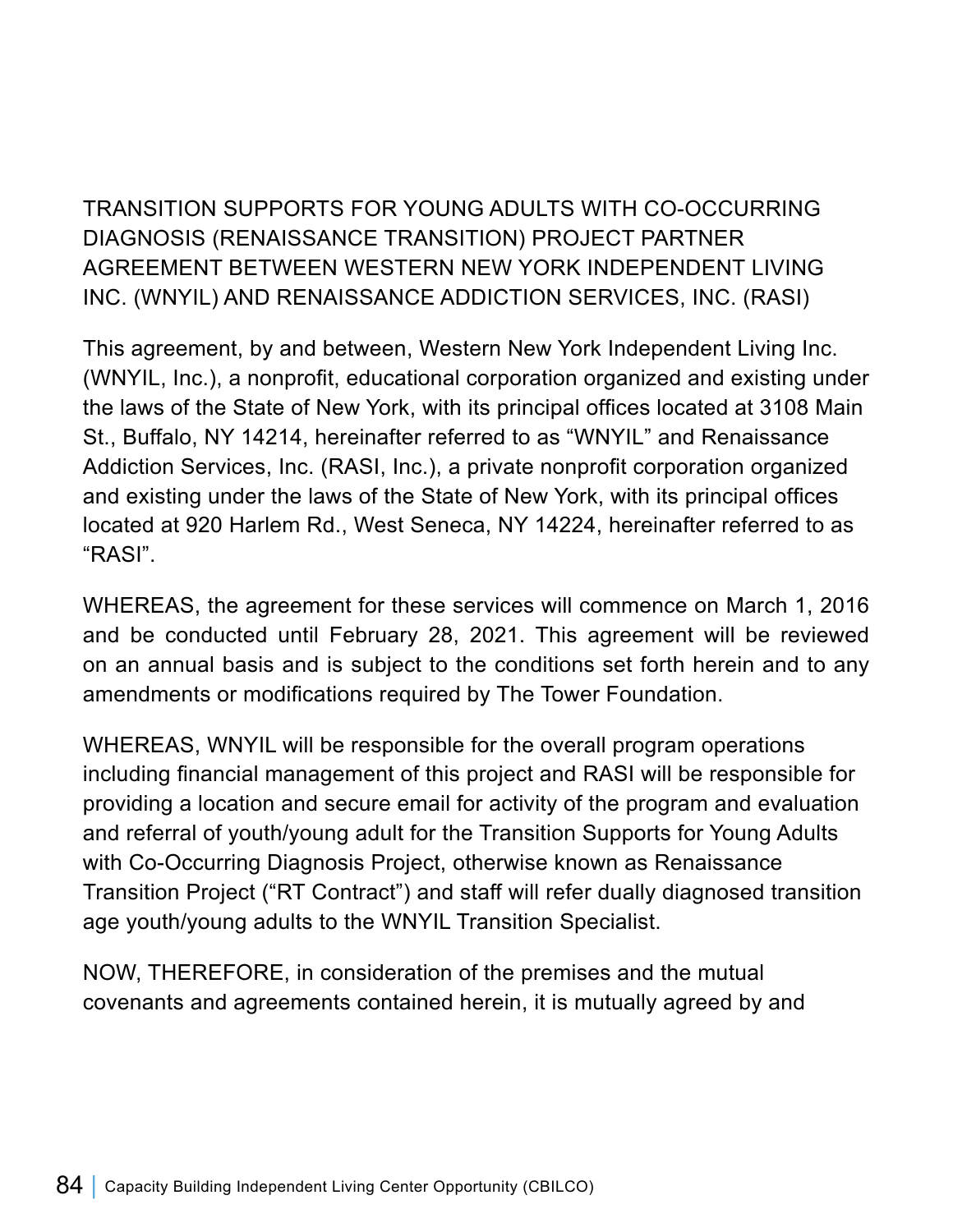TRANSITION SUPPORTS FOR YOUNG ADULTS WITH CO-OCCURRING DIAGNOSIS (RENAISSANCE TRANSITION) PROJECT PARTNER AGREEMENT BETWEEN WESTERN NEW YORK INDEPENDENT LIVING INC. (WNYIL) AND RENAISSANCE ADDICTION SERVICES, INC. (RASI)

This agreement, by and between, Western New York Independent Living Inc. (WNYIL, Inc.), a nonprofit, educational corporation organized and existing under the laws of the State of New York, with its principal offices located at 3108 Main St., Buffalo, NY 14214, hereinafter referred to as “WNYIL” and Renaissance Addiction Services, Inc. (RASI, Inc.), a private nonprofit corporation organized and existing under the laws of the State of New York, with its principal offices located at 920 Harlem Rd., West Seneca, NY 14224, hereinafter referred to as “RASI”.

WHEREAS, the agreement for these services will commence on March 1, 2016 and be conducted until February 28, 2021. This agreement will be reviewed on an annual basis and is subject to the conditions set forth herein and to any amendments or modifications required by The Tower Foundation.

WHEREAS, WNYIL will be responsible for the overall program operations including financial management of this project and RASI will be responsible for providing a location and secure email for activity of the program and evaluation and referral of youth/young adult for the Transition Supports for Young Adults with Co-Occurring Diagnosis Project, otherwise known as Renaissance Transition Project (“RT Contract”) and staff will refer dually diagnosed transition age youth/young adults to the WNYIL Transition Specialist.

NOW, THEREFORE, in consideration of the premises and the mutual covenants and agreements contained herein, it is mutually agreed by and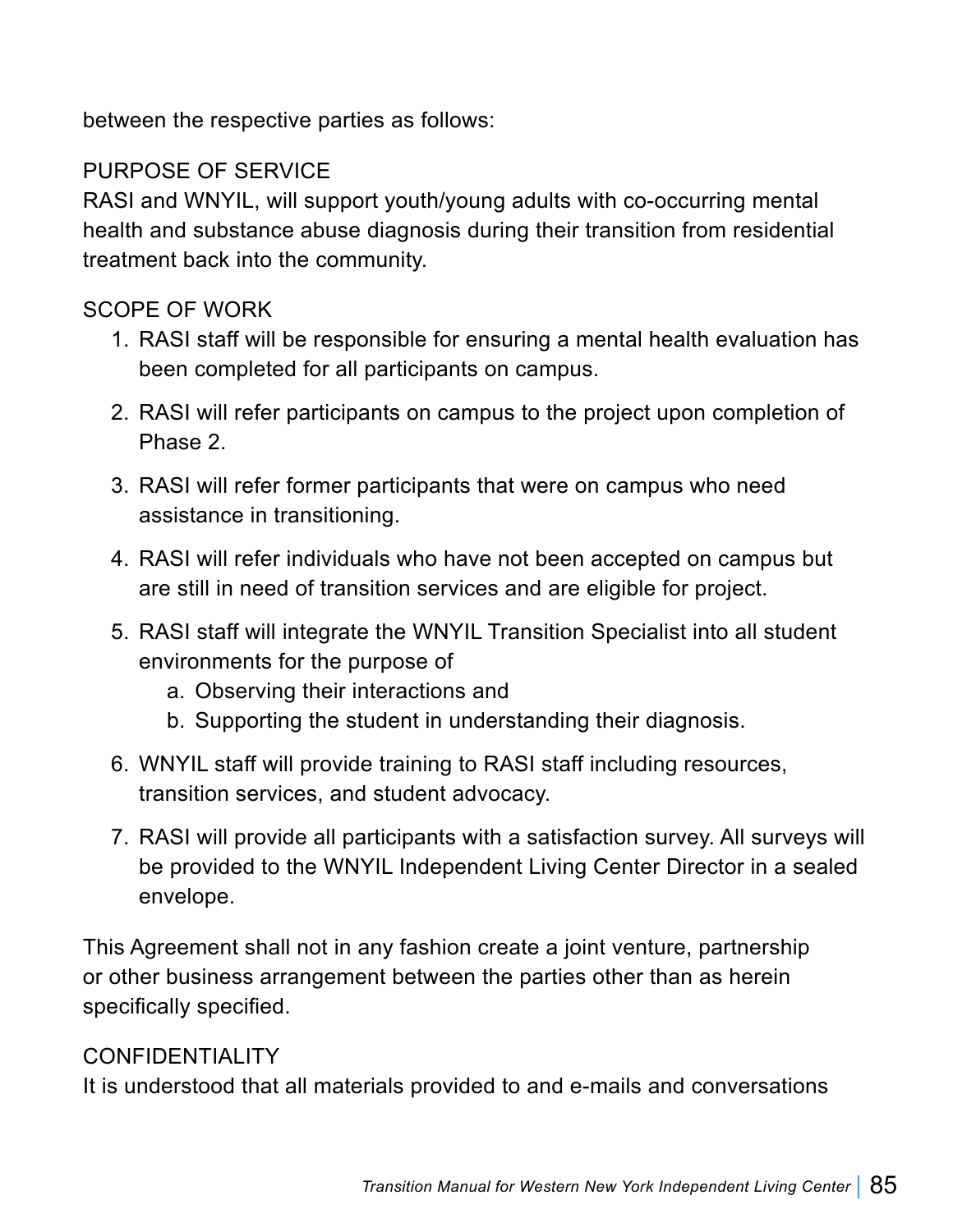between the respective parties as follows:

PURPOSE OF SERVICE
RASI and WNYIL, will support youth/young adults with co-occurring mental health and substance abuse diagnosis during their transition from residential treatment back into the community.

SCOPE OF WORK

1. RASI staff will be responsible for ensuring a mental health evaluation has been completed for all participants on campus.
2. RASI will refer participants on campus to the project upon completion of Phase 2.
3. RASI will refer former participants that were on campus who need assistance in transitioning.
4. RASI will refer individuals who have not been accepted on campus but are still in need of transition services and are eligible for project.
5. RASI staff will integrate the WNYIL Transition Specialist into all student environments for the purpose of
    a. Observing their interactions and
    b. Supporting the student in understanding their diagnosis.
6. WNYIL staff will provide training to RASI staff including resources, transition services, and student advocacy.
7. RASI will provide all participants with a satisfaction survey. All surveys will be provided to the WNYIL Independent Living Center Director in a sealed envelope.

This Agreement shall not in any fashion create a joint venture, partnership or other business arrangement between the parties other than as herein specifically specified.

CONFIDENTIALITY
It is understood that all materials provided to and e-mails and conversations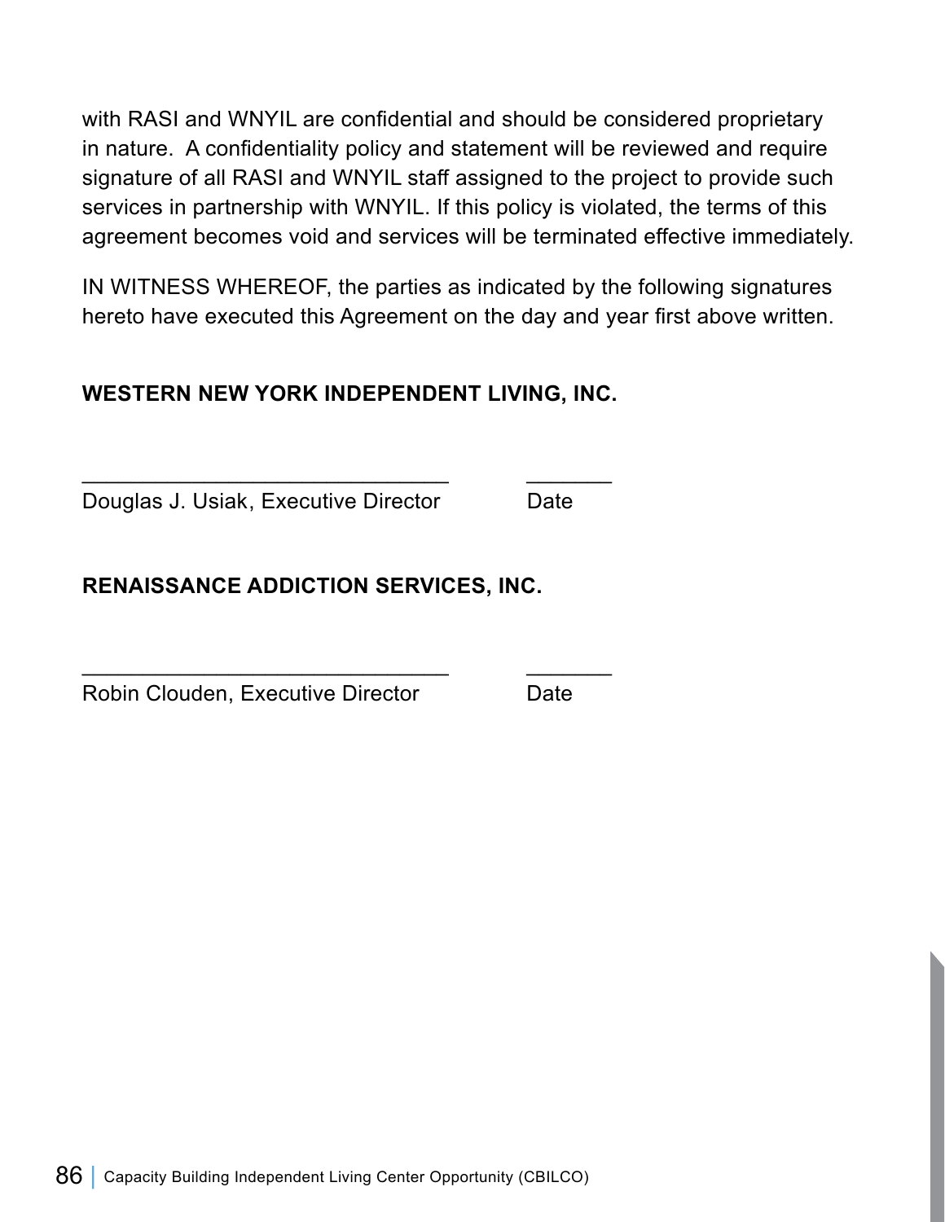with RASI and WNYIL are confidential and should be considered proprietary in nature. A confidentiality policy and statement will be reviewed and require signature of all RASI and WNYIL staff assigned to the project to provide such services in partnership with WNYIL. If this policy is violated, the terms of this agreement becomes void and services will be terminated effective immediately.

IN WITNESS WHEREOF, the parties as indicated by the following signatures hereto have executed this Agreement on the day and year first above written.

**WESTERN NEW YORK INDEPENDENT LIVING, INC.**

______________________________ _______

Douglas J. Usiak, Executive Director Date

**RENAISSANCE ADDICTION SERVICES, INC.**

______________________________ _______

Robin Clouden, Executive Director Date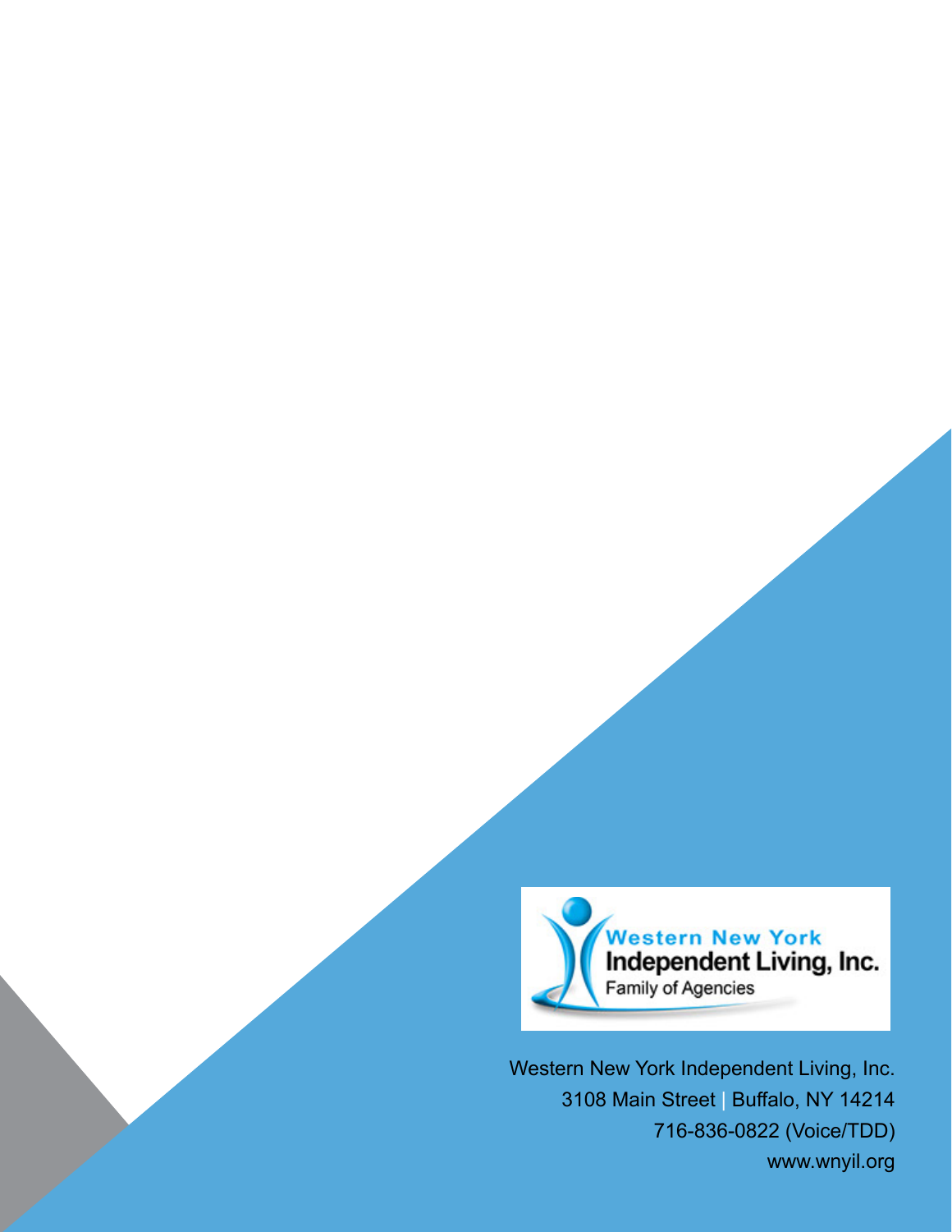Western New York
Independent Living, Inc.
Family of Agencies

Western New York Independent Living, Inc.
3108 Main Street | Buffalo, NY 14214
716-836-0822 (Voice/TDD)
www.wnyil.org